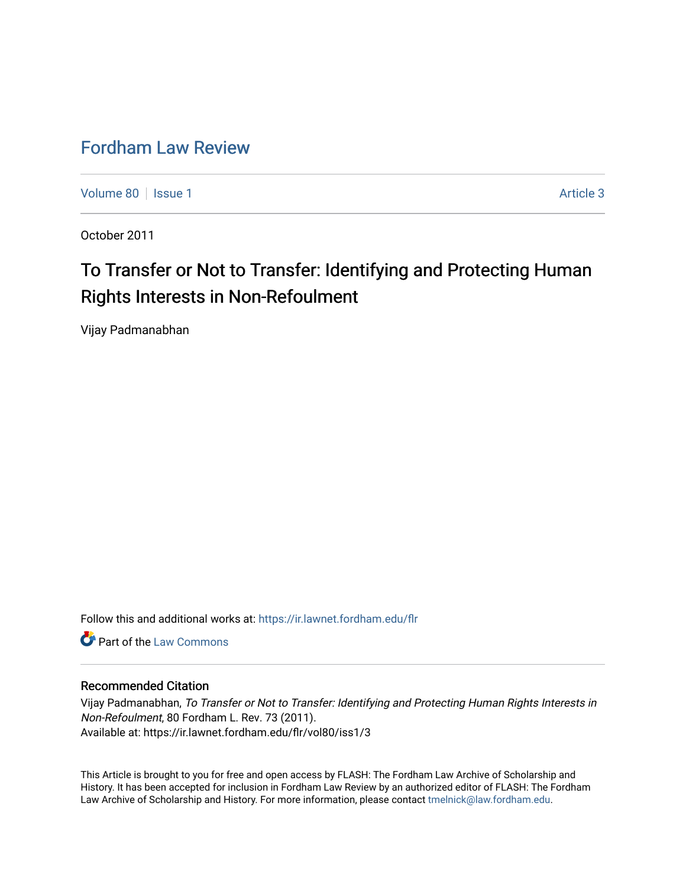# Fordham Law Review

Volume 80 | Issue 1 — Article 3

October 2011

## To Transfer or Not to Transfer: Identifying and Protecting Human Rights Interests in Non-Refoulment

Vijay Padmanabhan

Follow this and additional works at: https://ir.lawnet.fordham.edu/flr

Part of the Law Commons

### Recommended Citation

Vijay Padmanabhan, *To Transfer or Not to Transfer: Identifying and Protecting Human Rights Interests in Non-Refoulment*, 80 Fordham L. Rev. 73 (2011).
Available at: https://ir.lawnet.fordham.edu/flr/vol80/iss1/3

This Article is brought to you for free and open access by FLASH: The Fordham Law Archive of Scholarship and History. It has been accepted for inclusion in Fordham Law Review by an authorized editor of FLASH: The Fordham Law Archive of Scholarship and History. For more information, please contact tmelnick@law.fordham.edu.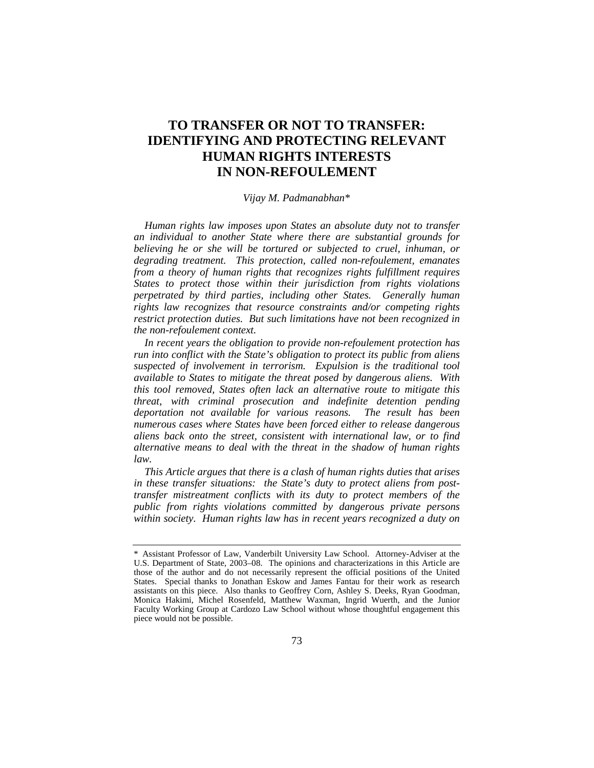# TO TRANSFER OR NOT TO TRANSFER: IDENTIFYING AND PROTECTING RELEVANT HUMAN RIGHTS INTERESTS IN NON-REFOULEMENT

*Vijay M. Padmanabhan**

*Human rights law imposes upon States an absolute duty not to transfer an individual to another State where there are substantial grounds for believing he or she will be tortured or subjected to cruel, inhuman, or degrading treatment. This protection, called non-refoulement, emanates from a theory of human rights that recognizes rights fulfillment requires States to protect those within their jurisdiction from rights violations perpetrated by third parties, including other States. Generally human rights law recognizes that resource constraints and/or competing rights restrict protection duties. But such limitations have not been recognized in the non-refoulement context.*

*In recent years the obligation to provide non-refoulement protection has run into conflict with the State's obligation to protect its public from aliens suspected of involvement in terrorism. Expulsion is the traditional tool available to States to mitigate the threat posed by dangerous aliens. With this tool removed, States often lack an alternative route to mitigate this threat, with criminal prosecution and indefinite detention pending deportation not available for various reasons. The result has been numerous cases where States have been forced either to release dangerous aliens back onto the street, consistent with international law, or to find alternative means to deal with the threat in the shadow of human rights law.*

*This Article argues that there is a clash of human rights duties that arises in these transfer situations: the State's duty to protect aliens from post-transfer mistreatment conflicts with its duty to protect members of the public from rights violations committed by dangerous private persons within society. Human rights law has in recent years recognized a duty on*

---

\* Assistant Professor of Law, Vanderbilt University Law School. Attorney-Adviser at the U.S. Department of State, 2003–08. The opinions and characterizations in this Article are those of the author and do not necessarily represent the official positions of the United States. Special thanks to Jonathan Eskow and James Fantau for their work as research assistants on this piece. Also thanks to Geoffrey Corn, Ashley S. Deeks, Ryan Goodman, Monica Hakimi, Michel Rosenfeld, Matthew Waxman, Ingrid Wuerth, and the Junior Faculty Working Group at Cardozo Law School without whose thoughtful engagement this piece would not be possible.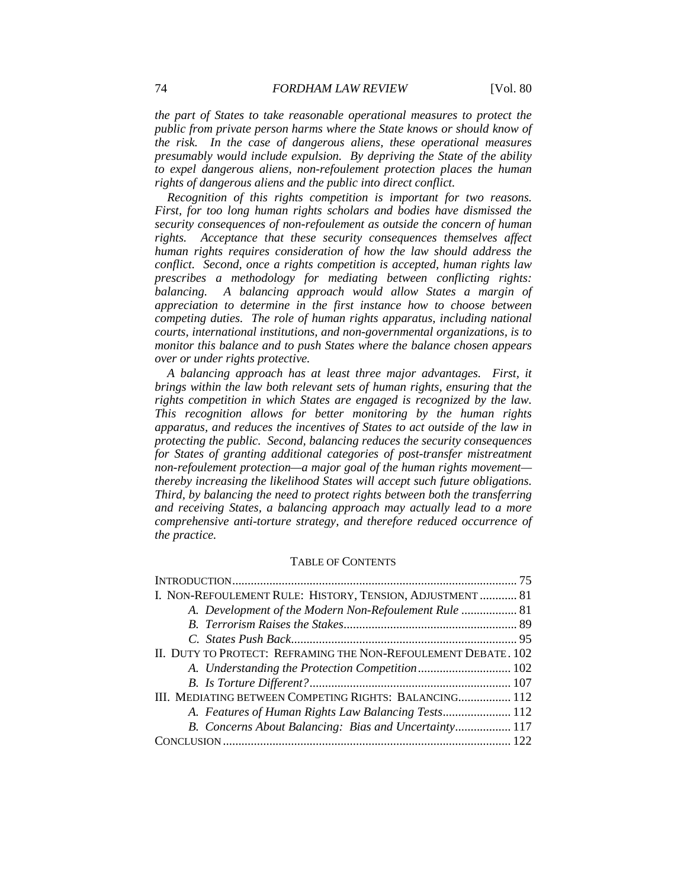*the part of States to take reasonable operational measures to protect the public from private person harms where the State knows or should know of the risk. In the case of dangerous aliens, these operational measures presumably would include expulsion. By depriving the State of the ability to expel dangerous aliens, non-refoulement protection places the human rights of dangerous aliens and the public into direct conflict.*

*Recognition of this rights competition is important for two reasons. First, for too long human rights scholars and bodies have dismissed the security consequences of non-refoulement as outside the concern of human rights. Acceptance that these security consequences themselves affect human rights requires consideration of how the law should address the conflict. Second, once a rights competition is accepted, human rights law prescribes a methodology for mediating between conflicting rights: balancing. A balancing approach would allow States a margin of appreciation to determine in the first instance how to choose between competing duties. The role of human rights apparatus, including national courts, international institutions, and non-governmental organizations, is to monitor this balance and to push States where the balance chosen appears over or under rights protective.*

*A balancing approach has at least three major advantages. First, it brings within the law both relevant sets of human rights, ensuring that the rights competition in which States are engaged is recognized by the law. This recognition allows for better monitoring by the human rights apparatus, and reduces the incentives of States to act outside of the law in protecting the public. Second, balancing reduces the security consequences for States of granting additional categories of post-transfer mistreatment non-refoulement protection—a major goal of the human rights movement—thereby increasing the likelihood States will accept such future obligations. Third, by balancing the need to protect rights between both the transferring and receiving States, a balancing approach may actually lead to a more comprehensive anti-torture strategy, and therefore reduced occurrence of the practice.*

## TABLE OF CONTENTS

INTRODUCTION .......... 75

I. NON-REFOULEMENT RULE: HISTORY, TENSION, ADJUSTMENT .......... 81
- *A. Development of the Modern Non-Refoulement Rule* .......... 81
- *B. Terrorism Raises the Stakes* .......... 89
- *C. States Push Back* .......... 95

II. DUTY TO PROTECT: REFRAMING THE NON-REFOULEMENT DEBATE .......... 102
- *A. Understanding the Protection Competition* .......... 102
- *B. Is Torture Different?* .......... 107

III. MEDIATING BETWEEN COMPETING RIGHTS: BALANCING .......... 112
- *A. Features of Human Rights Law Balancing Tests* .......... 112
- *B. Concerns About Balancing: Bias and Uncertainty* .......... 117

CONCLUSION .......... 122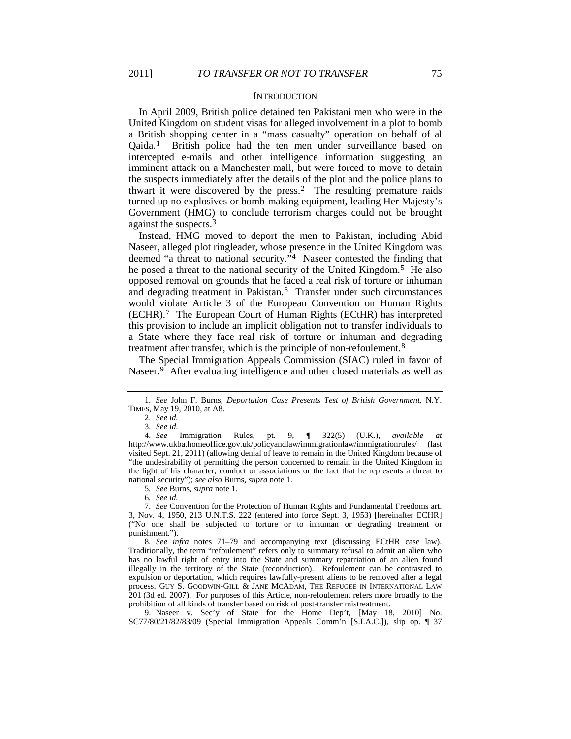## INTRODUCTION

In April 2009, British police detained ten Pakistani men who were in the United Kingdom on student visas for alleged involvement in a plot to bomb a British shopping center in a "mass casualty" operation on behalf of al Qaida.[1] British police had the ten men under surveillance based on intercepted e-mails and other intelligence information suggesting an imminent attack on a Manchester mall, but were forced to move to detain the suspects immediately after the details of the plot and the police plans to thwart it were discovered by the press.[2] The resulting premature raids turned up no explosives or bomb-making equipment, leading Her Majesty's Government (HMG) to conclude terrorism charges could not be brought against the suspects.[3]

Instead, HMG moved to deport the men to Pakistan, including Abid Naseer, alleged plot ringleader, whose presence in the United Kingdom was deemed "a threat to national security."[4] Naseer contested the finding that he posed a threat to the national security of the United Kingdom.[5] He also opposed removal on grounds that he faced a real risk of torture or inhuman and degrading treatment in Pakistan.[6] Transfer under such circumstances would violate Article 3 of the European Convention on Human Rights (ECHR).[7] The European Court of Human Rights (ECtHR) has interpreted this provision to include an implicit obligation not to transfer individuals to a State where they face real risk of torture or inhuman and degrading treatment after transfer, which is the principle of non-refoulement.[8]

The Special Immigration Appeals Commission (SIAC) ruled in favor of Naseer.[9] After evaluating intelligence and other closed materials as well as

---

1. *See* John F. Burns, *Deportation Case Presents Test of British Government*, N.Y. TIMES, May 19, 2010, at A8.

2. *See id.*

3. *See id.*

4. *See* Immigration Rules, pt. 9, ¶ 322(5) (U.K.), *available at* http://www.ukba.homeoffice.gov.uk/policyandlaw/immigrationlaw/immigrationrules/ (last visited Sept. 21, 2011) (allowing denial of leave to remain in the United Kingdom because of "the undesirability of permitting the person concerned to remain in the United Kingdom in the light of his character, conduct or associations or the fact that he represents a threat to national security"); *see also* Burns, *supra* note 1.

5. *See* Burns, *supra* note 1.

6. *See id.*

7. *See* Convention for the Protection of Human Rights and Fundamental Freedoms art. 3, Nov. 4, 1950, 213 U.N.T.S. 222 (entered into force Sept. 3, 1953) [hereinafter ECHR] ("No one shall be subjected to torture or to inhuman or degrading treatment or punishment.").

8. *See infra* notes 71–79 and accompanying text (discussing ECtHR case law). Traditionally, the term "refoulement" refers only to summary refusal to admit an alien who has no lawful right of entry into the State and summary repatriation of an alien found illegally in the territory of the State (reconduction). Refoulement can be contrasted to expulsion or deportation, which requires lawfully-present aliens to be removed after a legal process. GUY S. GOODWIN-GILL & JANE MCADAM, THE REFUGEE IN INTERNATIONAL LAW 201 (3d ed. 2007). For purposes of this Article, non-refoulement refers more broadly to the prohibition of all kinds of transfer based on risk of post-transfer mistreatment.

9. Naseer v. Sec'y of State for the Home Dep't, [May 18, 2010] No. SC77/80/21/82/83/09 (Special Immigration Appeals Comm'n [S.I.A.C.]), slip op. ¶ 37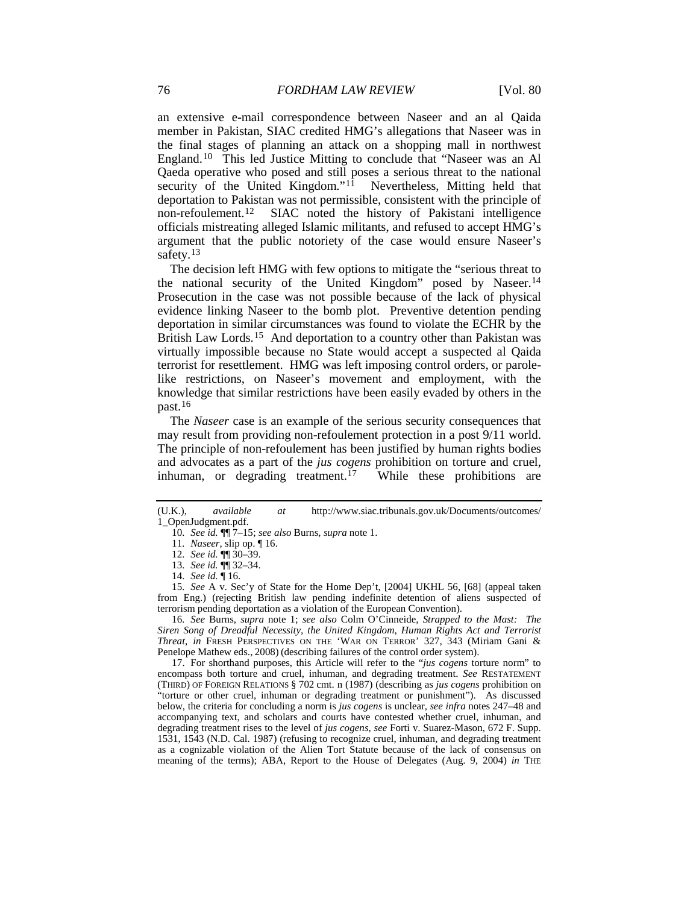an extensive e-mail correspondence between Naseer and an al Qaida member in Pakistan, SIAC credited HMG's allegations that Naseer was in the final stages of planning an attack on a shopping mall in northwest England.[10] This led Justice Mitting to conclude that "Naseer was an Al Qaeda operative who posed and still poses a serious threat to the national security of the United Kingdom."[11] Nevertheless, Mitting held that deportation to Pakistan was not permissible, consistent with the principle of non-refoulement.[12] SIAC noted the history of Pakistani intelligence officials mistreating alleged Islamic militants, and refused to accept HMG's argument that the public notoriety of the case would ensure Naseer's safety.[13]

The decision left HMG with few options to mitigate the "serious threat to the national security of the United Kingdom" posed by Naseer.[14] Prosecution in the case was not possible because of the lack of physical evidence linking Naseer to the bomb plot. Preventive detention pending deportation in similar circumstances was found to violate the ECHR by the British Law Lords.[15] And deportation to a country other than Pakistan was virtually impossible because no State would accept a suspected al Qaida terrorist for resettlement. HMG was left imposing control orders, or parole-like restrictions, on Naseer's movement and employment, with the knowledge that similar restrictions have been easily evaded by others in the past.[16]

The *Naseer* case is an example of the serious security consequences that may result from providing non-refoulement protection in a post 9/11 world. The principle of non-refoulement has been justified by human rights bodies and advocates as a part of the *jus cogens* prohibition on torture and cruel, inhuman, or degrading treatment.[17] While these prohibitions are

---

(U.K.), *available at* http://www.siac.tribunals.gov.uk/Documents/outcomes/1_OpenJudgment.pdf.

10. *See id.* ¶¶ 7–15; *see also* Burns, *supra* note 1.

11. *Naseer*, slip op. ¶ 16.

12. *See id.* ¶¶ 30–39.

13. *See id.* ¶¶ 32–34.

14. *See id.* ¶ 16.

15. *See* A v. Sec'y of State for the Home Dep't, [2004] UKHL 56, [68] (appeal taken from Eng.) (rejecting British law pending indefinite detention of aliens suspected of terrorism pending deportation as a violation of the European Convention).

16. *See* Burns, *supra* note 1; *see also* Colm O'Cinneide, *Strapped to the Mast: The Siren Song of Dreadful Necessity, the United Kingdom, Human Rights Act and Terrorist Threat*, *in* FRESH PERSPECTIVES ON THE 'WAR ON TERROR' 327, 343 (Miriam Gani & Penelope Mathew eds., 2008) (describing failures of the control order system).

17. For shorthand purposes, this Article will refer to the "*jus cogens* torture norm" to encompass both torture and cruel, inhuman, and degrading treatment. *See* RESTATEMENT (THIRD) OF FOREIGN RELATIONS § 702 cmt. n (1987) (describing as *jus cogens* prohibition on "torture or other cruel, inhuman or degrading treatment or punishment"). As discussed below, the criteria for concluding a norm is *jus cogens* is unclear, *see infra* notes 247–48 and accompanying text, and scholars and courts have contested whether cruel, inhuman, and degrading treatment rises to the level of *jus cogens*, *see* Forti v. Suarez-Mason, 672 F. Supp. 1531, 1543 (N.D. Cal. 1987) (refusing to recognize cruel, inhuman, and degrading treatment as a cognizable violation of the Alien Tort Statute because of the lack of consensus on meaning of the terms); ABA, Report to the House of Delegates (Aug. 9, 2004) *in* THE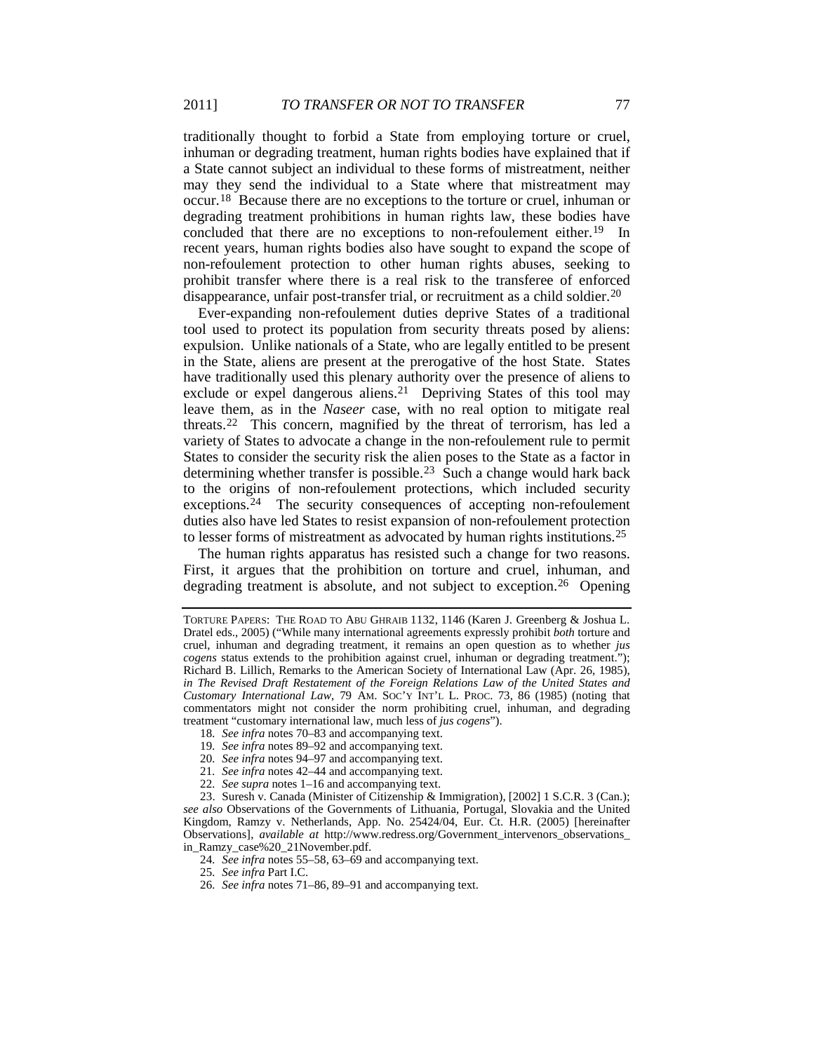traditionally thought to forbid a State from employing torture or cruel, inhuman or degrading treatment, human rights bodies have explained that if a State cannot subject an individual to these forms of mistreatment, neither may they send the individual to a State where that mistreatment may occur.[18] Because there are no exceptions to the torture or cruel, inhuman or degrading treatment prohibitions in human rights law, these bodies have concluded that there are no exceptions to non-refoulement either.[19] In recent years, human rights bodies also have sought to expand the scope of non-refoulement protection to other human rights abuses, seeking to prohibit transfer where there is a real risk to the transferee of enforced disappearance, unfair post-transfer trial, or recruitment as a child soldier.[20]

Ever-expanding non-refoulement duties deprive States of a traditional tool used to protect its population from security threats posed by aliens: expulsion. Unlike nationals of a State, who are legally entitled to be present in the State, aliens are present at the prerogative of the host State. States have traditionally used this plenary authority over the presence of aliens to exclude or expel dangerous aliens.[21] Depriving States of this tool may leave them, as in the *Naseer* case, with no real option to mitigate real threats.[22] This concern, magnified by the threat of terrorism, has led a variety of States to advocate a change in the non-refoulement rule to permit States to consider the security risk the alien poses to the State as a factor in determining whether transfer is possible.[23] Such a change would hark back to the origins of non-refoulement protections, which included security exceptions.[24] The security consequences of accepting non-refoulement duties also have led States to resist expansion of non-refoulement protection to lesser forms of mistreatment as advocated by human rights institutions.[25]

The human rights apparatus has resisted such a change for two reasons. First, it argues that the prohibition on torture and cruel, inhuman, and degrading treatment is absolute, and not subject to exception.[26] Opening

---

TORTURE PAPERS: THE ROAD TO ABU GHRAIB 1132, 1146 (Karen J. Greenberg & Joshua L. Dratel eds., 2005) ("While many international agreements expressly prohibit *both* torture and cruel, inhuman and degrading treatment, it remains an open question as to whether *jus cogens* status extends to the prohibition against cruel, inhuman or degrading treatment."); Richard B. Lillich, Remarks to the American Society of International Law (Apr. 26, 1985), *in The Revised Draft Restatement of the Foreign Relations Law of the United States and Customary International Law*, 79 AM. SOC'Y INT'L L. PROC. 73, 86 (1985) (noting that commentators might not consider the norm prohibiting cruel, inhuman, and degrading treatment "customary international law, much less of *jus cogens*").

18. *See infra* notes 70–83 and accompanying text.

19. *See infra* notes 89–92 and accompanying text.

20. *See infra* notes 94–97 and accompanying text.

21. *See infra* notes 42–44 and accompanying text.

22. *See supra* notes 1–16 and accompanying text.

23. Suresh v. Canada (Minister of Citizenship & Immigration), [2002] 1 S.C.R. 3 (Can.); *see also* Observations of the Governments of Lithuania, Portugal, Slovakia and the United Kingdom, Ramzy v. Netherlands, App. No. 25424/04, Eur. Ct. H.R. (2005) [hereinafter Observations], *available at* http://www.redress.org/Government_intervenors_observations_in_Ramzy_case%20_21November.pdf.

24. *See infra* notes 55–58, 63–69 and accompanying text.

25. *See infra* Part I.C.

26. *See infra* notes 71–86, 89–91 and accompanying text.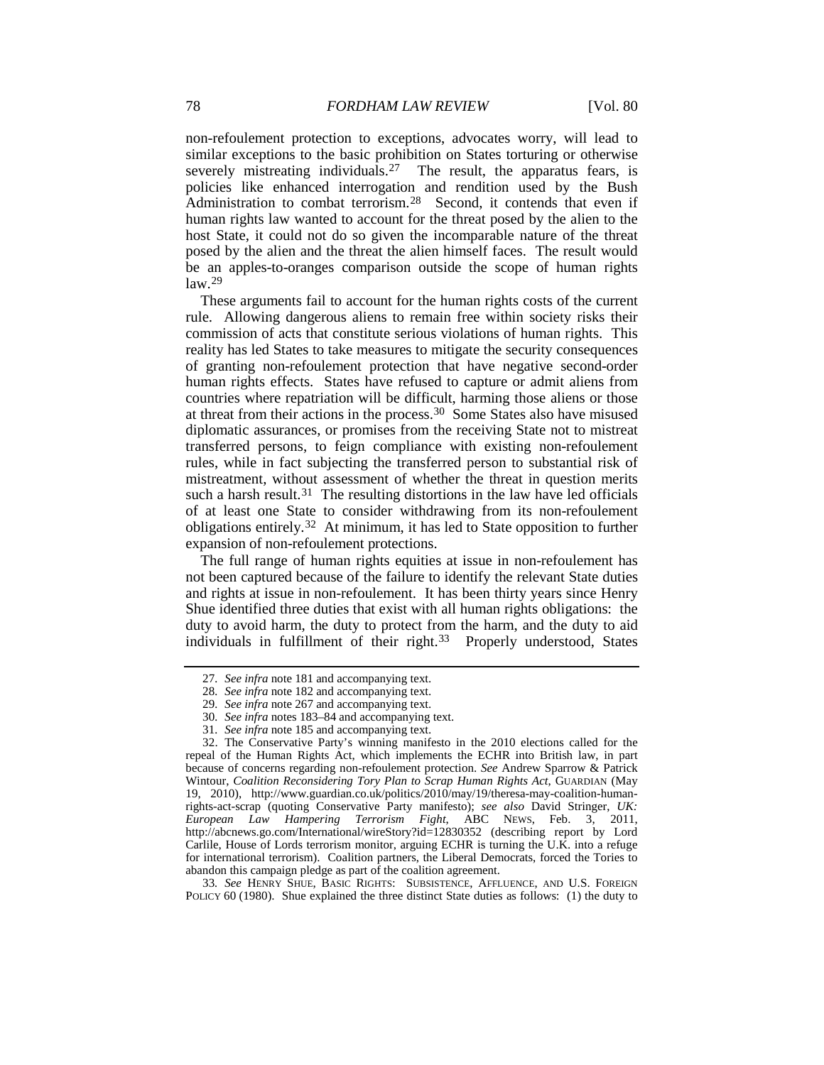non-refoulement protection to exceptions, advocates worry, will lead to similar exceptions to the basic prohibition on States torturing or otherwise severely mistreating individuals.[27] The result, the apparatus fears, is policies like enhanced interrogation and rendition used by the Bush Administration to combat terrorism.[28] Second, it contends that even if human rights law wanted to account for the threat posed by the alien to the host State, it could not do so given the incomparable nature of the threat posed by the alien and the threat the alien himself faces. The result would be an apples-to-oranges comparison outside the scope of human rights law.[29]

These arguments fail to account for the human rights costs of the current rule. Allowing dangerous aliens to remain free within society risks their commission of acts that constitute serious violations of human rights. This reality has led States to take measures to mitigate the security consequences of granting non-refoulement protection that have negative second-order human rights effects. States have refused to capture or admit aliens from countries where repatriation will be difficult, harming those aliens or those at threat from their actions in the process.[30] Some States also have misused diplomatic assurances, or promises from the receiving State not to mistreat transferred persons, to feign compliance with existing non-refoulement rules, while in fact subjecting the transferred person to substantial risk of mistreatment, without assessment of whether the threat in question merits such a harsh result.[31] The resulting distortions in the law have led officials of at least one State to consider withdrawing from its non-refoulement obligations entirely.[32] At minimum, it has led to State opposition to further expansion of non-refoulement protections.

The full range of human rights equities at issue in non-refoulement has not been captured because of the failure to identify the relevant State duties and rights at issue in non-refoulement. It has been thirty years since Henry Shue identified three duties that exist with all human rights obligations: the duty to avoid harm, the duty to protect from the harm, and the duty to aid individuals in fulfillment of their right.[33] Properly understood, States

---

27. *See infra* note 181 and accompanying text.

28. *See infra* note 182 and accompanying text.

29. *See infra* note 267 and accompanying text.

30. *See infra* notes 183–84 and accompanying text.

31. *See infra* note 185 and accompanying text.

32. The Conservative Party's winning manifesto in the 2010 elections called for the repeal of the Human Rights Act, which implements the ECHR into British law, in part because of concerns regarding non-refoulement protection. *See* Andrew Sparrow & Patrick Wintour, *Coalition Reconsidering Tory Plan to Scrap Human Rights Act*, GUARDIAN (May 19, 2010), http://www.guardian.co.uk/politics/2010/may/19/theresa-may-coalition-human-rights-act-scrap (quoting Conservative Party manifesto); *see also* David Stringer, *UK: European Law Hampering Terrorism Fight*, ABC NEWS, Feb. 3, 2011, http://abcnews.go.com/International/wireStory?id=12830352 (describing report by Lord Carlile, House of Lords terrorism monitor, arguing ECHR is turning the U.K. into a refuge for international terrorism). Coalition partners, the Liberal Democrats, forced the Tories to abandon this campaign pledge as part of the coalition agreement.

33. *See* HENRY SHUE, BASIC RIGHTS: SUBSISTENCE, AFFLUENCE, AND U.S. FOREIGN POLICY 60 (1980). Shue explained the three distinct State duties as follows: (1) the duty to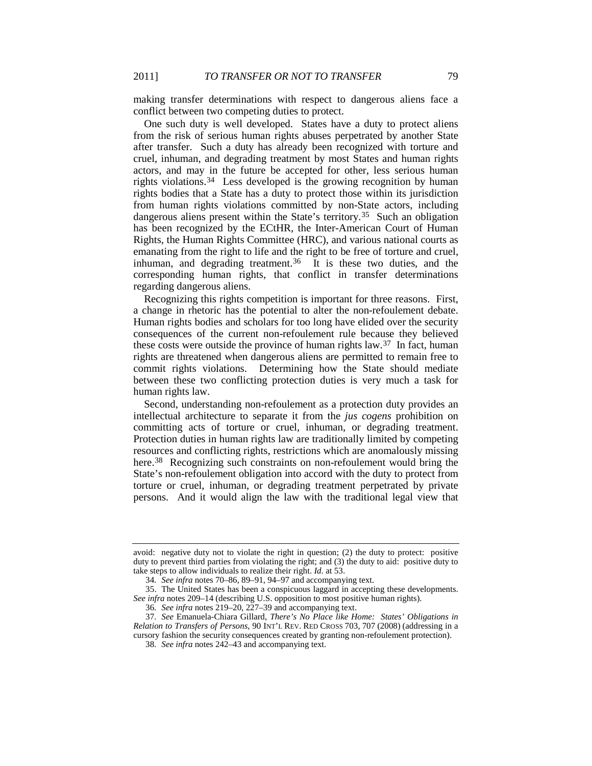making transfer determinations with respect to dangerous aliens face a conflict between two competing duties to protect.

One such duty is well developed. States have a duty to protect aliens from the risk of serious human rights abuses perpetrated by another State after transfer. Such a duty has already been recognized with torture and cruel, inhuman, and degrading treatment by most States and human rights actors, and may in the future be accepted for other, less serious human rights violations.[34] Less developed is the growing recognition by human rights bodies that a State has a duty to protect those within its jurisdiction from human rights violations committed by non-State actors, including dangerous aliens present within the State's territory.[35] Such an obligation has been recognized by the ECtHR, the Inter-American Court of Human Rights, the Human Rights Committee (HRC), and various national courts as emanating from the right to life and the right to be free of torture and cruel, inhuman, and degrading treatment.[36] It is these two duties, and the corresponding human rights, that conflict in transfer determinations regarding dangerous aliens.

Recognizing this rights competition is important for three reasons. First, a change in rhetoric has the potential to alter the non-refoulement debate. Human rights bodies and scholars for too long have elided over the security consequences of the current non-refoulement rule because they believed these costs were outside the province of human rights law.[37] In fact, human rights are threatened when dangerous aliens are permitted to remain free to commit rights violations. Determining how the State should mediate between these two conflicting protection duties is very much a task for human rights law.

Second, understanding non-refoulement as a protection duty provides an intellectual architecture to separate it from the *jus cogens* prohibition on committing acts of torture or cruel, inhuman, or degrading treatment. Protection duties in human rights law are traditionally limited by competing resources and conflicting rights, restrictions which are anomalously missing here.[38] Recognizing such constraints on non-refoulement would bring the State's non-refoulement obligation into accord with the duty to protect from torture or cruel, inhuman, or degrading treatment perpetrated by private persons. And it would align the law with the traditional legal view that

---

avoid: negative duty not to violate the right in question; (2) the duty to protect: positive duty to prevent third parties from violating the right; and (3) the duty to aid: positive duty to take steps to allow individuals to realize their right. *Id.* at 53.

34. *See infra* notes 70–86, 89–91, 94–97 and accompanying text.

35. The United States has been a conspicuous laggard in accepting these developments. *See infra* notes 209–14 (describing U.S. opposition to most positive human rights).

36. *See infra* notes 219–20, 227–39 and accompanying text.

37. *See* Emanuela-Chiara Gillard, *There's No Place like Home: States' Obligations in Relation to Transfers of Persons*, 90 INT'L REV. RED CROSS 703, 707 (2008) (addressing in a cursory fashion the security consequences created by granting non-refoulement protection).

38. *See infra* notes 242–43 and accompanying text.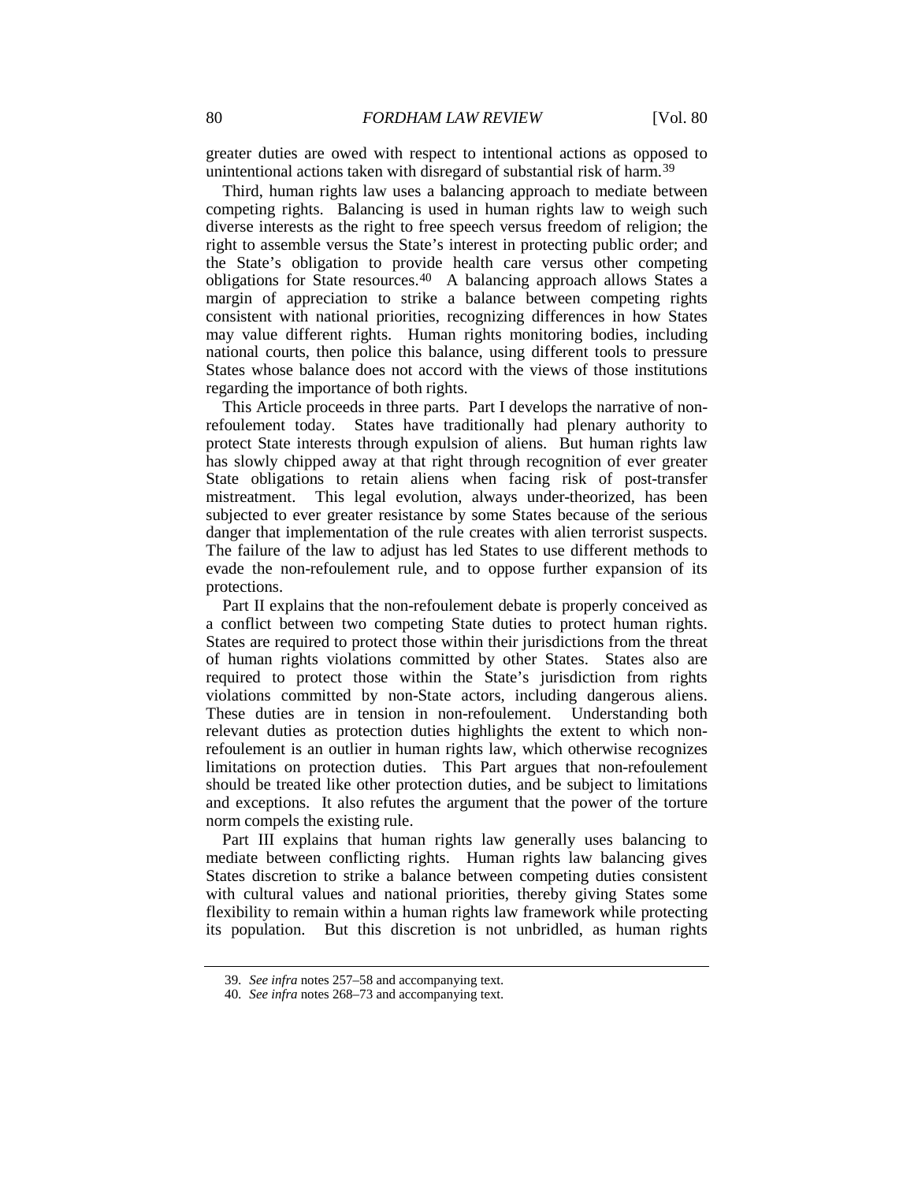greater duties are owed with respect to intentional actions as opposed to unintentional actions taken with disregard of substantial risk of harm.[39]

Third, human rights law uses a balancing approach to mediate between competing rights. Balancing is used in human rights law to weigh such diverse interests as the right to free speech versus freedom of religion; the right to assemble versus the State's interest in protecting public order; and the State's obligation to provide health care versus other competing obligations for State resources.[40] A balancing approach allows States a margin of appreciation to strike a balance between competing rights consistent with national priorities, recognizing differences in how States may value different rights. Human rights monitoring bodies, including national courts, then police this balance, using different tools to pressure States whose balance does not accord with the views of those institutions regarding the importance of both rights.

This Article proceeds in three parts. Part I develops the narrative of non-refoulement today. States have traditionally had plenary authority to protect State interests through expulsion of aliens. But human rights law has slowly chipped away at that right through recognition of ever greater State obligations to retain aliens when facing risk of post-transfer mistreatment. This legal evolution, always under-theorized, has been subjected to ever greater resistance by some States because of the serious danger that implementation of the rule creates with alien terrorist suspects. The failure of the law to adjust has led States to use different methods to evade the non-refoulement rule, and to oppose further expansion of its protections.

Part II explains that the non-refoulement debate is properly conceived as a conflict between two competing State duties to protect human rights. States are required to protect those within their jurisdictions from the threat of human rights violations committed by other States. States also are required to protect those within the State's jurisdiction from rights violations committed by non-State actors, including dangerous aliens. These duties are in tension in non-refoulement. Understanding both relevant duties as protection duties highlights the extent to which non-refoulement is an outlier in human rights law, which otherwise recognizes limitations on protection duties. This Part argues that non-refoulement should be treated like other protection duties, and be subject to limitations and exceptions. It also refutes the argument that the power of the torture norm compels the existing rule.

Part III explains that human rights law generally uses balancing to mediate between conflicting rights. Human rights law balancing gives States discretion to strike a balance between competing duties consistent with cultural values and national priorities, thereby giving States some flexibility to remain within a human rights law framework while protecting its population. But this discretion is not unbridled, as human rights

39. *See infra* notes 257–58 and accompanying text.

40. *See infra* notes 268–73 and accompanying text.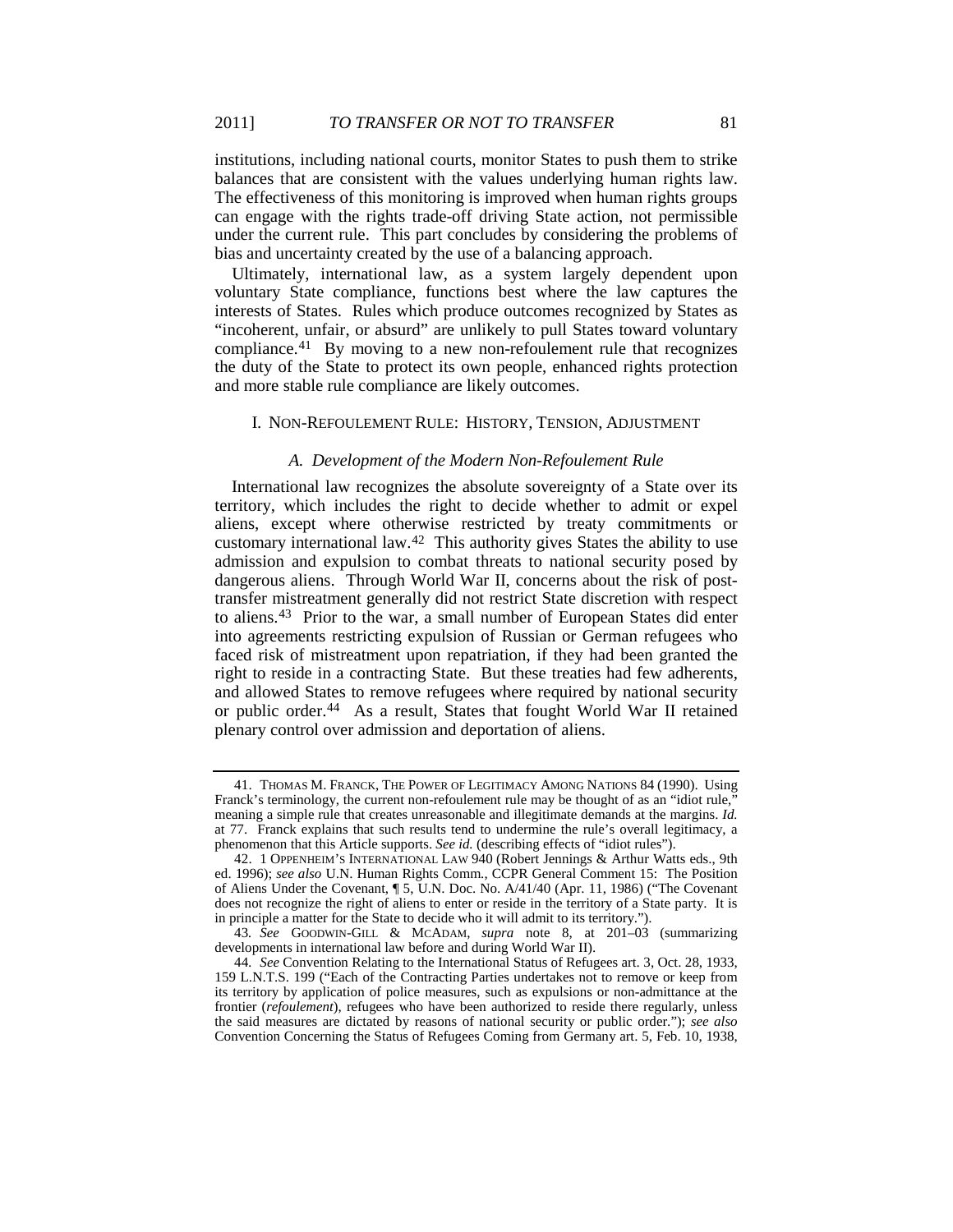institutions, including national courts, monitor States to push them to strike balances that are consistent with the values underlying human rights law. The effectiveness of this monitoring is improved when human rights groups can engage with the rights trade-off driving State action, not permissible under the current rule. This part concludes by considering the problems of bias and uncertainty created by the use of a balancing approach.

Ultimately, international law, as a system largely dependent upon voluntary State compliance, functions best where the law captures the interests of States. Rules which produce outcomes recognized by States as "incoherent, unfair, or absurd" are unlikely to pull States toward voluntary compliance.[41] By moving to a new non-refoulement rule that recognizes the duty of the State to protect its own people, enhanced rights protection and more stable rule compliance are likely outcomes.

## I. NON-REFOULEMENT RULE: HISTORY, TENSION, ADJUSTMENT

### *A. Development of the Modern Non-Refoulement Rule*

International law recognizes the absolute sovereignty of a State over its territory, which includes the right to decide whether to admit or expel aliens, except where otherwise restricted by treaty commitments or customary international law.[42] This authority gives States the ability to use admission and expulsion to combat threats to national security posed by dangerous aliens. Through World War II, concerns about the risk of post-transfer mistreatment generally did not restrict State discretion with respect to aliens.[43] Prior to the war, a small number of European States did enter into agreements restricting expulsion of Russian or German refugees who faced risk of mistreatment upon repatriation, if they had been granted the right to reside in a contracting State. But these treaties had few adherents, and allowed States to remove refugees where required by national security or public order.[44] As a result, States that fought World War II retained plenary control over admission and deportation of aliens.

---

41. THOMAS M. FRANCK, THE POWER OF LEGITIMACY AMONG NATIONS 84 (1990). Using Franck's terminology, the current non-refoulement rule may be thought of as an "idiot rule," meaning a simple rule that creates unreasonable and illegitimate demands at the margins. *Id.* at 77. Franck explains that such results tend to undermine the rule's overall legitimacy, a phenomenon that this Article supports. *See id.* (describing effects of "idiot rules").

42. 1 OPPENHEIM'S INTERNATIONAL LAW 940 (Robert Jennings & Arthur Watts eds., 9th ed. 1996); *see also* U.N. Human Rights Comm., CCPR General Comment 15: The Position of Aliens Under the Covenant, ¶ 5, U.N. Doc. No. A/41/40 (Apr. 11, 1986) ("The Covenant does not recognize the right of aliens to enter or reside in the territory of a State party. It is in principle a matter for the State to decide who it will admit to its territory.").

43. *See* GOODWIN-GILL & MCADAM, *supra* note 8, at 201–03 (summarizing developments in international law before and during World War II).

44. *See* Convention Relating to the International Status of Refugees art. 3, Oct. 28, 1933, 159 L.N.T.S. 199 ("Each of the Contracting Parties undertakes not to remove or keep from its territory by application of police measures, such as expulsions or non-admittance at the frontier (*refoulement*), refugees who have been authorized to reside there regularly, unless the said measures are dictated by reasons of national security or public order."); *see also* Convention Concerning the Status of Refugees Coming from Germany art. 5, Feb. 10, 1938,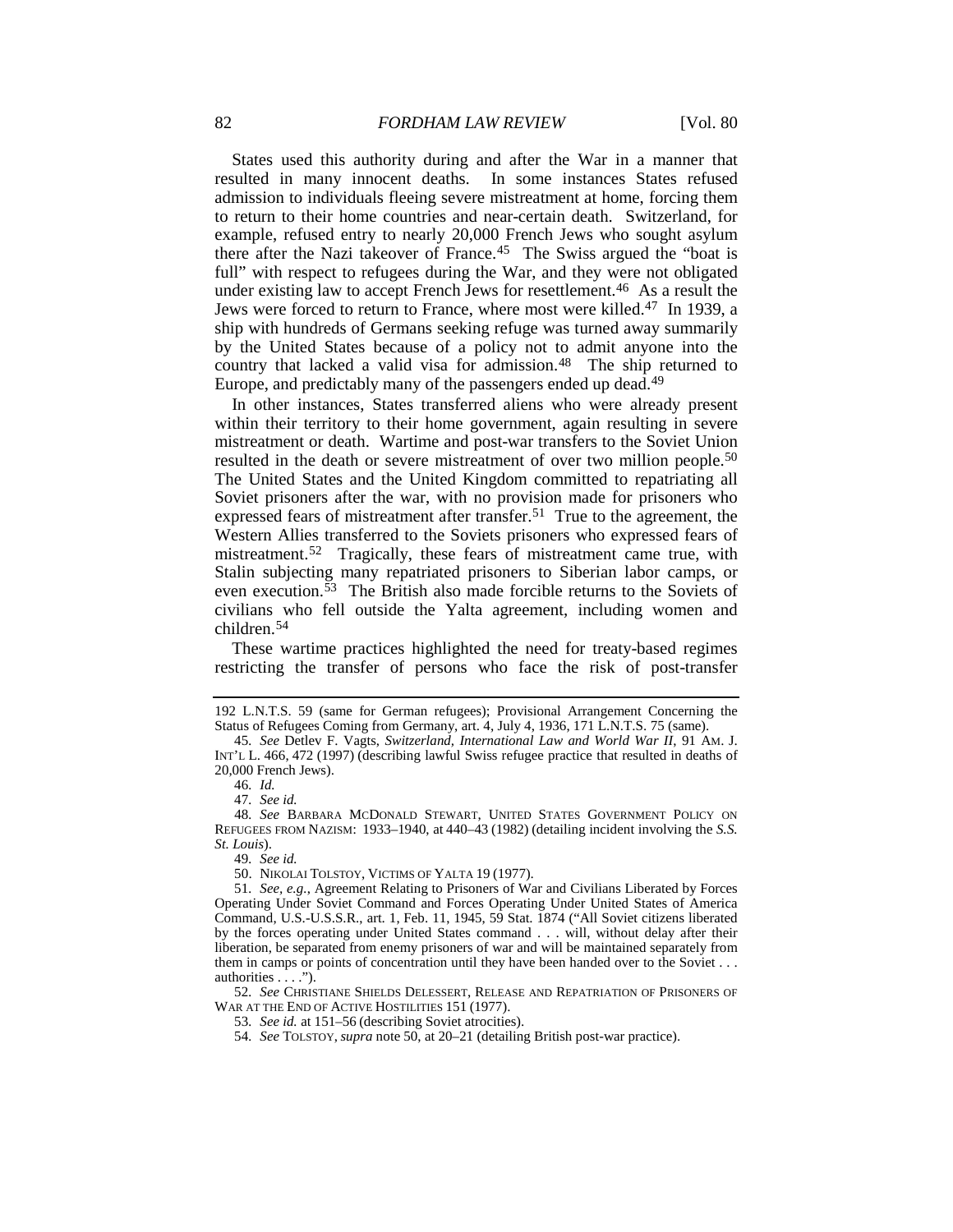States used this authority during and after the War in a manner that resulted in many innocent deaths. In some instances States refused admission to individuals fleeing severe mistreatment at home, forcing them to return to their home countries and near-certain death. Switzerland, for example, refused entry to nearly 20,000 French Jews who sought asylum there after the Nazi takeover of France.[45] The Swiss argued the "boat is full" with respect to refugees during the War, and they were not obligated under existing law to accept French Jews for resettlement.[46] As a result the Jews were forced to return to France, where most were killed.[47] In 1939, a ship with hundreds of Germans seeking refuge was turned away summarily by the United States because of a policy not to admit anyone into the country that lacked a valid visa for admission.[48] The ship returned to Europe, and predictably many of the passengers ended up dead.[49]

In other instances, States transferred aliens who were already present within their territory to their home government, again resulting in severe mistreatment or death. Wartime and post-war transfers to the Soviet Union resulted in the death or severe mistreatment of over two million people.[50] The United States and the United Kingdom committed to repatriating all Soviet prisoners after the war, with no provision made for prisoners who expressed fears of mistreatment after transfer.[51] True to the agreement, the Western Allies transferred to the Soviets prisoners who expressed fears of mistreatment.[52] Tragically, these fears of mistreatment came true, with Stalin subjecting many repatriated prisoners to Siberian labor camps, or even execution.[53] The British also made forcible returns to the Soviets of civilians who fell outside the Yalta agreement, including women and children.[54]

These wartime practices highlighted the need for treaty-based regimes restricting the transfer of persons who face the risk of post-transfer

---

192 L.N.T.S. 59 (same for German refugees); Provisional Arrangement Concerning the Status of Refugees Coming from Germany, art. 4, July 4, 1936, 171 L.N.T.S. 75 (same).

45. *See* Detlev F. Vagts, *Switzerland, International Law and World War II*, 91 AM. J. INT'L L. 466, 472 (1997) (describing lawful Swiss refugee practice that resulted in deaths of 20,000 French Jews).

46. *Id.*

47. *See id.*

48. *See* BARBARA MCDONALD STEWART, UNITED STATES GOVERNMENT POLICY ON REFUGEES FROM NAZISM: 1933–1940, at 440–43 (1982) (detailing incident involving the *S.S. St. Louis*).

49. *See id.*

50. NIKOLAI TOLSTOY, VICTIMS OF YALTA 19 (1977).

51. *See, e.g.*, Agreement Relating to Prisoners of War and Civilians Liberated by Forces Operating Under Soviet Command and Forces Operating Under United States of America Command, U.S.-U.S.S.R., art. 1, Feb. 11, 1945, 59 Stat. 1874 ("All Soviet citizens liberated by the forces operating under United States command . . . will, without delay after their liberation, be separated from enemy prisoners of war and will be maintained separately from them in camps or points of concentration until they have been handed over to the Soviet . . . authorities . . . .").

52. *See* CHRISTIANE SHIELDS DELESSERT, RELEASE AND REPATRIATION OF PRISONERS OF WAR AT THE END OF ACTIVE HOSTILITIES 151 (1977).

53. *See id.* at 151–56 (describing Soviet atrocities).

54. *See* TOLSTOY, *supra* note 50, at 20–21 (detailing British post-war practice).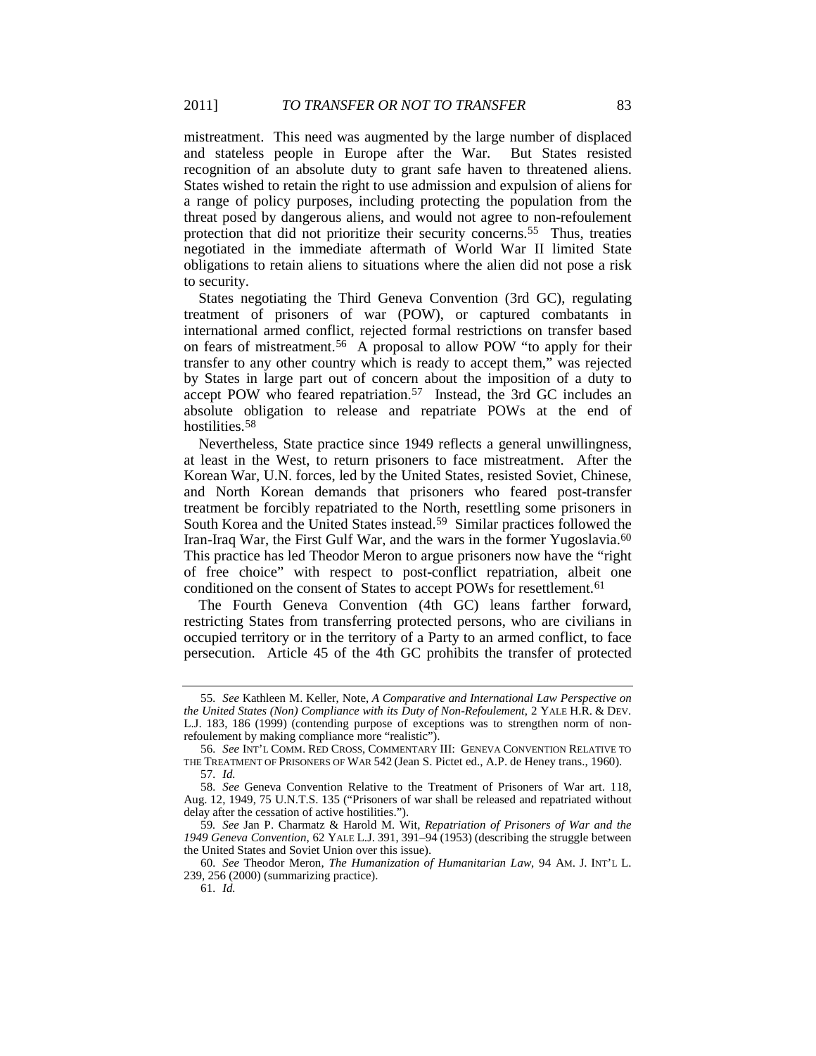mistreatment. This need was augmented by the large number of displaced and stateless people in Europe after the War. But States resisted recognition of an absolute duty to grant safe haven to threatened aliens. States wished to retain the right to use admission and expulsion of aliens for a range of policy purposes, including protecting the population from the threat posed by dangerous aliens, and would not agree to non-refoulement protection that did not prioritize their security concerns.[55] Thus, treaties negotiated in the immediate aftermath of World War II limited State obligations to retain aliens to situations where the alien did not pose a risk to security.

States negotiating the Third Geneva Convention (3rd GC), regulating treatment of prisoners of war (POW), or captured combatants in international armed conflict, rejected formal restrictions on transfer based on fears of mistreatment.[56] A proposal to allow POW "to apply for their transfer to any other country which is ready to accept them," was rejected by States in large part out of concern about the imposition of a duty to accept POW who feared repatriation.[57] Instead, the 3rd GC includes an absolute obligation to release and repatriate POWs at the end of hostilities.[58]

Nevertheless, State practice since 1949 reflects a general unwillingness, at least in the West, to return prisoners to face mistreatment. After the Korean War, U.N. forces, led by the United States, resisted Soviet, Chinese, and North Korean demands that prisoners who feared post-transfer treatment be forcibly repatriated to the North, resettling some prisoners in South Korea and the United States instead.[59] Similar practices followed the Iran-Iraq War, the First Gulf War, and the wars in the former Yugoslavia.[60] This practice has led Theodor Meron to argue prisoners now have the "right of free choice" with respect to post-conflict repatriation, albeit one conditioned on the consent of States to accept POWs for resettlement.[61]

The Fourth Geneva Convention (4th GC) leans farther forward, restricting States from transferring protected persons, who are civilians in occupied territory or in the territory of a Party to an armed conflict, to face persecution. Article 45 of the 4th GC prohibits the transfer of protected

---

55. *See* Kathleen M. Keller, Note, *A Comparative and International Law Perspective on the United States (Non) Compliance with its Duty of Non-Refoulement*, 2 YALE H.R. & DEV. L.J. 183, 186 (1999) (contending purpose of exceptions was to strengthen norm of non-refoulement by making compliance more "realistic").

56. *See* INT'L COMM. RED CROSS, COMMENTARY III: GENEVA CONVENTION RELATIVE TO THE TREATMENT OF PRISONERS OF WAR 542 (Jean S. Pictet ed., A.P. de Heney trans., 1960).

57. *Id.*

58. *See* Geneva Convention Relative to the Treatment of Prisoners of War art. 118, Aug. 12, 1949, 75 U.N.T.S. 135 ("Prisoners of war shall be released and repatriated without delay after the cessation of active hostilities.").

59. *See* Jan P. Charmatz & Harold M. Wit, *Repatriation of Prisoners of War and the 1949 Geneva Convention*, 62 YALE L.J. 391, 391–94 (1953) (describing the struggle between the United States and Soviet Union over this issue).

60. *See* Theodor Meron, *The Humanization of Humanitarian Law*, 94 AM. J. INT'L L. 239, 256 (2000) (summarizing practice).

61. *Id.*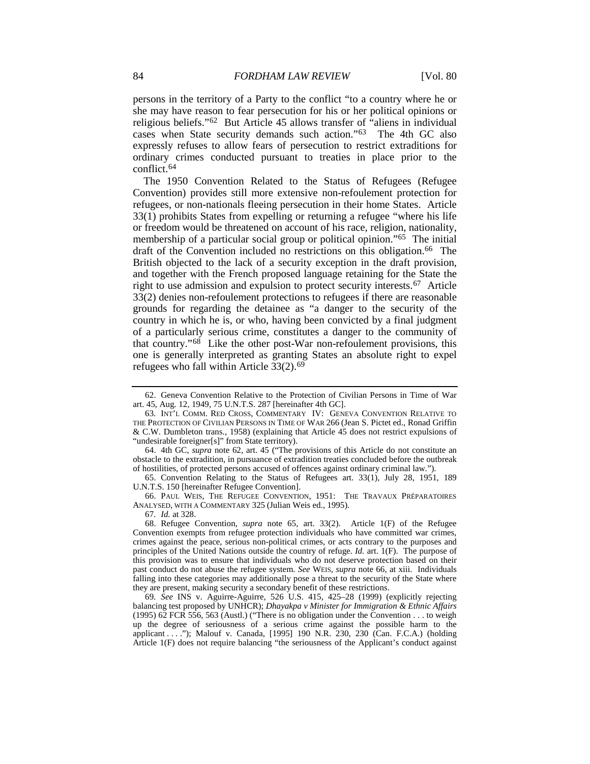persons in the territory of a Party to the conflict "to a country where he or she may have reason to fear persecution for his or her political opinions or religious beliefs."[62] But Article 45 allows transfer of "aliens in individual cases when State security demands such action."[63] The 4th GC also expressly refuses to allow fears of persecution to restrict extraditions for ordinary crimes conducted pursuant to treaties in place prior to the conflict.[64]

The 1950 Convention Related to the Status of Refugees (Refugee Convention) provides still more extensive non-refoulement protection for refugees, or non-nationals fleeing persecution in their home States. Article 33(1) prohibits States from expelling or returning a refugee "where his life or freedom would be threatened on account of his race, religion, nationality, membership of a particular social group or political opinion."[65] The initial draft of the Convention included no restrictions on this obligation.[66] The British objected to the lack of a security exception in the draft provision, and together with the French proposed language retaining for the State the right to use admission and expulsion to protect security interests.[67] Article 33(2) denies non-refoulement protections to refugees if there are reasonable grounds for regarding the detainee as "a danger to the security of the country in which he is, or who, having been convicted by a final judgment of a particularly serious crime, constitutes a danger to the community of that country."[68] Like the other post-War non-refoulement provisions, this one is generally interpreted as granting States an absolute right to expel refugees who fall within Article 33(2).[69]

---

62. Geneva Convention Relative to the Protection of Civilian Persons in Time of War art. 45, Aug. 12, 1949, 75 U.N.T.S. 287 [hereinafter 4th GC].

63. INT'L COMM. RED CROSS, COMMENTARY IV: GENEVA CONVENTION RELATIVE TO THE PROTECTION OF CIVILIAN PERSONS IN TIME OF WAR 266 (Jean S. Pictet ed., Ronad Griffin & C.W. Dumbleton trans., 1958) (explaining that Article 45 does not restrict expulsions of "undesirable foreigner[s]" from State territory).

64. 4th GC, *supra* note 62, art. 45 ("The provisions of this Article do not constitute an obstacle to the extradition, in pursuance of extradition treaties concluded before the outbreak of hostilities, of protected persons accused of offences against ordinary criminal law.").

65. Convention Relating to the Status of Refugees art. 33(1), July 28, 1951, 189 U.N.T.S. 150 [hereinafter Refugee Convention].

66. PAUL WEIS, THE REFUGEE CONVENTION, 1951: THE TRAVAUX PRÉPARATOIRES ANALYSED, WITH A COMMENTARY 325 (Julian Weis ed., 1995).

67. *Id.* at 328.

68. Refugee Convention, *supra* note 65, art. 33(2). Article 1(F) of the Refugee Convention exempts from refugee protection individuals who have committed war crimes, crimes against the peace, serious non-political crimes, or acts contrary to the purposes and principles of the United Nations outside the country of refuge. *Id.* art. 1(F). The purpose of this provision was to ensure that individuals who do not deserve protection based on their past conduct do not abuse the refugee system. *See* WEIS, *supra* note 66, at xiii. Individuals falling into these categories may additionally pose a threat to the security of the State where they are present, making security a secondary benefit of these restrictions.

69. *See* INS v. Aguirre-Aguirre, 526 U.S. 415, 425–28 (1999) (explicitly rejecting balancing test proposed by UNHCR); *Dhayakpa v Minister for Immigration & Ethnic Affairs* (1995) 62 FCR 556, 563 (Austl.) ("There is no obligation under the Convention . . . to weigh up the degree of seriousness of a serious crime against the possible harm to the applicant . . . ."); Malouf v. Canada, [1995] 190 N.R. 230, 230 (Can. F.C.A.) (holding Article 1(F) does not require balancing "the seriousness of the Applicant's conduct against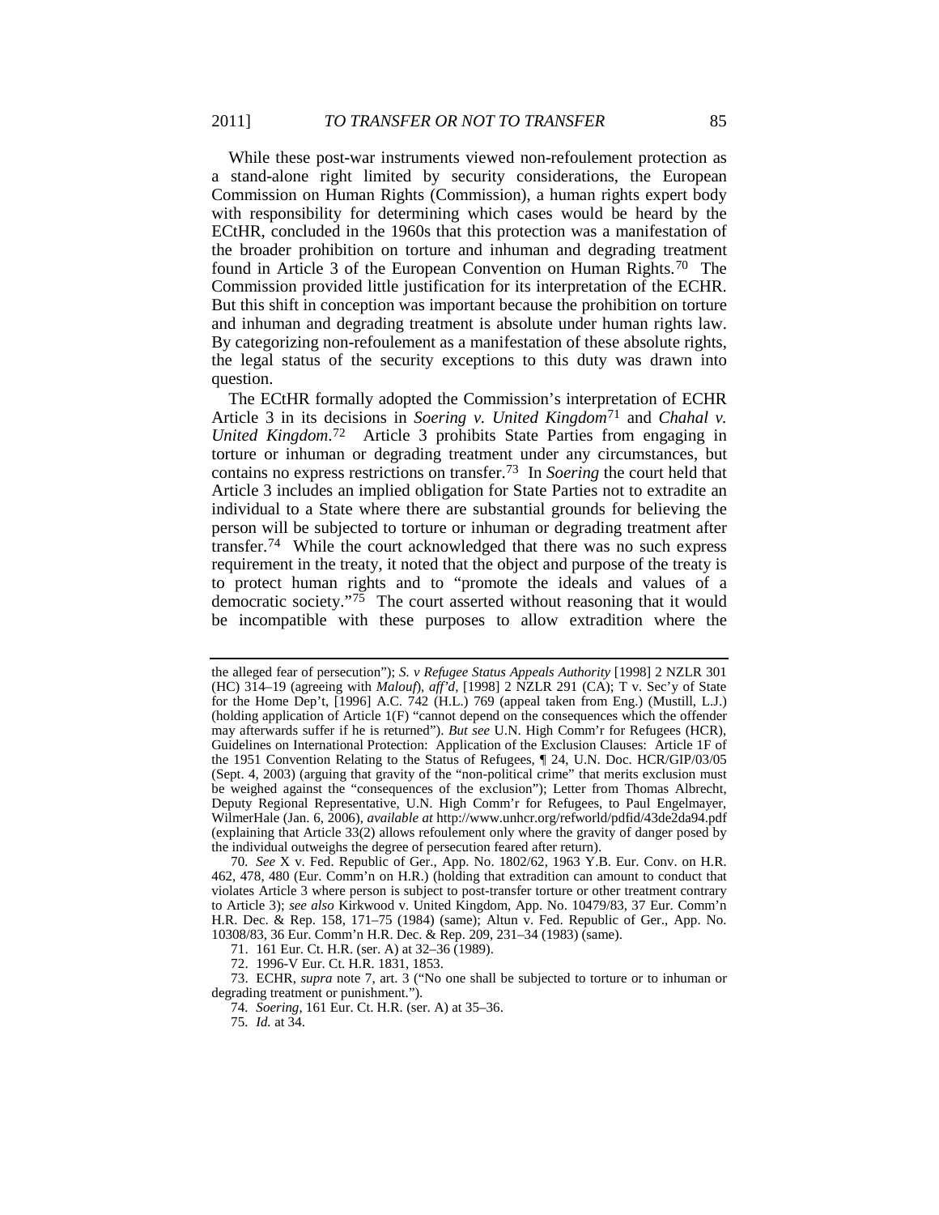While these post-war instruments viewed non-refoulement protection as a stand-alone right limited by security considerations, the European Commission on Human Rights (Commission), a human rights expert body with responsibility for determining which cases would be heard by the ECtHR, concluded in the 1960s that this protection was a manifestation of the broader prohibition on torture and inhuman and degrading treatment found in Article 3 of the European Convention on Human Rights.[70] The Commission provided little justification for its interpretation of the ECHR. But this shift in conception was important because the prohibition on torture and inhuman and degrading treatment is absolute under human rights law. By categorizing non-refoulement as a manifestation of these absolute rights, the legal status of the security exceptions to this duty was drawn into question.

The ECtHR formally adopted the Commission's interpretation of ECHR Article 3 in its decisions in *Soering v. United Kingdom*[71] and *Chahal v. United Kingdom*.[72] Article 3 prohibits State Parties from engaging in torture or inhuman or degrading treatment under any circumstances, but contains no express restrictions on transfer.[73] In *Soering* the court held that Article 3 includes an implied obligation for State Parties not to extradite an individual to a State where there are substantial grounds for believing the person will be subjected to torture or inhuman or degrading treatment after transfer.[74] While the court acknowledged that there was no such express requirement in the treaty, it noted that the object and purpose of the treaty is to protect human rights and to "promote the ideals and values of a democratic society."[75] The court asserted without reasoning that it would be incompatible with these purposes to allow extradition where the

---

the alleged fear of persecution"); *S. v Refugee Status Appeals Authority* [1998] 2 NZLR 301 (HC) 314–19 (agreeing with *Malouf*), *aff'd*, [1998] 2 NZLR 291 (CA); T v. Sec'y of State for the Home Dep't, [1996] A.C. 742 (H.L.) 769 (appeal taken from Eng.) (Mustill, L.J.) (holding application of Article 1(F) "cannot depend on the consequences which the offender may afterwards suffer if he is returned"). *But see* U.N. High Comm'r for Refugees (HCR), Guidelines on International Protection: Application of the Exclusion Clauses: Article 1F of the 1951 Convention Relating to the Status of Refugees, ¶ 24, U.N. Doc. HCR/GIP/03/05 (Sept. 4, 2003) (arguing that gravity of the "non-political crime" that merits exclusion must be weighed against the "consequences of the exclusion"); Letter from Thomas Albrecht, Deputy Regional Representative, U.N. High Comm'r for Refugees, to Paul Engelmayer, WilmerHale (Jan. 6, 2006), *available at* http://www.unhcr.org/refworld/pdfid/43de2da94.pdf (explaining that Article 33(2) allows refoulement only where the gravity of danger posed by the individual outweighs the degree of persecution feared after return).

70. *See* X v. Fed. Republic of Ger., App. No. 1802/62, 1963 Y.B. Eur. Conv. on H.R. 462, 478, 480 (Eur. Comm'n on H.R.) (holding that extradition can amount to conduct that violates Article 3 where person is subject to post-transfer torture or other treatment contrary to Article 3); *see also* Kirkwood v. United Kingdom, App. No. 10479/83, 37 Eur. Comm'n H.R. Dec. & Rep. 158, 171–75 (1984) (same); Altun v. Fed. Republic of Ger., App. No. 10308/83, 36 Eur. Comm'n H.R. Dec. & Rep. 209, 231–34 (1983) (same).

71. 161 Eur. Ct. H.R. (ser. A) at 32–36 (1989).

72. 1996-V Eur. Ct. H.R. 1831, 1853.

73. ECHR, *supra* note 7, art. 3 ("No one shall be subjected to torture or to inhuman or degrading treatment or punishment.").

74. *Soering*, 161 Eur. Ct. H.R. (ser. A) at 35–36.

75. *Id.* at 34.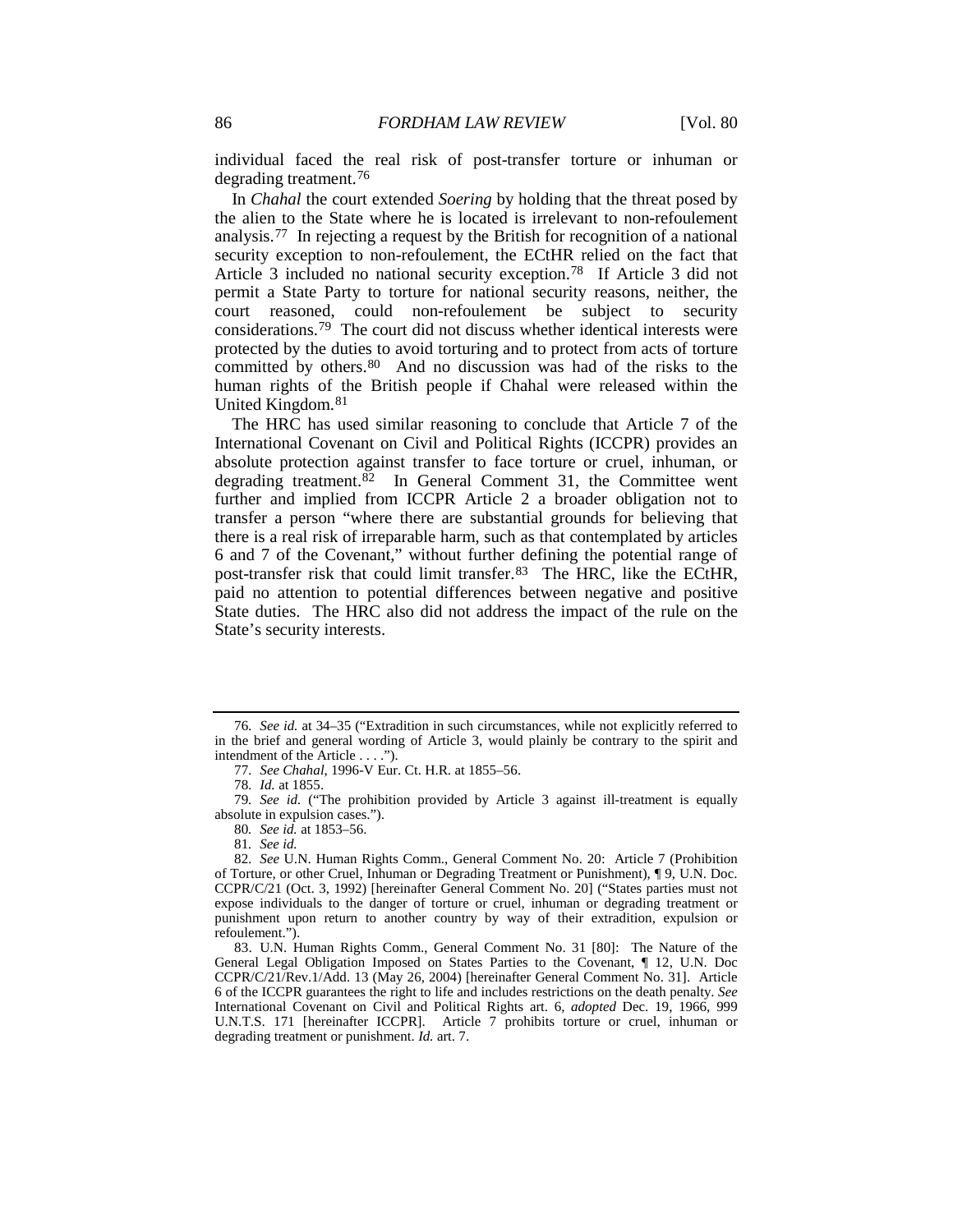individual faced the real risk of post-transfer torture or inhuman or degrading treatment.[76]

In *Chahal* the court extended *Soering* by holding that the threat posed by the alien to the State where he is located is irrelevant to non-refoulement analysis.[77] In rejecting a request by the British for recognition of a national security exception to non-refoulement, the ECtHR relied on the fact that Article 3 included no national security exception.[78] If Article 3 did not permit a State Party to torture for national security reasons, neither, the court reasoned, could non-refoulement be subject to security considerations.[79] The court did not discuss whether identical interests were protected by the duties to avoid torturing and to protect from acts of torture committed by others.[80] And no discussion was had of the risks to the human rights of the British people if Chahal were released within the United Kingdom.[81]

The HRC has used similar reasoning to conclude that Article 7 of the International Covenant on Civil and Political Rights (ICCPR) provides an absolute protection against transfer to face torture or cruel, inhuman, or degrading treatment.[82] In General Comment 31, the Committee went further and implied from ICCPR Article 2 a broader obligation not to transfer a person "where there are substantial grounds for believing that there is a real risk of irreparable harm, such as that contemplated by articles 6 and 7 of the Covenant," without further defining the potential range of post-transfer risk that could limit transfer.[83] The HRC, like the ECtHR, paid no attention to potential differences between negative and positive State duties. The HRC also did not address the impact of the rule on the State's security interests.

---

76. *See id.* at 34–35 ("Extradition in such circumstances, while not explicitly referred to in the brief and general wording of Article 3, would plainly be contrary to the spirit and intendment of the Article . . . .").

77. *See Chahal*, 1996-V Eur. Ct. H.R. at 1855–56.

78. *Id.* at 1855.

79. *See id.* ("The prohibition provided by Article 3 against ill-treatment is equally absolute in expulsion cases.").

80. *See id.* at 1853–56.

81. *See id.*

82. *See* U.N. Human Rights Comm., General Comment No. 20: Article 7 (Prohibition of Torture, or other Cruel, Inhuman or Degrading Treatment or Punishment), ¶ 9, U.N. Doc. CCPR/C/21 (Oct. 3, 1992) [hereinafter General Comment No. 20] ("States parties must not expose individuals to the danger of torture or cruel, inhuman or degrading treatment or punishment upon return to another country by way of their extradition, expulsion or refoulement.").

83. U.N. Human Rights Comm., General Comment No. 31 [80]: The Nature of the General Legal Obligation Imposed on States Parties to the Covenant, ¶ 12, U.N. Doc CCPR/C/21/Rev.1/Add. 13 (May 26, 2004) [hereinafter General Comment No. 31]. Article 6 of the ICCPR guarantees the right to life and includes restrictions on the death penalty. *See* International Covenant on Civil and Political Rights art. 6, *adopted* Dec. 19, 1966, 999 U.N.T.S. 171 [hereinafter ICCPR]. Article 7 prohibits torture or cruel, inhuman or degrading treatment or punishment. *Id.* art. 7.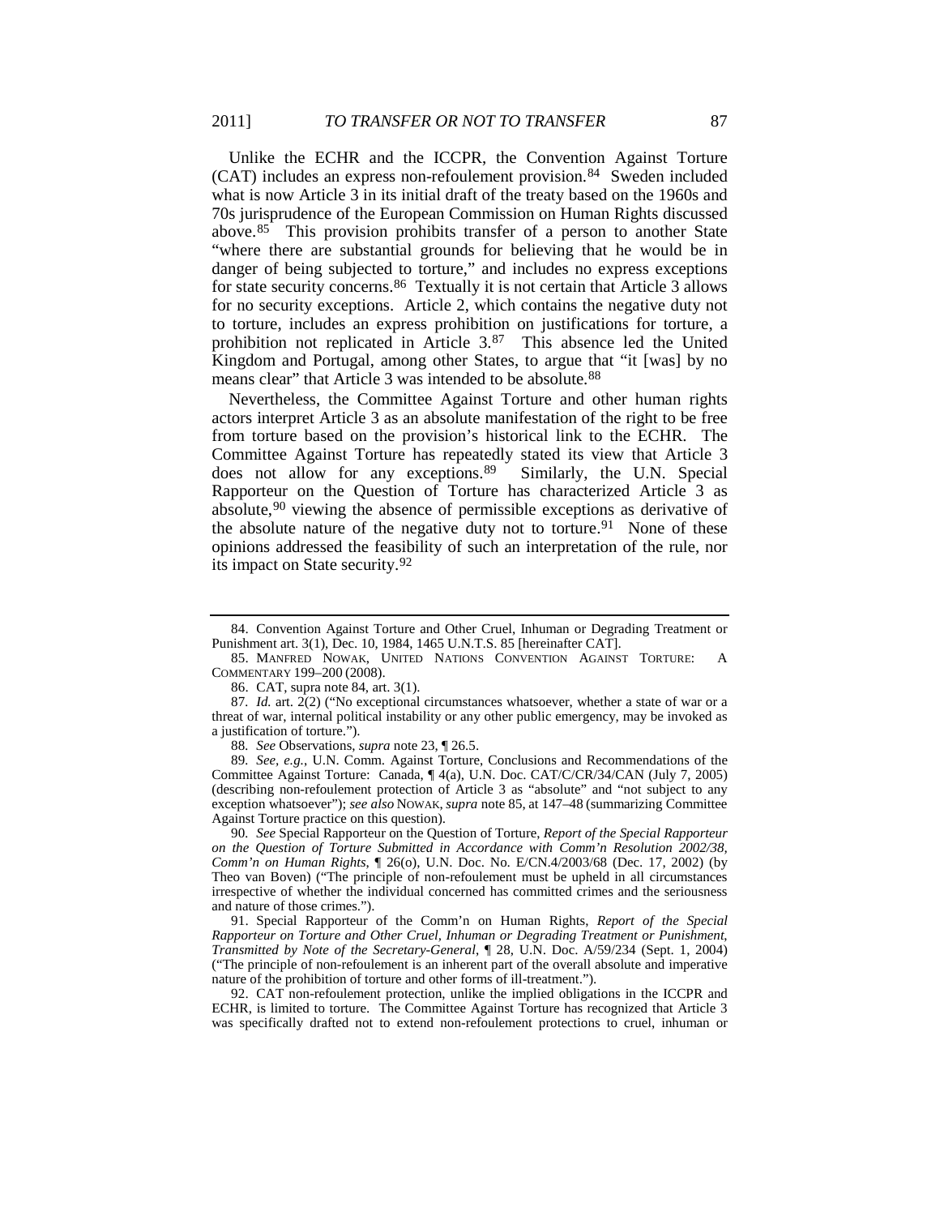Unlike the ECHR and the ICCPR, the Convention Against Torture (CAT) includes an express non-refoulement provision.[84] Sweden included what is now Article 3 in its initial draft of the treaty based on the 1960s and 70s jurisprudence of the European Commission on Human Rights discussed above.[85] This provision prohibits transfer of a person to another State "where there are substantial grounds for believing that he would be in danger of being subjected to torture," and includes no express exceptions for state security concerns.[86] Textually it is not certain that Article 3 allows for no security exceptions. Article 2, which contains the negative duty not to torture, includes an express prohibition on justifications for torture, a prohibition not replicated in Article 3.[87] This absence led the United Kingdom and Portugal, among other States, to argue that "it [was] by no means clear" that Article 3 was intended to be absolute.[88]

Nevertheless, the Committee Against Torture and other human rights actors interpret Article 3 as an absolute manifestation of the right to be free from torture based on the provision's historical link to the ECHR. The Committee Against Torture has repeatedly stated its view that Article 3 does not allow for any exceptions.[89] Similarly, the U.N. Special Rapporteur on the Question of Torture has characterized Article 3 as absolute,[90] viewing the absence of permissible exceptions as derivative of the absolute nature of the negative duty not to torture.[91] None of these opinions addressed the feasibility of such an interpretation of the rule, nor its impact on State security.[92]

---

84. Convention Against Torture and Other Cruel, Inhuman or Degrading Treatment or Punishment art. 3(1), Dec. 10, 1984, 1465 U.N.T.S. 85 [hereinafter CAT].

85. MANFRED NOWAK, UNITED NATIONS CONVENTION AGAINST TORTURE: A COMMENTARY 199–200 (2008).

86. CAT, supra note 84, art. 3(1).

87. *Id.* art. 2(2) ("No exceptional circumstances whatsoever, whether a state of war or a threat of war, internal political instability or any other public emergency, may be invoked as a justification of torture.").

88. *See* Observations, *supra* note 23, ¶ 26.5.

89. *See, e.g.*, U.N. Comm. Against Torture, Conclusions and Recommendations of the Committee Against Torture: Canada, ¶ 4(a), U.N. Doc. CAT/C/CR/34/CAN (July 7, 2005) (describing non-refoulement protection of Article 3 as "absolute" and "not subject to any exception whatsoever"); *see also* NOWAK, *supra* note 85, at 147–48 (summarizing Committee Against Torture practice on this question).

90. *See* Special Rapporteur on the Question of Torture, *Report of the Special Rapporteur on the Question of Torture Submitted in Accordance with Comm'n Resolution 2002/38, Comm'n on Human Rights*, ¶ 26(o), U.N. Doc. No. E/CN.4/2003/68 (Dec. 17, 2002) (by Theo van Boven) ("The principle of non-refoulement must be upheld in all circumstances irrespective of whether the individual concerned has committed crimes and the seriousness and nature of those crimes.").

91. Special Rapporteur of the Comm'n on Human Rights, *Report of the Special Rapporteur on Torture and Other Cruel, Inhuman or Degrading Treatment or Punishment, Transmitted by Note of the Secretary-General*, ¶ 28, U.N. Doc. A/59/234 (Sept. 1, 2004) ("The principle of non-refoulement is an inherent part of the overall absolute and imperative nature of the prohibition of torture and other forms of ill-treatment.").

92. CAT non-refoulement protection, unlike the implied obligations in the ICCPR and ECHR, is limited to torture. The Committee Against Torture has recognized that Article 3 was specifically drafted not to extend non-refoulement protections to cruel, inhuman or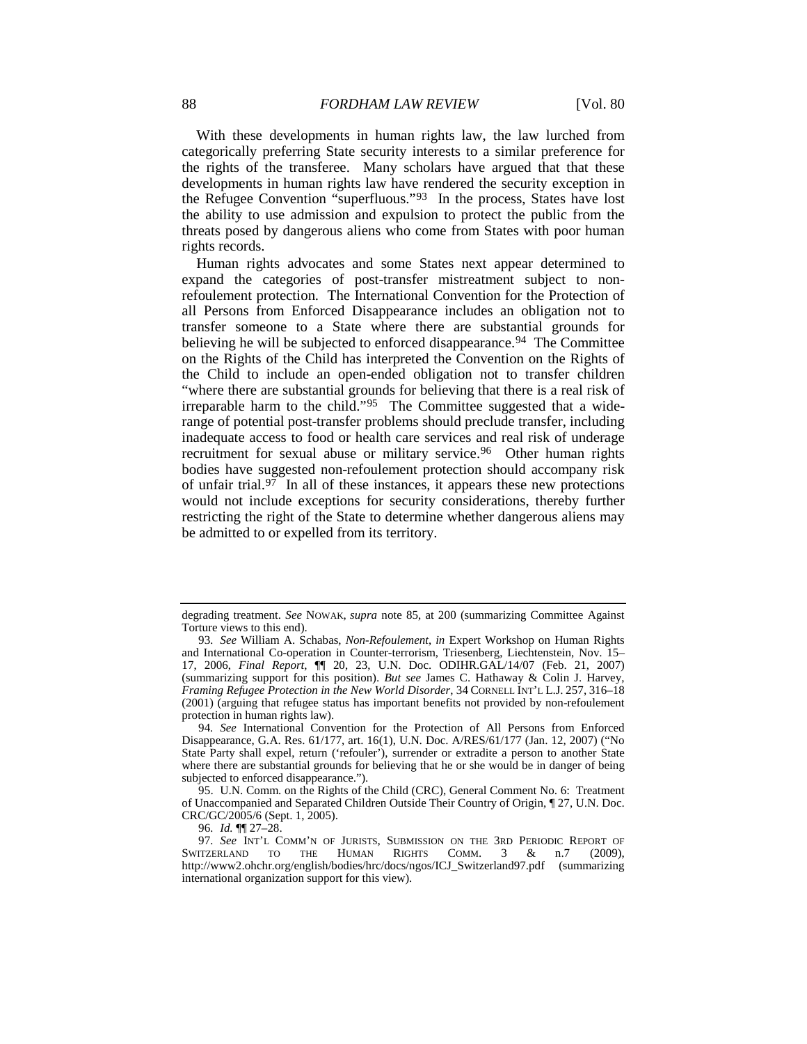With these developments in human rights law, the law lurched from categorically preferring State security interests to a similar preference for the rights of the transferee. Many scholars have argued that that these developments in human rights law have rendered the security exception in the Refugee Convention "superfluous."[93] In the process, States have lost the ability to use admission and expulsion to protect the public from the threats posed by dangerous aliens who come from States with poor human rights records.

Human rights advocates and some States next appear determined to expand the categories of post-transfer mistreatment subject to non-refoulement protection. The International Convention for the Protection of all Persons from Enforced Disappearance includes an obligation not to transfer someone to a State where there are substantial grounds for believing he will be subjected to enforced disappearance.[94] The Committee on the Rights of the Child has interpreted the Convention on the Rights of the Child to include an open-ended obligation not to transfer children "where there are substantial grounds for believing that there is a real risk of irreparable harm to the child."[95] The Committee suggested that a wide-range of potential post-transfer problems should preclude transfer, including inadequate access to food or health care services and real risk of underage recruitment for sexual abuse or military service.[96] Other human rights bodies have suggested non-refoulement protection should accompany risk of unfair trial.[97] In all of these instances, it appears these new protections would not include exceptions for security considerations, thereby further restricting the right of the State to determine whether dangerous aliens may be admitted to or expelled from its territory.

---

degrading treatment. *See* NOWAK, *supra* note 85, at 200 (summarizing Committee Against Torture views to this end).

93. *See* William A. Schabas, *Non-Refoulement*, *in* Expert Workshop on Human Rights and International Co-operation in Counter-terrorism, Triesenberg, Liechtenstein, Nov. 15–17, 2006, *Final Report*, ¶¶ 20, 23, U.N. Doc. ODIHR.GAL/14/07 (Feb. 21, 2007) (summarizing support for this position). *But see* James C. Hathaway & Colin J. Harvey, *Framing Refugee Protection in the New World Disorder*, 34 CORNELL INT'L L.J. 257, 316–18 (2001) (arguing that refugee status has important benefits not provided by non-refoulement protection in human rights law).

94. *See* International Convention for the Protection of All Persons from Enforced Disappearance, G.A. Res. 61/177, art. 16(1), U.N. Doc. A/RES/61/177 (Jan. 12, 2007) ("No State Party shall expel, return ('refouler'), surrender or extradite a person to another State where there are substantial grounds for believing that he or she would be in danger of being subjected to enforced disappearance.").

95. U.N. Comm. on the Rights of the Child (CRC), General Comment No. 6: Treatment of Unaccompanied and Separated Children Outside Their Country of Origin, ¶ 27, U.N. Doc. CRC/GC/2005/6 (Sept. 1, 2005).

96. *Id.* ¶¶ 27–28.

97. *See* INT'L COMM'N OF JURISTS, SUBMISSION ON THE 3RD PERIODIC REPORT OF SWITZERLAND TO THE HUMAN RIGHTS COMM. 3 & n.7 (2009), http://www2.ohchr.org/english/bodies/hrc/docs/ngos/ICJ_Switzerland97.pdf (summarizing international organization support for this view).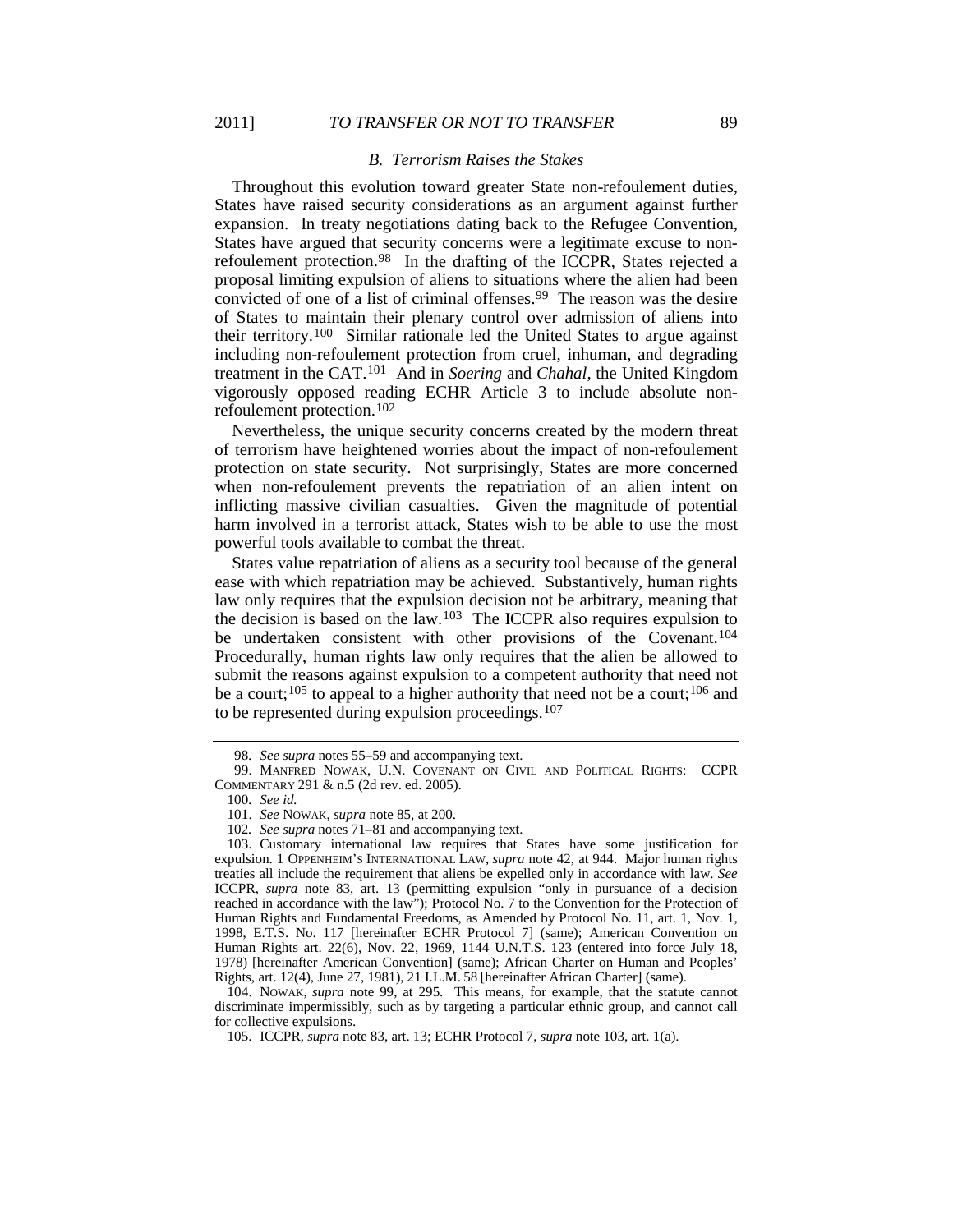### *B. Terrorism Raises the Stakes*

Throughout this evolution toward greater State non-refoulement duties, States have raised security considerations as an argument against further expansion. In treaty negotiations dating back to the Refugee Convention, States have argued that security concerns were a legitimate excuse to non-refoulement protection.[98] In the drafting of the ICCPR, States rejected a proposal limiting expulsion of aliens to situations where the alien had been convicted of one of a list of criminal offenses.[99] The reason was the desire of States to maintain their plenary control over admission of aliens into their territory.[100] Similar rationale led the United States to argue against including non-refoulement protection from cruel, inhuman, and degrading treatment in the CAT.[101] And in *Soering* and *Chahal*, the United Kingdom vigorously opposed reading ECHR Article 3 to include absolute non-refoulement protection.[102]

Nevertheless, the unique security concerns created by the modern threat of terrorism have heightened worries about the impact of non-refoulement protection on state security. Not surprisingly, States are more concerned when non-refoulement prevents the repatriation of an alien intent on inflicting massive civilian casualties. Given the magnitude of potential harm involved in a terrorist attack, States wish to be able to use the most powerful tools available to combat the threat.

States value repatriation of aliens as a security tool because of the general ease with which repatriation may be achieved. Substantively, human rights law only requires that the expulsion decision not be arbitrary, meaning that the decision is based on the law.[103] The ICCPR also requires expulsion to be undertaken consistent with other provisions of the Covenant.[104] Procedurally, human rights law only requires that the alien be allowed to submit the reasons against expulsion to a competent authority that need not be a court;[105] to appeal to a higher authority that need not be a court;[106] and to be represented during expulsion proceedings.[107]

---

98. *See supra* notes 55–59 and accompanying text.

99. MANFRED NOWAK, U.N. COVENANT ON CIVIL AND POLITICAL RIGHTS: CCPR COMMENTARY 291 & n.5 (2d rev. ed. 2005).

100. *See id.*

101. *See* NOWAK, *supra* note 85, at 200.

102. *See supra* notes 71–81 and accompanying text.

103. Customary international law requires that States have some justification for expulsion. 1 OPPENHEIM'S INTERNATIONAL LAW, *supra* note 42, at 944. Major human rights treaties all include the requirement that aliens be expelled only in accordance with law. *See* ICCPR, *supra* note 83, art. 13 (permitting expulsion "only in pursuance of a decision reached in accordance with the law"); Protocol No. 7 to the Convention for the Protection of Human Rights and Fundamental Freedoms, as Amended by Protocol No. 11, art. 1, Nov. 1, 1998, E.T.S. No. 117 [hereinafter ECHR Protocol 7] (same); American Convention on Human Rights art. 22(6), Nov. 22, 1969, 1144 U.N.T.S. 123 (entered into force July 18, 1978) [hereinafter American Convention] (same); African Charter on Human and Peoples' Rights, art. 12(4), June 27, 1981), 21 I.L.M. 58 [hereinafter African Charter] (same).

104. NOWAK, *supra* note 99, at 295. This means, for example, that the statute cannot discriminate impermissibly, such as by targeting a particular ethnic group, and cannot call for collective expulsions.

105. ICCPR, *supra* note 83, art. 13; ECHR Protocol 7, *supra* note 103, art. 1(a).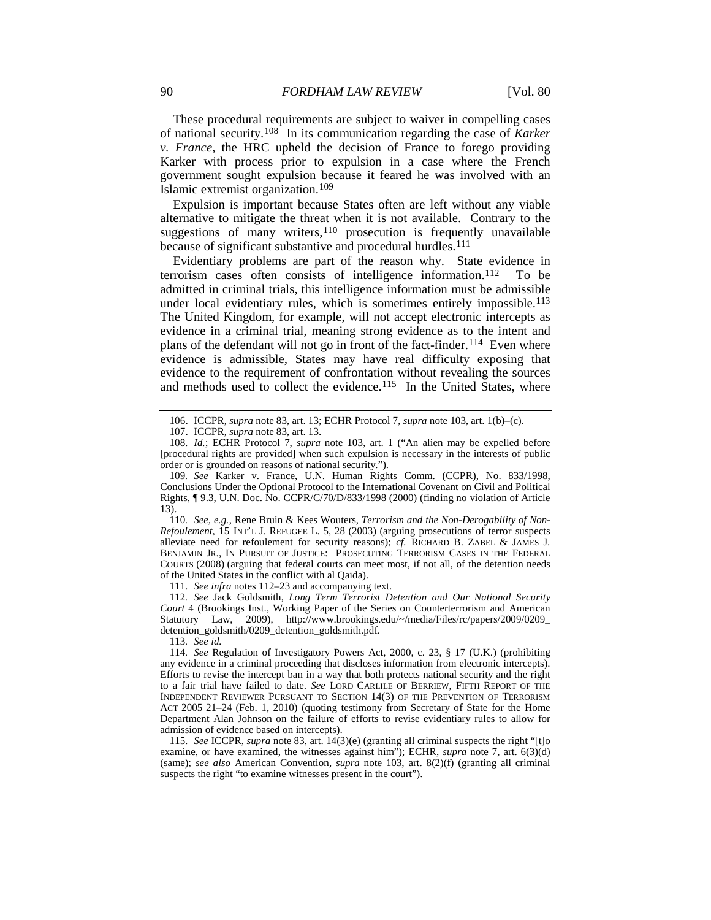These procedural requirements are subject to waiver in compelling cases of national security.[108] In its communication regarding the case of *Karker v. France*, the HRC upheld the decision of France to forego providing Karker with process prior to expulsion in a case where the French government sought expulsion because it feared he was involved with an Islamic extremist organization.[109]

Expulsion is important because States often are left without any viable alternative to mitigate the threat when it is not available. Contrary to the suggestions of many writers,[110] prosecution is frequently unavailable because of significant substantive and procedural hurdles.[111]

Evidentiary problems are part of the reason why. State evidence in terrorism cases often consists of intelligence information.[112] To be admitted in criminal trials, this intelligence information must be admissible under local evidentiary rules, which is sometimes entirely impossible.[113] The United Kingdom, for example, will not accept electronic intercepts as evidence in a criminal trial, meaning strong evidence as to the intent and plans of the defendant will not go in front of the fact-finder.[114] Even where evidence is admissible, States may have real difficulty exposing that evidence to the requirement of confrontation without revealing the sources and methods used to collect the evidence.[115] In the United States, where

---

106. ICCPR, *supra* note 83, art. 13; ECHR Protocol 7, *supra* note 103, art. 1(b)–(c).

107. ICCPR, *supra* note 83, art. 13.

108. *Id.*; ECHR Protocol 7, *supra* note 103, art. 1 ("An alien may be expelled before [procedural rights are provided] when such expulsion is necessary in the interests of public order or is grounded on reasons of national security.").

109. *See* Karker v. France, U.N. Human Rights Comm. (CCPR), No. 833/1998, Conclusions Under the Optional Protocol to the International Covenant on Civil and Political Rights, ¶ 9.3, U.N. Doc. No. CCPR/C/70/D/833/1998 (2000) (finding no violation of Article 13).

110. *See, e.g.*, Rene Bruin & Kees Wouters, *Terrorism and the Non-Derogability of Non-Refoulement*, 15 INT'L J. REFUGEE L. 5, 28 (2003) (arguing prosecutions of terror suspects alleviate need for refoulement for security reasons); *cf.* RICHARD B. ZABEL & JAMES J. BENJAMIN JR., IN PURSUIT OF JUSTICE: PROSECUTING TERRORISM CASES IN THE FEDERAL COURTS (2008) (arguing that federal courts can meet most, if not all, of the detention needs of the United States in the conflict with al Qaida).

111. *See infra* notes 112–23 and accompanying text.

112. *See* Jack Goldsmith, *Long Term Terrorist Detention and Our National Security Court* 4 (Brookings Inst., Working Paper of the Series on Counterterrorism and American Statutory Law, 2009), http://www.brookings.edu/~/media/Files/rc/papers/2009/0209_detention_goldsmith/0209_detention_goldsmith.pdf.

113. *See id.*

114. *See* Regulation of Investigatory Powers Act, 2000, c. 23, § 17 (U.K.) (prohibiting any evidence in a criminal proceeding that discloses information from electronic intercepts). Efforts to revise the intercept ban in a way that both protects national security and the right to a fair trial have failed to date. *See* LORD CARLILE OF BERRIEW, FIFTH REPORT OF THE INDEPENDENT REVIEWER PURSUANT TO SECTION 14(3) OF THE PREVENTION OF TERRORISM ACT 2005 21–24 (Feb. 1, 2010) (quoting testimony from Secretary of State for the Home Department Alan Johnson on the failure of efforts to revise evidentiary rules to allow for admission of evidence based on intercepts).

115. *See* ICCPR, *supra* note 83, art. 14(3)(e) (granting all criminal suspects the right "[t]o examine, or have examined, the witnesses against him"); ECHR, *supra* note 7, art. 6(3)(d) (same); *see also* American Convention, *supra* note 103, art. 8(2)(f) (granting all criminal suspects the right "to examine witnesses present in the court").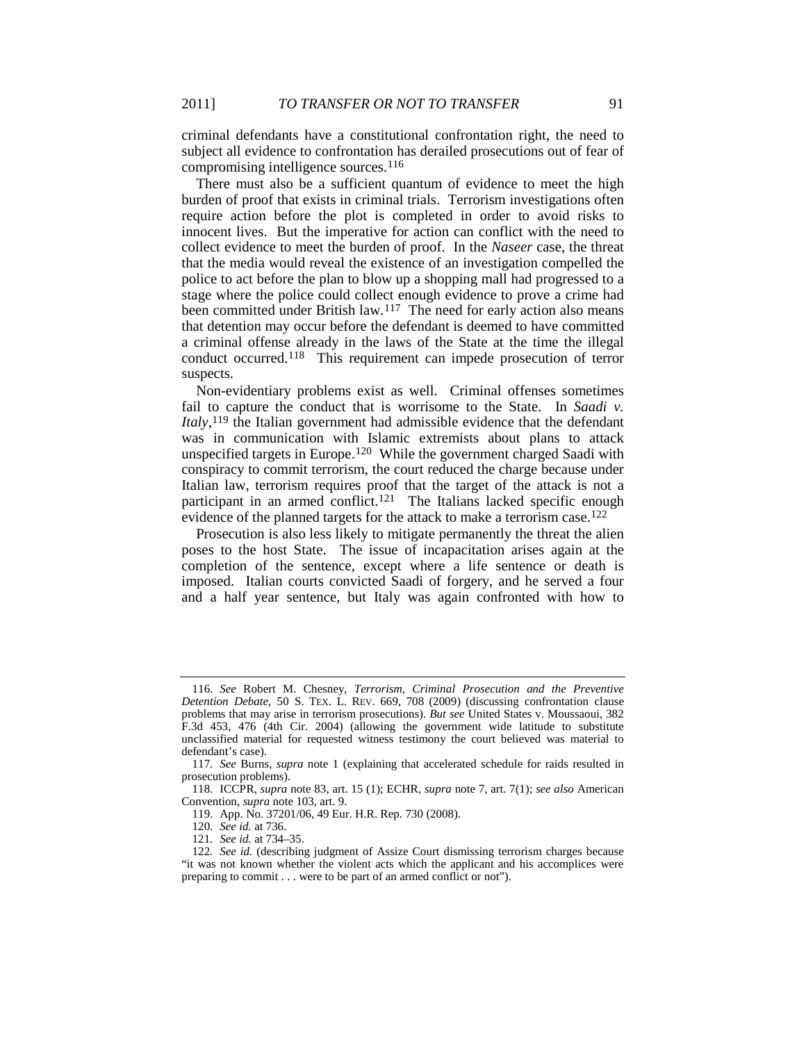criminal defendants have a constitutional confrontation right, the need to subject all evidence to confrontation has derailed prosecutions out of fear of compromising intelligence sources.[116]

There must also be a sufficient quantum of evidence to meet the high burden of proof that exists in criminal trials. Terrorism investigations often require action before the plot is completed in order to avoid risks to innocent lives. But the imperative for action can conflict with the need to collect evidence to meet the burden of proof. In the *Naseer* case, the threat that the media would reveal the existence of an investigation compelled the police to act before the plan to blow up a shopping mall had progressed to a stage where the police could collect enough evidence to prove a crime had been committed under British law.[117] The need for early action also means that detention may occur before the defendant is deemed to have committed a criminal offense already in the laws of the State at the time the illegal conduct occurred.[118] This requirement can impede prosecution of terror suspects.

Non-evidentiary problems exist as well. Criminal offenses sometimes fail to capture the conduct that is worrisome to the State. In *Saadi v. Italy*,[119] the Italian government had admissible evidence that the defendant was in communication with Islamic extremists about plans to attack unspecified targets in Europe.[120] While the government charged Saadi with conspiracy to commit terrorism, the court reduced the charge because under Italian law, terrorism requires proof that the target of the attack is not a participant in an armed conflict.[121] The Italians lacked specific enough evidence of the planned targets for the attack to make a terrorism case.[122]

Prosecution is also less likely to mitigate permanently the threat the alien poses to the host State. The issue of incapacitation arises again at the completion of the sentence, except where a life sentence or death is imposed. Italian courts convicted Saadi of forgery, and he served a four and a half year sentence, but Italy was again confronted with how to

---

116. *See* Robert M. Chesney, *Terrorism, Criminal Prosecution and the Preventive Detention Debate*, 50 S. TEX. L. REV. 669, 708 (2009) (discussing confrontation clause problems that may arise in terrorism prosecutions). *But see* United States v. Moussaoui, 382 F.3d 453, 476 (4th Cir. 2004) (allowing the government wide latitude to substitute unclassified material for requested witness testimony the court believed was material to defendant's case).

117. *See* Burns, *supra* note 1 (explaining that accelerated schedule for raids resulted in prosecution problems).

118. ICCPR, *supra* note 83, art. 15 (1); ECHR, *supra* note 7, art. 7(1); *see also* American Convention, *supra* note 103, art. 9.

119. App. No. 37201/06, 49 Eur. H.R. Rep. 730 (2008).

120. *See id.* at 736.

121. *See id.* at 734–35.

122. *See id.* (describing judgment of Assize Court dismissing terrorism charges because "it was not known whether the violent acts which the applicant and his accomplices were preparing to commit . . . were to be part of an armed conflict or not").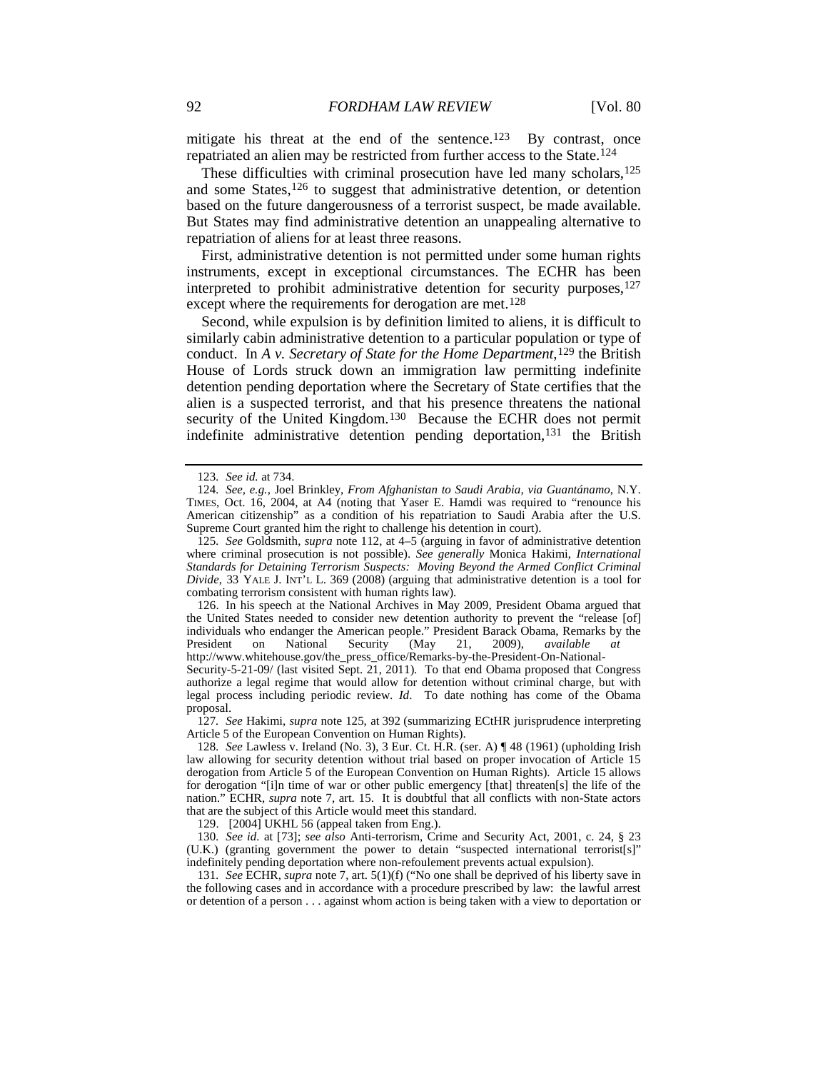mitigate his threat at the end of the sentence.[123] By contrast, once repatriated an alien may be restricted from further access to the State.[124]

These difficulties with criminal prosecution have led many scholars,[125] and some States,[126] to suggest that administrative detention, or detention based on the future dangerousness of a terrorist suspect, be made available. But States may find administrative detention an unappealing alternative to repatriation of aliens for at least three reasons.

First, administrative detention is not permitted under some human rights instruments, except in exceptional circumstances. The ECHR has been interpreted to prohibit administrative detention for security purposes,[127] except where the requirements for derogation are met.[128]

Second, while expulsion is by definition limited to aliens, it is difficult to similarly cabin administrative detention to a particular population or type of conduct. In *A v. Secretary of State for the Home Department*,[129] the British House of Lords struck down an immigration law permitting indefinite detention pending deportation where the Secretary of State certifies that the alien is a suspected terrorist, and that his presence threatens the national security of the United Kingdom.[130] Because the ECHR does not permit indefinite administrative detention pending deportation,[131] the British

---

123. *See id.* at 734.

124. *See, e.g.*, Joel Brinkley, *From Afghanistan to Saudi Arabia, via Guantánamo*, N.Y. TIMES, Oct. 16, 2004, at A4 (noting that Yaser E. Hamdi was required to "renounce his American citizenship" as a condition of his repatriation to Saudi Arabia after the U.S. Supreme Court granted him the right to challenge his detention in court).

125. *See* Goldsmith, *supra* note 112, at 4–5 (arguing in favor of administrative detention where criminal prosecution is not possible). *See generally* Monica Hakimi, *International Standards for Detaining Terrorism Suspects: Moving Beyond the Armed Conflict Criminal Divide*, 33 YALE J. INT'L L. 369 (2008) (arguing that administrative detention is a tool for combating terrorism consistent with human rights law).

126. In his speech at the National Archives in May 2009, President Obama argued that the United States needed to consider new detention authority to prevent the "release [of] individuals who endanger the American people." President Barack Obama, Remarks by the President on National Security (May 21, 2009), *available at* http://www.whitehouse.gov/the_press_office/Remarks-by-the-President-On-National-Security-5-21-09/ (last visited Sept. 21, 2011). To that end Obama proposed that Congress authorize a legal regime that would allow for detention without criminal charge, but with legal process including periodic review. *Id*. To date nothing has come of the Obama proposal.

127. *See* Hakimi, *supra* note 125, at 392 (summarizing ECtHR jurisprudence interpreting Article 5 of the European Convention on Human Rights).

128. *See* Lawless v. Ireland (No. 3), 3 Eur. Ct. H.R. (ser. A) ¶ 48 (1961) (upholding Irish law allowing for security detention without trial based on proper invocation of Article 15 derogation from Article 5 of the European Convention on Human Rights). Article 15 allows for derogation "[i]n time of war or other public emergency [that] threaten[s] the life of the nation." ECHR, *supra* note 7, art. 15. It is doubtful that all conflicts with non-State actors that are the subject of this Article would meet this standard.

129. [2004] UKHL 56 (appeal taken from Eng.).

130. *See id.* at [73]; *see also* Anti-terrorism, Crime and Security Act, 2001, c. 24, § 23 (U.K.) (granting government the power to detain "suspected international terrorist[s]" indefinitely pending deportation where non-refoulement prevents actual expulsion).

131. *See* ECHR, *supra* note 7, art. 5(1)(f) ("No one shall be deprived of his liberty save in the following cases and in accordance with a procedure prescribed by law: the lawful arrest or detention of a person . . . against whom action is being taken with a view to deportation or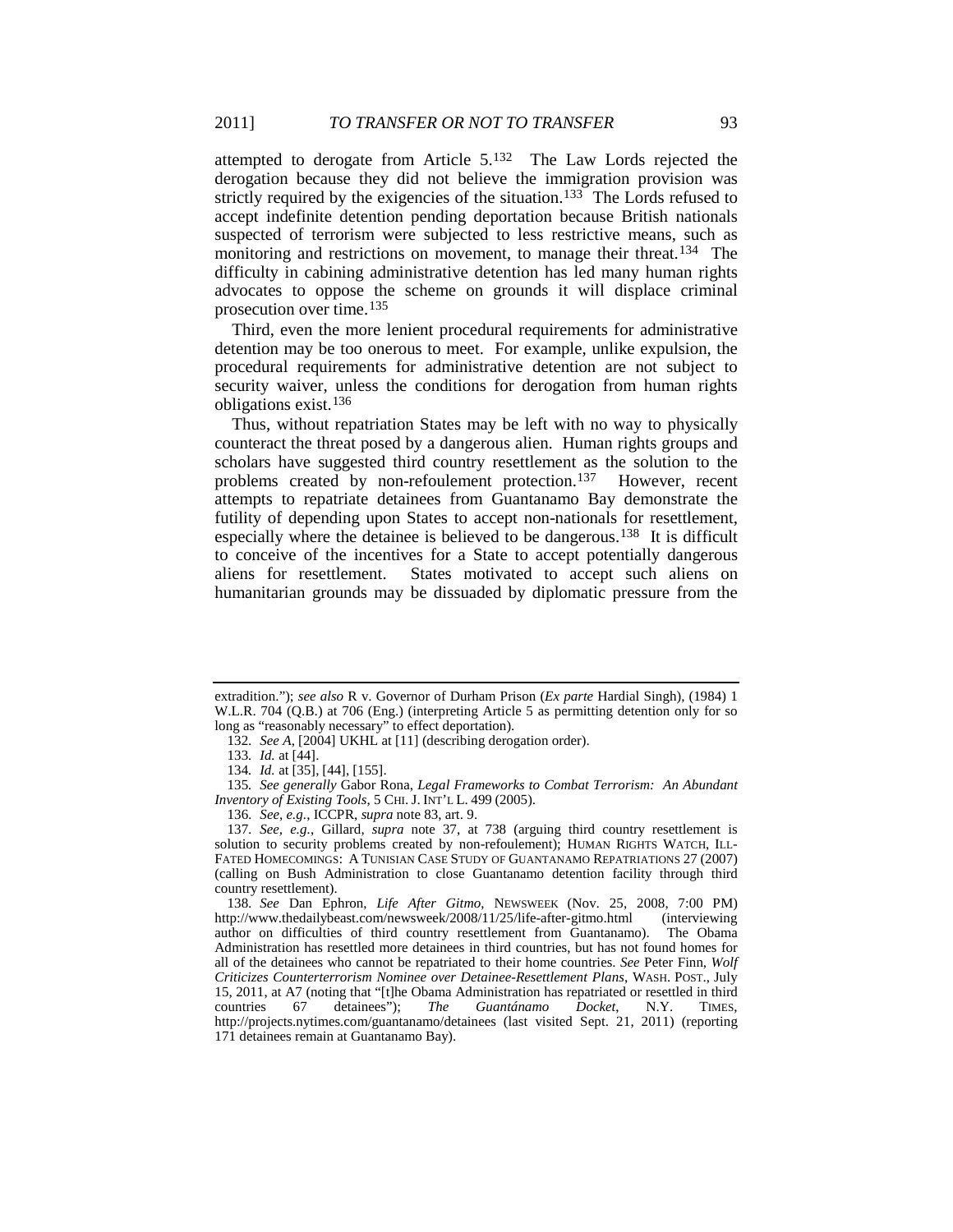attempted to derogate from Article 5.[132] The Law Lords rejected the derogation because they did not believe the immigration provision was strictly required by the exigencies of the situation.[133] The Lords refused to accept indefinite detention pending deportation because British nationals suspected of terrorism were subjected to less restrictive means, such as monitoring and restrictions on movement, to manage their threat.[134] The difficulty in cabining administrative detention has led many human rights advocates to oppose the scheme on grounds it will displace criminal prosecution over time.[135]

Third, even the more lenient procedural requirements for administrative detention may be too onerous to meet. For example, unlike expulsion, the procedural requirements for administrative detention are not subject to security waiver, unless the conditions for derogation from human rights obligations exist.[136]

Thus, without repatriation States may be left with no way to physically counteract the threat posed by a dangerous alien. Human rights groups and scholars have suggested third country resettlement as the solution to the problems created by non-refoulement protection.[137] However, recent attempts to repatriate detainees from Guantanamo Bay demonstrate the futility of depending upon States to accept non-nationals for resettlement, especially where the detainee is believed to be dangerous.[138] It is difficult to conceive of the incentives for a State to accept potentially dangerous aliens for resettlement. States motivated to accept such aliens on humanitarian grounds may be dissuaded by diplomatic pressure from the

---

extradition."); *see also* R v. Governor of Durham Prison (*Ex parte* Hardial Singh), (1984) 1 W.L.R. 704 (Q.B.) at 706 (Eng.) (interpreting Article 5 as permitting detention only for so long as "reasonably necessary" to effect deportation).

132. *See A*, [2004] UKHL at [11] (describing derogation order).

133. *Id.* at [44].

134. *Id.* at [35], [44], [155].

135. *See generally* Gabor Rona, *Legal Frameworks to Combat Terrorism: An Abundant Inventory of Existing Tools*, 5 CHI. J. INT'L L. 499 (2005).

136. *See, e.g.*, ICCPR, *supra* note 83, art. 9.

137. *See, e.g.*, Gillard, *supra* note 37, at 738 (arguing third country resettlement is solution to security problems created by non-refoulement); HUMAN RIGHTS WATCH, ILL-FATED HOMECOMINGS: A TUNISIAN CASE STUDY OF GUANTANAMO REPATRIATIONS 27 (2007) (calling on Bush Administration to close Guantanamo detention facility through third country resettlement).

138. *See* Dan Ephron, *Life After Gitmo*, NEWSWEEK (Nov. 25, 2008, 7:00 PM) http://www.thedailybeast.com/newsweek/2008/11/25/life-after-gitmo.html (interviewing author on difficulties of third country resettlement from Guantanamo). The Obama Administration has resettled more detainees in third countries, but has not found homes for all of the detainees who cannot be repatriated to their home countries. *See* Peter Finn, *Wolf Criticizes Counterterrorism Nominee over Detainee-Resettlement Plans*, WASH. POST., July 15, 2011, at A7 (noting that "[t]he Obama Administration has repatriated or resettled in third countries 67 detainees"); *The Guantánamo Docket*, N.Y. TIMES, http://projects.nytimes.com/guantanamo/detainees (last visited Sept. 21, 2011) (reporting 171 detainees remain at Guantanamo Bay).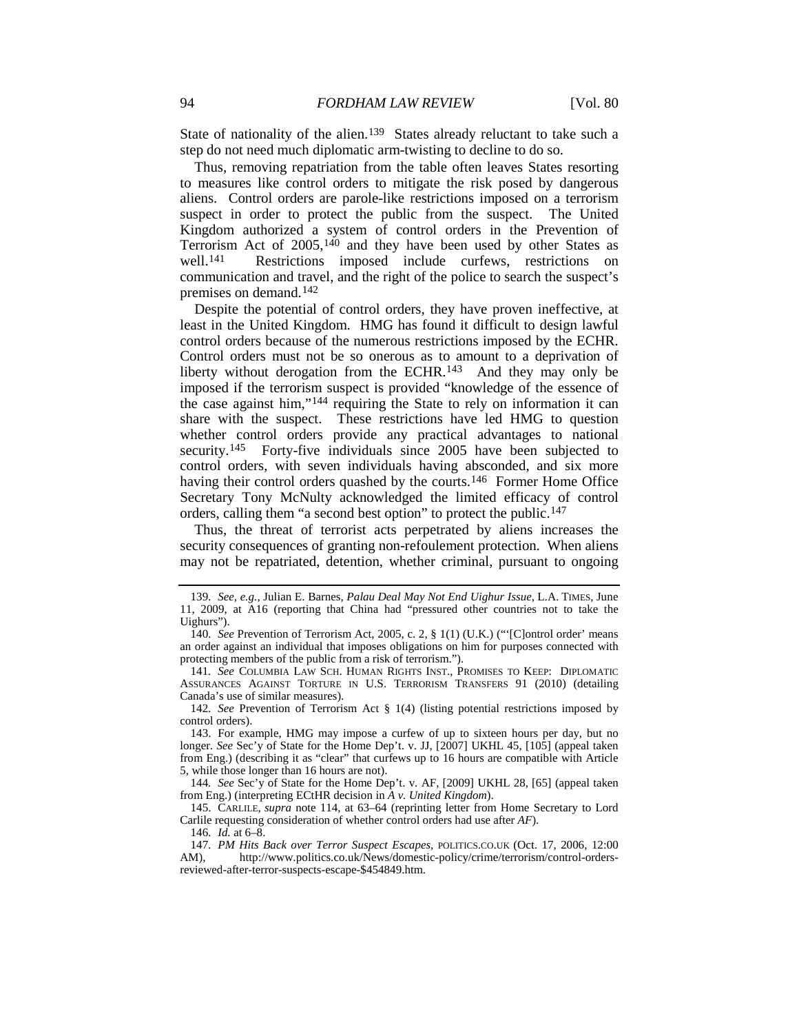State of nationality of the alien.[139] States already reluctant to take such a step do not need much diplomatic arm-twisting to decline to do so.

Thus, removing repatriation from the table often leaves States resorting to measures like control orders to mitigate the risk posed by dangerous aliens. Control orders are parole-like restrictions imposed on a terrorism suspect in order to protect the public from the suspect. The United Kingdom authorized a system of control orders in the Prevention of Terrorism Act of 2005,[140] and they have been used by other States as well.[141] Restrictions imposed include curfews, restrictions on communication and travel, and the right of the police to search the suspect's premises on demand.[142]

Despite the potential of control orders, they have proven ineffective, at least in the United Kingdom. HMG has found it difficult to design lawful control orders because of the numerous restrictions imposed by the ECHR. Control orders must not be so onerous as to amount to a deprivation of liberty without derogation from the ECHR.[143] And they may only be imposed if the terrorism suspect is provided "knowledge of the essence of the case against him,"[144] requiring the State to rely on information it can share with the suspect. These restrictions have led HMG to question whether control orders provide any practical advantages to national security.[145] Forty-five individuals since 2005 have been subjected to control orders, with seven individuals having absconded, and six more having their control orders quashed by the courts.[146] Former Home Office Secretary Tony McNulty acknowledged the limited efficacy of control orders, calling them "a second best option" to protect the public.[147]

Thus, the threat of terrorist acts perpetrated by aliens increases the security consequences of granting non-refoulement protection. When aliens may not be repatriated, detention, whether criminal, pursuant to ongoing

---

139. *See, e.g.*, Julian E. Barnes, *Palau Deal May Not End Uighur Issue*, L.A. TIMES, June 11, 2009, at A16 (reporting that China had "pressured other countries not to take the Uighurs").

140. *See* Prevention of Terrorism Act, 2005, c. 2, § 1(1) (U.K.) ("'[C]ontrol order' means an order against an individual that imposes obligations on him for purposes connected with protecting members of the public from a risk of terrorism.").

141. *See* COLUMBIA LAW SCH. HUMAN RIGHTS INST., PROMISES TO KEEP: DIPLOMATIC ASSURANCES AGAINST TORTURE IN U.S. TERRORISM TRANSFERS 91 (2010) (detailing Canada's use of similar measures).

142. *See* Prevention of Terrorism Act § 1(4) (listing potential restrictions imposed by control orders).

143. For example, HMG may impose a curfew of up to sixteen hours per day, but no longer. *See* Sec'y of State for the Home Dep't. v. JJ, [2007] UKHL 45, [105] (appeal taken from Eng.) (describing it as "clear" that curfews up to 16 hours are compatible with Article 5, while those longer than 16 hours are not).

144. *See* Sec'y of State for the Home Dep't. v. AF, [2009] UKHL 28, [65] (appeal taken from Eng.) (interpreting ECtHR decision in *A v. United Kingdom*).

145. CARLILE, *supra* note 114, at 63–64 (reprinting letter from Home Secretary to Lord Carlile requesting consideration of whether control orders had use after *AF*).

146. *Id.* at 6–8.

147. *PM Hits Back over Terror Suspect Escapes*, POLITICS.CO.UK (Oct. 17, 2006, 12:00 AM), http://www.politics.co.uk/News/domestic-policy/crime/terrorism/control-orders-reviewed-after-terror-suspects-escape-$454849.htm.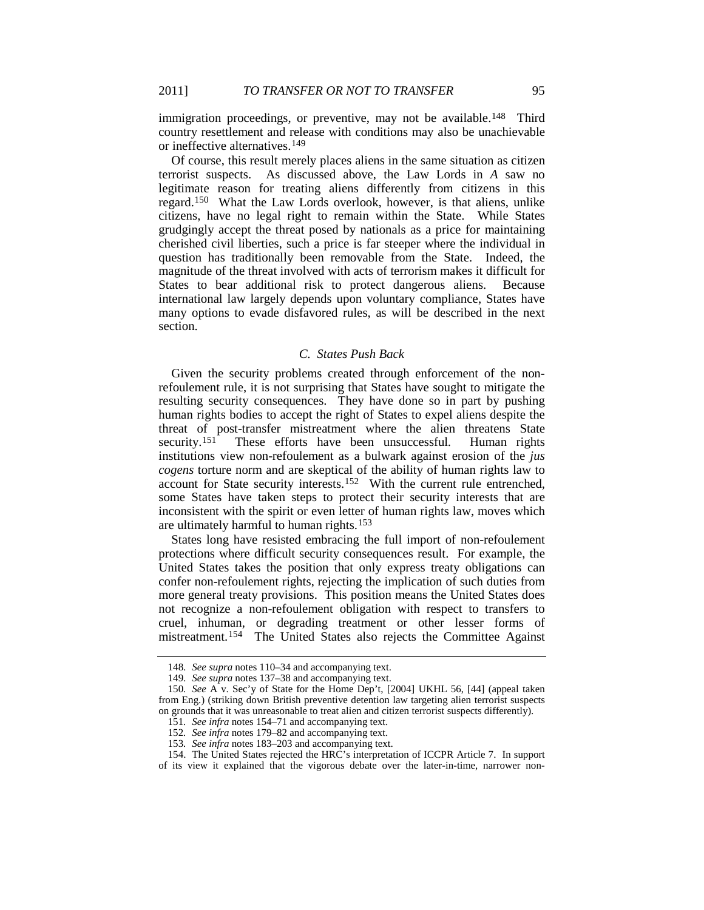immigration proceedings, or preventive, may not be available.[148] Third country resettlement and release with conditions may also be unachievable or ineffective alternatives.[149]

Of course, this result merely places aliens in the same situation as citizen terrorist suspects. As discussed above, the Law Lords in *A* saw no legitimate reason for treating aliens differently from citizens in this regard.[150] What the Law Lords overlook, however, is that aliens, unlike citizens, have no legal right to remain within the State. While States grudgingly accept the threat posed by nationals as a price for maintaining cherished civil liberties, such a price is far steeper where the individual in question has traditionally been removable from the State. Indeed, the magnitude of the threat involved with acts of terrorism makes it difficult for States to bear additional risk to protect dangerous aliens. Because international law largely depends upon voluntary compliance, States have many options to evade disfavored rules, as will be described in the next section.

### *C. States Push Back*

Given the security problems created through enforcement of the non-refoulement rule, it is not surprising that States have sought to mitigate the resulting security consequences. They have done so in part by pushing human rights bodies to accept the right of States to expel aliens despite the threat of post-transfer mistreatment where the alien threatens State security.[151] These efforts have been unsuccessful. Human rights institutions view non-refoulement as a bulwark against erosion of the *jus cogens* torture norm and are skeptical of the ability of human rights law to account for State security interests.[152] With the current rule entrenched, some States have taken steps to protect their security interests that are inconsistent with the spirit or even letter of human rights law, moves which are ultimately harmful to human rights.[153]

States long have resisted embracing the full import of non-refoulement protections where difficult security consequences result. For example, the United States takes the position that only express treaty obligations can confer non-refoulement rights, rejecting the implication of such duties from more general treaty provisions. This position means the United States does not recognize a non-refoulement obligation with respect to transfers to cruel, inhuman, or degrading treatment or other lesser forms of mistreatment.[154] The United States also rejects the Committee Against

---

148. *See supra* notes 110–34 and accompanying text.

149. *See supra* notes 137–38 and accompanying text.

150. *See* A v. Sec'y of State for the Home Dep't, [2004] UKHL 56, [44] (appeal taken from Eng.) (striking down British preventive detention law targeting alien terrorist suspects on grounds that it was unreasonable to treat alien and citizen terrorist suspects differently).

151. *See infra* notes 154–71 and accompanying text.

152. *See infra* notes 179–82 and accompanying text.

153. *See infra* notes 183–203 and accompanying text.

154. The United States rejected the HRC's interpretation of ICCPR Article 7. In support of its view it explained that the vigorous debate over the later-in-time, narrower non-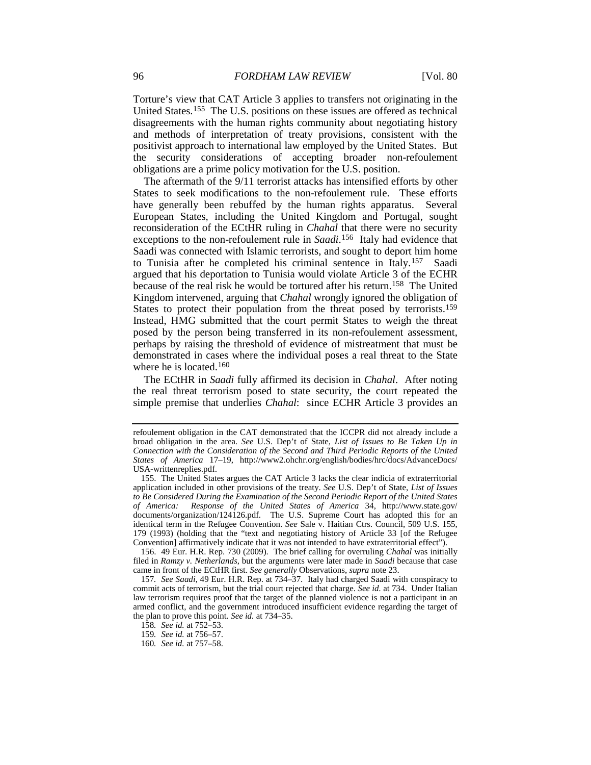Torture's view that CAT Article 3 applies to transfers not originating in the United States.[155] The U.S. positions on these issues are offered as technical disagreements with the human rights community about negotiating history and methods of interpretation of treaty provisions, consistent with the positivist approach to international law employed by the United States. But the security considerations of accepting broader non-refoulement obligations are a prime policy motivation for the U.S. position.

The aftermath of the 9/11 terrorist attacks has intensified efforts by other States to seek modifications to the non-refoulement rule. These efforts have generally been rebuffed by the human rights apparatus. Several European States, including the United Kingdom and Portugal, sought reconsideration of the ECtHR ruling in *Chahal* that there were no security exceptions to the non-refoulement rule in *Saadi*.[156] Italy had evidence that Saadi was connected with Islamic terrorists, and sought to deport him home to Tunisia after he completed his criminal sentence in Italy.[157] Saadi argued that his deportation to Tunisia would violate Article 3 of the ECHR because of the real risk he would be tortured after his return.[158] The United Kingdom intervened, arguing that *Chahal* wrongly ignored the obligation of States to protect their population from the threat posed by terrorists.[159] Instead, HMG submitted that the court permit States to weigh the threat posed by the person being transferred in its non-refoulement assessment, perhaps by raising the threshold of evidence of mistreatment that must be demonstrated in cases where the individual poses a real threat to the State where he is located.[160]

The ECtHR in *Saadi* fully affirmed its decision in *Chahal*. After noting the real threat terrorism posed to state security, the court repeated the simple premise that underlies *Chahal*: since ECHR Article 3 provides an

---

refoulement obligation in the CAT demonstrated that the ICCPR did not already include a broad obligation in the area. *See* U.S. Dep't of State, *List of Issues to Be Taken Up in Connection with the Consideration of the Second and Third Periodic Reports of the United States of America* 17–19, http://www2.ohchr.org/english/bodies/hrc/docs/AdvanceDocs/USA-writtenreplies.pdf.

155. The United States argues the CAT Article 3 lacks the clear indicia of extraterritorial application included in other provisions of the treaty. *See* U.S. Dep't of State, *List of Issues to Be Considered During the Examination of the Second Periodic Report of the United States of America: Response of the United States of America* 34, http://www.state.gov/documents/organization/124126.pdf. The U.S. Supreme Court has adopted this for an identical term in the Refugee Convention. *See* Sale v. Haitian Ctrs. Council, 509 U.S. 155, 179 (1993) (holding that the "text and negotiating history of Article 33 [of the Refugee Convention] affirmatively indicate that it was not intended to have extraterritorial effect").

156. 49 Eur. H.R. Rep. 730 (2009). The brief calling for overruling *Chahal* was initially filed in *Ramzy v. Netherlands*, but the arguments were later made in *Saadi* because that case came in front of the ECtHR first. *See generally* Observations, *supra* note 23.

157. *See Saadi*, 49 Eur. H.R. Rep. at 734–37. Italy had charged Saadi with conspiracy to commit acts of terrorism, but the trial court rejected that charge. *See id.* at 734. Under Italian law terrorism requires proof that the target of the planned violence is not a participant in an armed conflict, and the government introduced insufficient evidence regarding the target of the plan to prove this point. *See id.* at 734–35.

158. *See id.* at 752–53.

159. *See id.* at 756–57.

160. *See id.* at 757–58.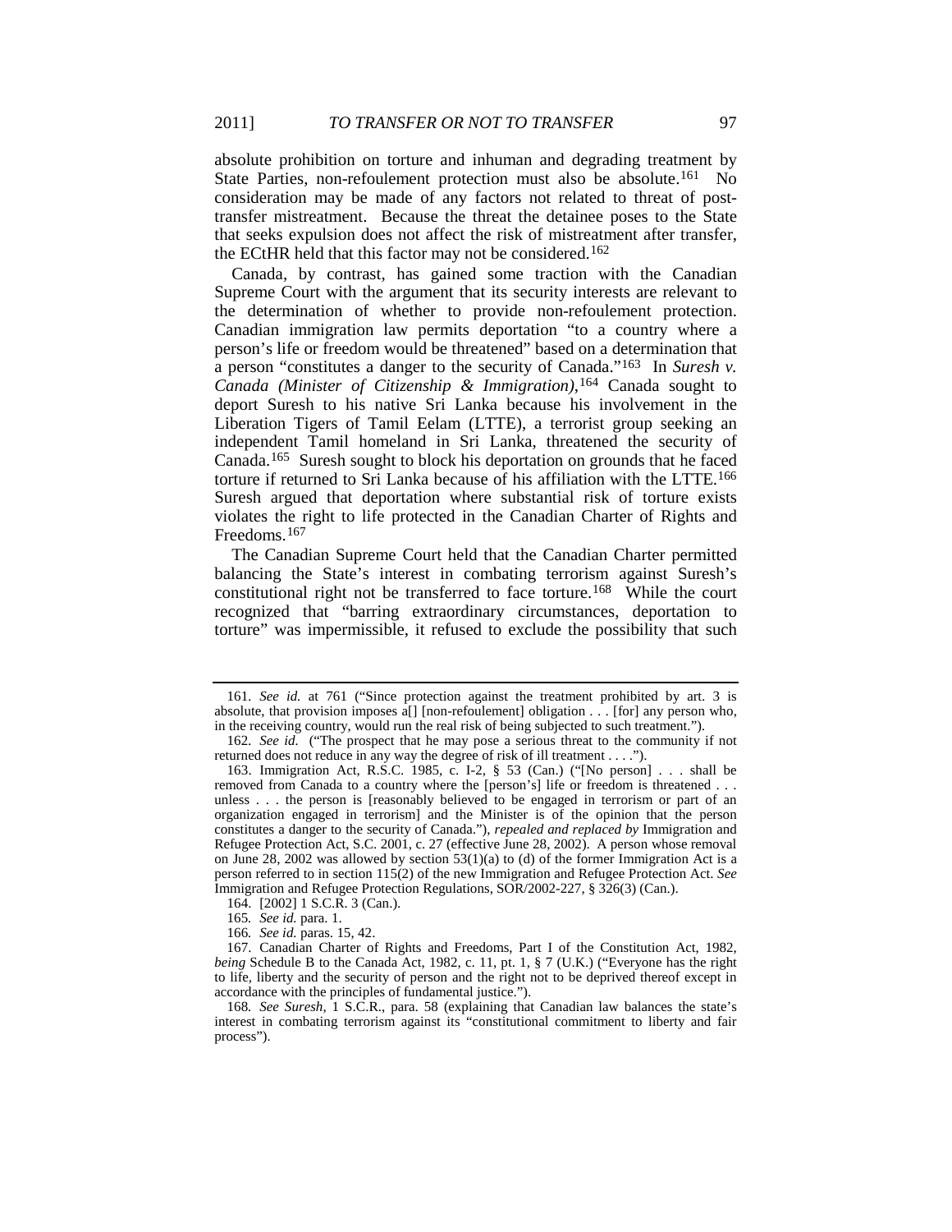absolute prohibition on torture and inhuman and degrading treatment by State Parties, non-refoulement protection must also be absolute.[161] No consideration may be made of any factors not related to threat of post-transfer mistreatment. Because the threat the detainee poses to the State that seeks expulsion does not affect the risk of mistreatment after transfer, the ECtHR held that this factor may not be considered.[162]

Canada, by contrast, has gained some traction with the Canadian Supreme Court with the argument that its security interests are relevant to the determination of whether to provide non-refoulement protection. Canadian immigration law permits deportation "to a country where a person's life or freedom would be threatened" based on a determination that a person "constitutes a danger to the security of Canada."[163] In *Suresh v. Canada (Minister of Citizenship & Immigration)*,[164] Canada sought to deport Suresh to his native Sri Lanka because his involvement in the Liberation Tigers of Tamil Eelam (LTTE), a terrorist group seeking an independent Tamil homeland in Sri Lanka, threatened the security of Canada.[165] Suresh sought to block his deportation on grounds that he faced torture if returned to Sri Lanka because of his affiliation with the LTTE.[166] Suresh argued that deportation where substantial risk of torture exists violates the right to life protected in the Canadian Charter of Rights and Freedoms.[167]

The Canadian Supreme Court held that the Canadian Charter permitted balancing the State's interest in combating terrorism against Suresh's constitutional right not be transferred to face torture.[168] While the court recognized that "barring extraordinary circumstances, deportation to torture" was impermissible, it refused to exclude the possibility that such

---

161. *See id.* at 761 ("Since protection against the treatment prohibited by art. 3 is absolute, that provision imposes a[] [non-refoulement] obligation . . . [for] any person who, in the receiving country, would run the real risk of being subjected to such treatment.").

162. *See id.* ("The prospect that he may pose a serious threat to the community if not returned does not reduce in any way the degree of risk of ill treatment . . . .").

163. Immigration Act, R.S.C. 1985, c. I-2, § 53 (Can.) ("[No person] . . . shall be removed from Canada to a country where the [person's] life or freedom is threatened . . . unless . . . the person is [reasonably believed to be engaged in terrorism or part of an organization engaged in terrorism] and the Minister is of the opinion that the person constitutes a danger to the security of Canada."), *repealed and replaced by* Immigration and Refugee Protection Act, S.C. 2001, c. 27 (effective June 28, 2002). A person whose removal on June 28, 2002 was allowed by section 53(1)(a) to (d) of the former Immigration Act is a person referred to in section 115(2) of the new Immigration and Refugee Protection Act. *See* Immigration and Refugee Protection Regulations, SOR/2002-227, § 326(3) (Can.).

164. [2002] 1 S.C.R. 3 (Can.).

165. *See id.* para. 1.

166. *See id.* paras. 15, 42.

167. Canadian Charter of Rights and Freedoms, Part I of the Constitution Act, 1982, *being* Schedule B to the Canada Act, 1982, c. 11, pt. 1, § 7 (U.K.) ("Everyone has the right to life, liberty and the security of person and the right not to be deprived thereof except in accordance with the principles of fundamental justice.").

168. *See Suresh*, 1 S.C.R., para. 58 (explaining that Canadian law balances the state's interest in combating terrorism against its "constitutional commitment to liberty and fair process").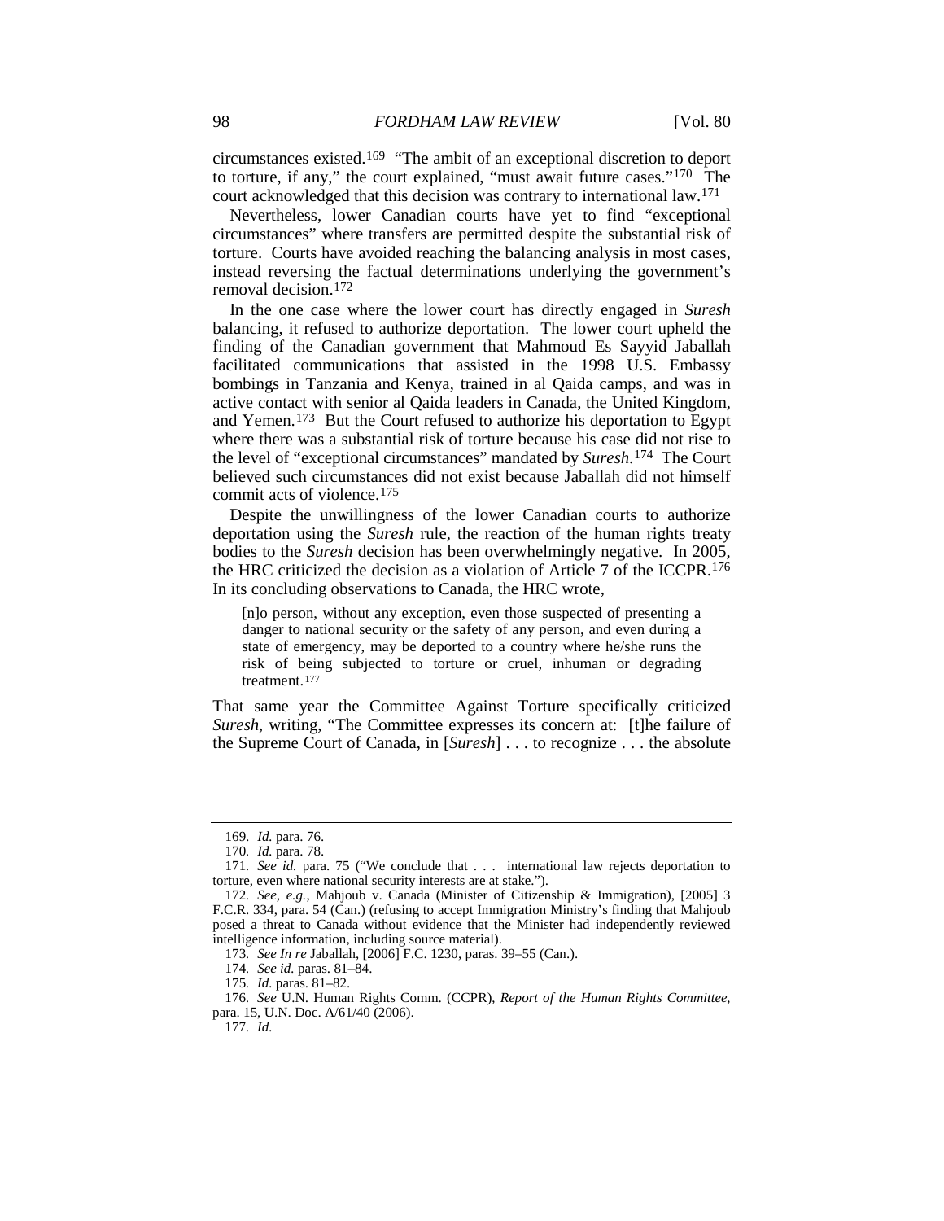circumstances existed.[169] "The ambit of an exceptional discretion to deport to torture, if any," the court explained, "must await future cases."[170] The court acknowledged that this decision was contrary to international law.[171]

Nevertheless, lower Canadian courts have yet to find "exceptional circumstances" where transfers are permitted despite the substantial risk of torture. Courts have avoided reaching the balancing analysis in most cases, instead reversing the factual determinations underlying the government's removal decision.[172]

In the one case where the lower court has directly engaged in *Suresh* balancing, it refused to authorize deportation. The lower court upheld the finding of the Canadian government that Mahmoud Es Sayyid Jaballah facilitated communications that assisted in the 1998 U.S. Embassy bombings in Tanzania and Kenya, trained in al Qaida camps, and was in active contact with senior al Qaida leaders in Canada, the United Kingdom, and Yemen.[173] But the Court refused to authorize his deportation to Egypt where there was a substantial risk of torture because his case did not rise to the level of "exceptional circumstances" mandated by *Suresh*.[174] The Court believed such circumstances did not exist because Jaballah did not himself commit acts of violence.[175]

Despite the unwillingness of the lower Canadian courts to authorize deportation using the *Suresh* rule, the reaction of the human rights treaty bodies to the *Suresh* decision has been overwhelmingly negative. In 2005, the HRC criticized the decision as a violation of Article 7 of the ICCPR.[176] In its concluding observations to Canada, the HRC wrote,

> [n]o person, without any exception, even those suspected of presenting a danger to national security or the safety of any person, and even during a state of emergency, may be deported to a country where he/she runs the risk of being subjected to torture or cruel, inhuman or degrading treatment.[177]

That same year the Committee Against Torture specifically criticized *Suresh*, writing, "The Committee expresses its concern at: [t]he failure of the Supreme Court of Canada, in [*Suresh*] . . . to recognize . . . the absolute

---

169. *Id.* para. 76.

170. *Id.* para. 78.

171. *See id.* para. 75 ("We conclude that . . . international law rejects deportation to torture, even where national security interests are at stake.").

172. *See, e.g.*, Mahjoub v. Canada (Minister of Citizenship & Immigration), [2005] 3 F.C.R. 334, para. 54 (Can.) (refusing to accept Immigration Ministry's finding that Mahjoub posed a threat to Canada without evidence that the Minister had independently reviewed intelligence information, including source material).

173. *See In re* Jaballah, [2006] F.C. 1230, paras. 39–55 (Can.).

174. *See id.* paras. 81–84.

175. *Id.* paras. 81–82.

176. *See* U.N. Human Rights Comm. (CCPR), *Report of the Human Rights Committee*, para. 15, U.N. Doc. A/61/40 (2006).

177. *Id.*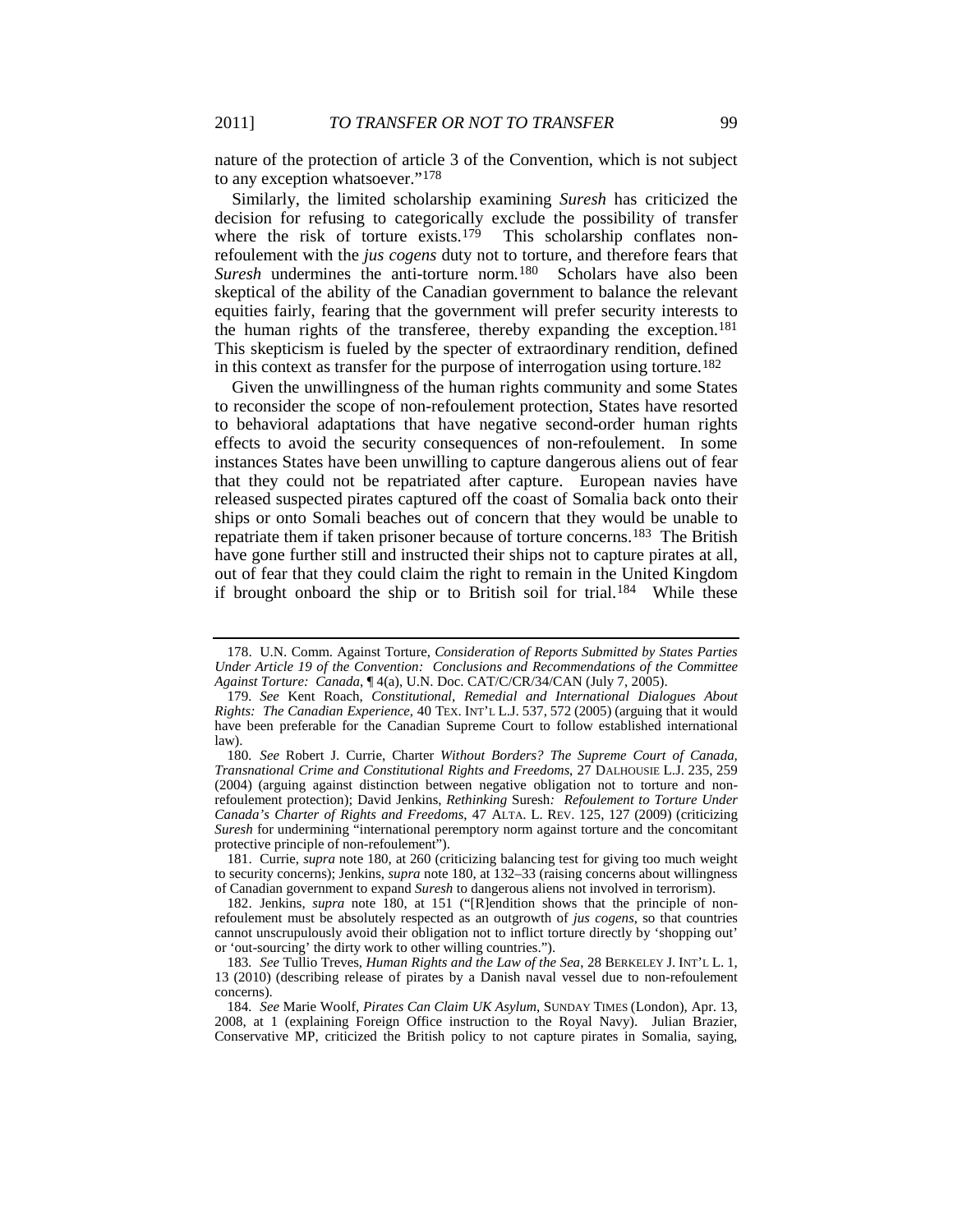nature of the protection of article 3 of the Convention, which is not subject to any exception whatsoever."[178]

Similarly, the limited scholarship examining *Suresh* has criticized the decision for refusing to categorically exclude the possibility of transfer where the risk of torture exists.[179] This scholarship conflates non-refoulement with the *jus cogens* duty not to torture, and therefore fears that *Suresh* undermines the anti-torture norm.[180] Scholars have also been skeptical of the ability of the Canadian government to balance the relevant equities fairly, fearing that the government will prefer security interests to the human rights of the transferee, thereby expanding the exception.[181] This skepticism is fueled by the specter of extraordinary rendition, defined in this context as transfer for the purpose of interrogation using torture.[182]

Given the unwillingness of the human rights community and some States to reconsider the scope of non-refoulement protection, States have resorted to behavioral adaptations that have negative second-order human rights effects to avoid the security consequences of non-refoulement. In some instances States have been unwilling to capture dangerous aliens out of fear that they could not be repatriated after capture. European navies have released suspected pirates captured off the coast of Somalia back onto their ships or onto Somali beaches out of concern that they would be unable to repatriate them if taken prisoner because of torture concerns.[183] The British have gone further still and instructed their ships not to capture pirates at all, out of fear that they could claim the right to remain in the United Kingdom if brought onboard the ship or to British soil for trial.[184] While these

---

178. U.N. Comm. Against Torture, *Consideration of Reports Submitted by States Parties Under Article 19 of the Convention: Conclusions and Recommendations of the Committee Against Torture: Canada*, ¶ 4(a), U.N. Doc. CAT/C/CR/34/CAN (July 7, 2005).

179. *See* Kent Roach, *Constitutional, Remedial and International Dialogues About Rights: The Canadian Experience*, 40 TEX. INT'L L.J. 537, 572 (2005) (arguing that it would have been preferable for the Canadian Supreme Court to follow established international law).

180. *See* Robert J. Currie, Charter *Without Borders? The Supreme Court of Canada, Transnational Crime and Constitutional Rights and Freedoms*, 27 DALHOUSIE L.J. 235, 259 (2004) (arguing against distinction between negative obligation not to torture and non-refoulement protection); David Jenkins, *Rethinking* Suresh*: Refoulement to Torture Under Canada's Charter of Rights and Freedoms*, 47 ALTA. L. REV. 125, 127 (2009) (criticizing *Suresh* for undermining "international peremptory norm against torture and the concomitant protective principle of non-refoulement").

181. Currie, *supra* note 180, at 260 (criticizing balancing test for giving too much weight to security concerns); Jenkins, *supra* note 180, at 132–33 (raising concerns about willingness of Canadian government to expand *Suresh* to dangerous aliens not involved in terrorism).

182. Jenkins, *supra* note 180, at 151 ("[R]endition shows that the principle of non-refoulement must be absolutely respected as an outgrowth of *jus cogens*, so that countries cannot unscrupulously avoid their obligation not to inflict torture directly by 'shopping out' or 'out-sourcing' the dirty work to other willing countries.").

183. *See* Tullio Treves, *Human Rights and the Law of the Sea*, 28 BERKELEY J. INT'L L. 1, 13 (2010) (describing release of pirates by a Danish naval vessel due to non-refoulement concerns).

184. *See* Marie Woolf, *Pirates Can Claim UK Asylum*, SUNDAY TIMES (London), Apr. 13, 2008, at 1 (explaining Foreign Office instruction to the Royal Navy). Julian Brazier, Conservative MP, criticized the British policy to not capture pirates in Somalia, saying,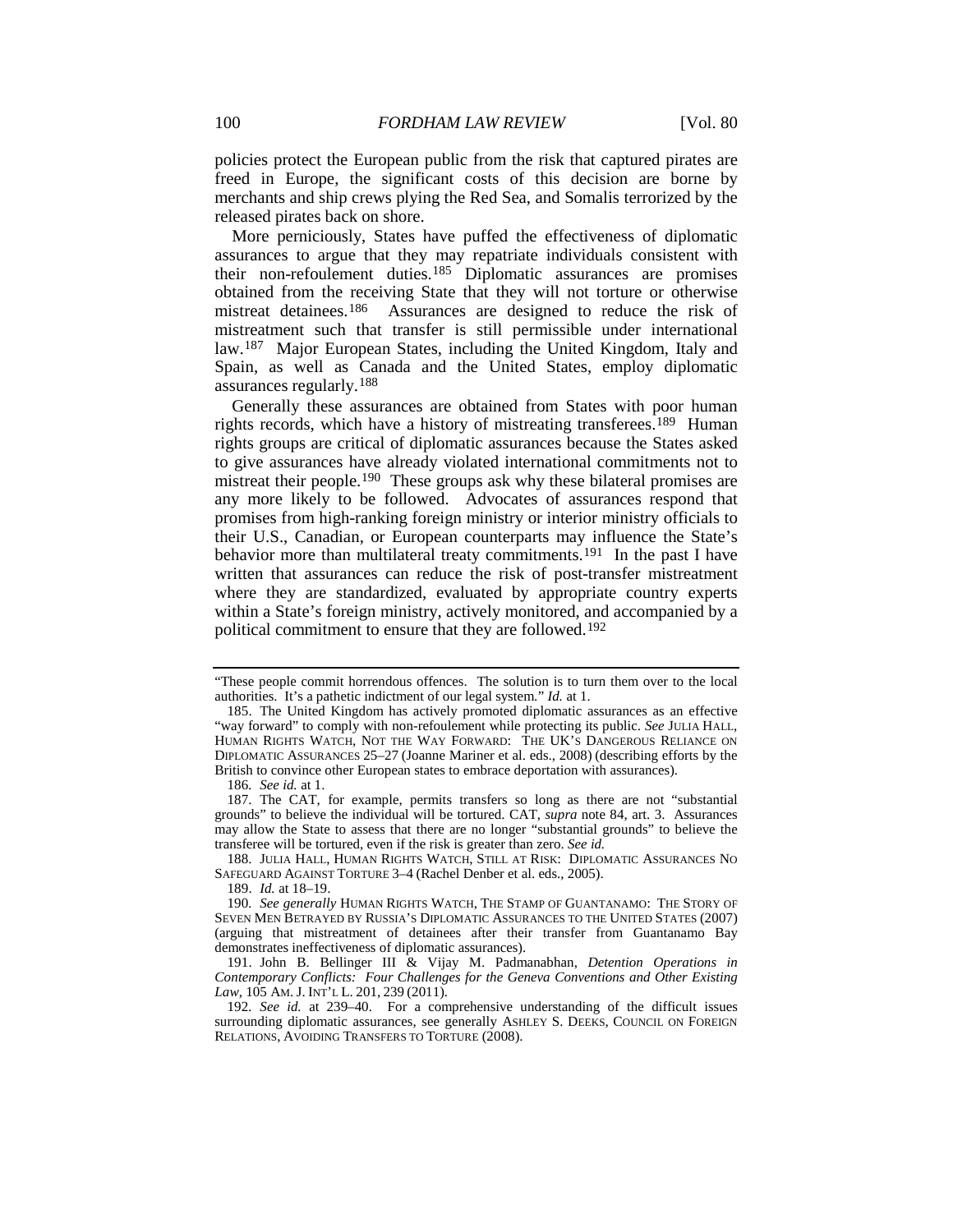policies protect the European public from the risk that captured pirates are freed in Europe, the significant costs of this decision are borne by merchants and ship crews plying the Red Sea, and Somalis terrorized by the released pirates back on shore.

More perniciously, States have puffed the effectiveness of diplomatic assurances to argue that they may repatriate individuals consistent with their non-refoulement duties.[185] Diplomatic assurances are promises obtained from the receiving State that they will not torture or otherwise mistreat detainees.[186] Assurances are designed to reduce the risk of mistreatment such that transfer is still permissible under international law.[187] Major European States, including the United Kingdom, Italy and Spain, as well as Canada and the United States, employ diplomatic assurances regularly.[188]

Generally these assurances are obtained from States with poor human rights records, which have a history of mistreating transferees.[189] Human rights groups are critical of diplomatic assurances because the States asked to give assurances have already violated international commitments not to mistreat their people.[190] These groups ask why these bilateral promises are any more likely to be followed. Advocates of assurances respond that promises from high-ranking foreign ministry or interior ministry officials to their U.S., Canadian, or European counterparts may influence the State's behavior more than multilateral treaty commitments.[191] In the past I have written that assurances can reduce the risk of post-transfer mistreatment where they are standardized, evaluated by appropriate country experts within a State's foreign ministry, actively monitored, and accompanied by a political commitment to ensure that they are followed.[192]

---

"These people commit horrendous offences. The solution is to turn them over to the local authorities. It's a pathetic indictment of our legal system." *Id.* at 1.

185. The United Kingdom has actively promoted diplomatic assurances as an effective "way forward" to comply with non-refoulement while protecting its public. *See* JULIA HALL, HUMAN RIGHTS WATCH, NOT THE WAY FORWARD: THE UK'S DANGEROUS RELIANCE ON DIPLOMATIC ASSURANCES 25–27 (Joanne Mariner et al. eds., 2008) (describing efforts by the British to convince other European states to embrace deportation with assurances).

186. *See id.* at 1.

187. The CAT, for example, permits transfers so long as there are not "substantial grounds" to believe the individual will be tortured. CAT, *supra* note 84, art. 3. Assurances may allow the State to assess that there are no longer "substantial grounds" to believe the transferee will be tortured, even if the risk is greater than zero. *See id.*

188. JULIA HALL, HUMAN RIGHTS WATCH, STILL AT RISK: DIPLOMATIC ASSURANCES NO SAFEGUARD AGAINST TORTURE 3–4 (Rachel Denber et al. eds., 2005).

189. *Id.* at 18–19.

190. *See generally* HUMAN RIGHTS WATCH, THE STAMP OF GUANTANAMO: THE STORY OF SEVEN MEN BETRAYED BY RUSSIA'S DIPLOMATIC ASSURANCES TO THE UNITED STATES (2007) (arguing that mistreatment of detainees after their transfer from Guantanamo Bay demonstrates ineffectiveness of diplomatic assurances).

191. John B. Bellinger III & Vijay M. Padmanabhan, *Detention Operations in Contemporary Conflicts: Four Challenges for the Geneva Conventions and Other Existing Law*, 105 AM. J. INT'L L. 201, 239 (2011).

192. *See id.* at 239–40. For a comprehensive understanding of the difficult issues surrounding diplomatic assurances, see generally ASHLEY S. DEEKS, COUNCIL ON FOREIGN RELATIONS, AVOIDING TRANSFERS TO TORTURE (2008).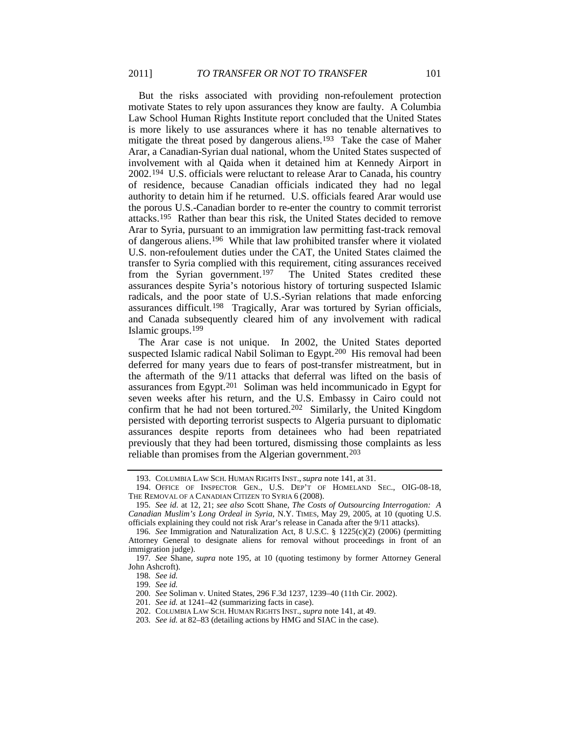But the risks associated with providing non-refoulement protection motivate States to rely upon assurances they know are faulty. A Columbia Law School Human Rights Institute report concluded that the United States is more likely to use assurances where it has no tenable alternatives to mitigate the threat posed by dangerous aliens.[193] Take the case of Maher Arar, a Canadian-Syrian dual national, whom the United States suspected of involvement with al Qaida when it detained him at Kennedy Airport in 2002.[194] U.S. officials were reluctant to release Arar to Canada, his country of residence, because Canadian officials indicated they had no legal authority to detain him if he returned. U.S. officials feared Arar would use the porous U.S.-Canadian border to re-enter the country to commit terrorist attacks.[195] Rather than bear this risk, the United States decided to remove Arar to Syria, pursuant to an immigration law permitting fast-track removal of dangerous aliens.[196] While that law prohibited transfer where it violated U.S. non-refoulement duties under the CAT, the United States claimed the transfer to Syria complied with this requirement, citing assurances received from the Syrian government.[197] The United States credited these assurances despite Syria's notorious history of torturing suspected Islamic radicals, and the poor state of U.S.-Syrian relations that made enforcing assurances difficult.[198] Tragically, Arar was tortured by Syrian officials, and Canada subsequently cleared him of any involvement with radical Islamic groups.[199]

The Arar case is not unique. In 2002, the United States deported suspected Islamic radical Nabil Soliman to Egypt.[200] His removal had been deferred for many years due to fears of post-transfer mistreatment, but in the aftermath of the 9/11 attacks that deferral was lifted on the basis of assurances from Egypt.[201] Soliman was held incommunicado in Egypt for seven weeks after his return, and the U.S. Embassy in Cairo could not confirm that he had not been tortured.[202] Similarly, the United Kingdom persisted with deporting terrorist suspects to Algeria pursuant to diplomatic assurances despite reports from detainees who had been repatriated previously that they had been tortured, dismissing those complaints as less reliable than promises from the Algerian government.[203]

---

193. COLUMBIA LAW SCH. HUMAN RIGHTS INST., *supra* note 141, at 31.

194. OFFICE OF INSPECTOR GEN., U.S. DEP'T OF HOMELAND SEC., OIG-08-18, THE REMOVAL OF A CANADIAN CITIZEN TO SYRIA 6 (2008).

195. *See id.* at 12, 21; *see also* Scott Shane, *The Costs of Outsourcing Interrogation: A Canadian Muslim's Long Ordeal in Syria*, N.Y. TIMES, May 29, 2005, at 10 (quoting U.S. officials explaining they could not risk Arar's release in Canada after the 9/11 attacks).

196. *See* Immigration and Naturalization Act, 8 U.S.C. § 1225(c)(2) (2006) (permitting Attorney General to designate aliens for removal without proceedings in front of an immigration judge).

197. *See* Shane, *supra* note 195, at 10 (quoting testimony by former Attorney General John Ashcroft).

198. *See id.*

199. *See id.*

200. *See* Soliman v. United States, 296 F.3d 1237, 1239–40 (11th Cir. 2002).

201. *See id.* at 1241–42 (summarizing facts in case).

202. COLUMBIA LAW SCH. HUMAN RIGHTS INST., *supra* note 141, at 49.

203. *See id.* at 82–83 (detailing actions by HMG and SIAC in the case).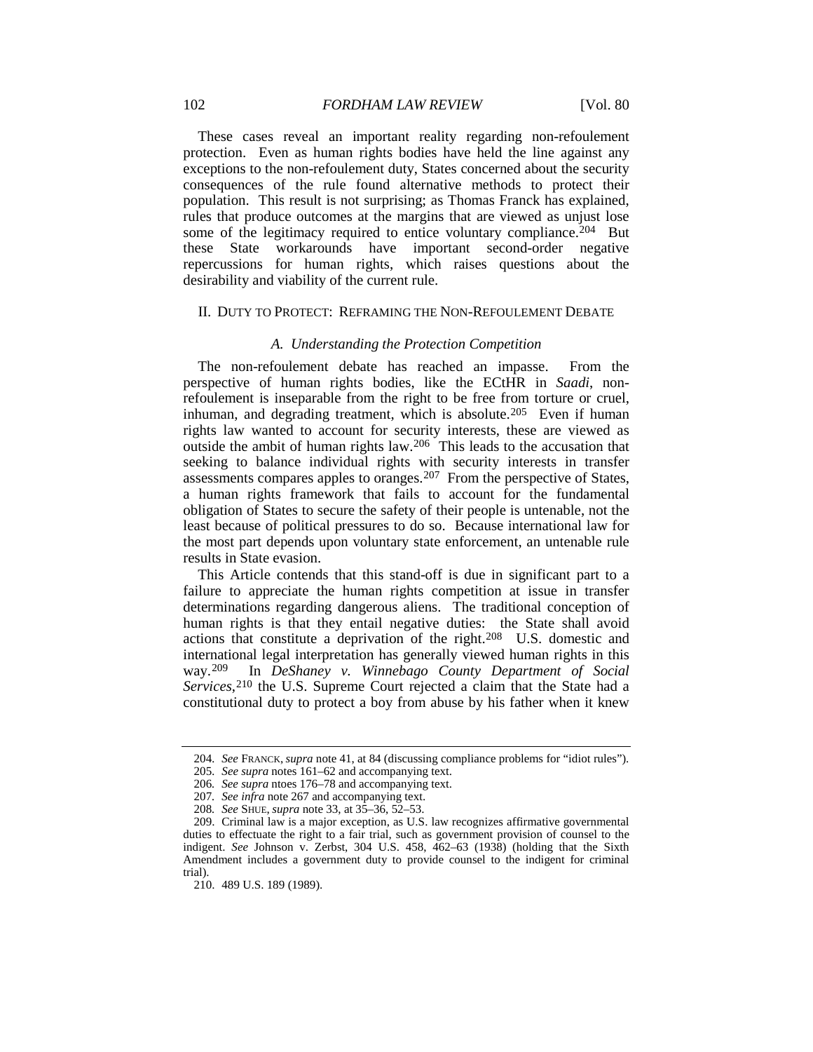These cases reveal an important reality regarding non-refoulement protection. Even as human rights bodies have held the line against any exceptions to the non-refoulement duty, States concerned about the security consequences of the rule found alternative methods to protect their population. This result is not surprising; as Thomas Franck has explained, rules that produce outcomes at the margins that are viewed as unjust lose some of the legitimacy required to entice voluntary compliance.[204] But these State workarounds have important second-order negative repercussions for human rights, which raises questions about the desirability and viability of the current rule.

## II. DUTY TO PROTECT: REFRAMING THE NON-REFOULEMENT DEBATE

### *A. Understanding the Protection Competition*

The non-refoulement debate has reached an impasse. From the perspective of human rights bodies, like the ECtHR in *Saadi*, non-refoulement is inseparable from the right to be free from torture or cruel, inhuman, and degrading treatment, which is absolute.[205] Even if human rights law wanted to account for security interests, these are viewed as outside the ambit of human rights law.[206] This leads to the accusation that seeking to balance individual rights with security interests in transfer assessments compares apples to oranges.[207] From the perspective of States, a human rights framework that fails to account for the fundamental obligation of States to secure the safety of their people is untenable, not the least because of political pressures to do so. Because international law for the most part depends upon voluntary state enforcement, an untenable rule results in State evasion.

This Article contends that this stand-off is due in significant part to a failure to appreciate the human rights competition at issue in transfer determinations regarding dangerous aliens. The traditional conception of human rights is that they entail negative duties: the State shall avoid actions that constitute a deprivation of the right.[208] U.S. domestic and international legal interpretation has generally viewed human rights in this way.[209] In *DeShaney v. Winnebago County Department of Social Services*,[210] the U.S. Supreme Court rejected a claim that the State had a constitutional duty to protect a boy from abuse by his father when it knew

---

204. *See* FRANCK, *supra* note 41, at 84 (discussing compliance problems for "idiot rules").

205. *See supra* notes 161–62 and accompanying text.

206. *See supra* ntoes 176–78 and accompanying text.

207. *See infra* note 267 and accompanying text.

208. *See* SHUE, *supra* note 33, at 35–36, 52–53.

209. Criminal law is a major exception, as U.S. law recognizes affirmative governmental duties to effectuate the right to a fair trial, such as government provision of counsel to the indigent. *See* Johnson v. Zerbst, 304 U.S. 458, 462–63 (1938) (holding that the Sixth Amendment includes a government duty to provide counsel to the indigent for criminal trial).

210. 489 U.S. 189 (1989).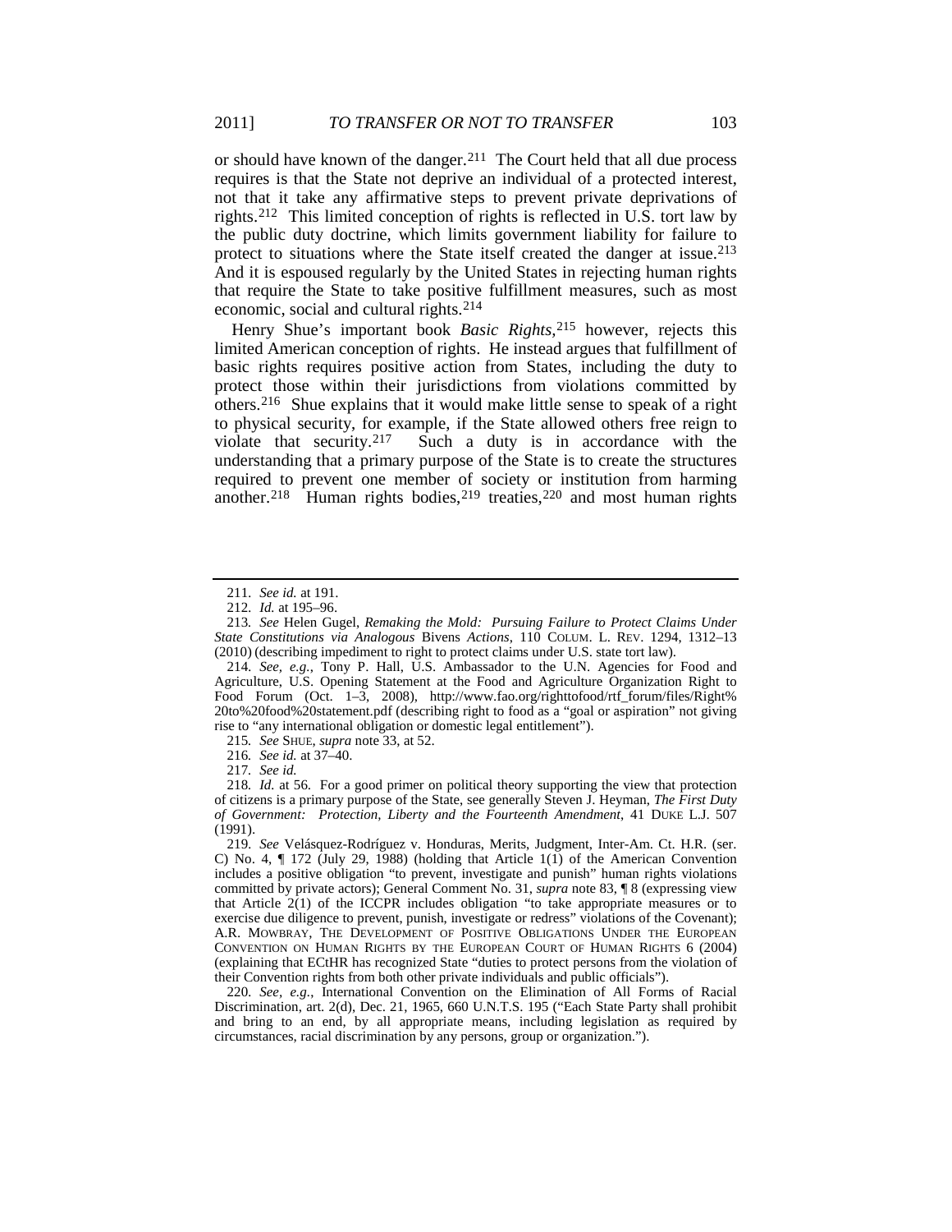or should have known of the danger.[211] The Court held that all due process requires is that the State not deprive an individual of a protected interest, not that it take any affirmative steps to prevent private deprivations of rights.[212] This limited conception of rights is reflected in U.S. tort law by the public duty doctrine, which limits government liability for failure to protect to situations where the State itself created the danger at issue.[213] And it is espoused regularly by the United States in rejecting human rights that require the State to take positive fulfillment measures, such as most economic, social and cultural rights.[214]

Henry Shue's important book *Basic Rights*,[215] however, rejects this limited American conception of rights. He instead argues that fulfillment of basic rights requires positive action from States, including the duty to protect those within their jurisdictions from violations committed by others.[216] Shue explains that it would make little sense to speak of a right to physical security, for example, if the State allowed others free reign to violate that security.[217] Such a duty is in accordance with the understanding that a primary purpose of the State is to create the structures required to prevent one member of society or institution from harming another.[218] Human rights bodies,[219] treaties,[220] and most human rights

---

211. *See id.* at 191.

212. *Id.* at 195–96.

213. *See* Helen Gugel, *Remaking the Mold: Pursuing Failure to Protect Claims Under State Constitutions via Analogous* Bivens *Actions*, 110 COLUM. L. REV. 1294, 1312–13 (2010) (describing impediment to right to protect claims under U.S. state tort law).

214. *See, e.g.*, Tony P. Hall, U.S. Ambassador to the U.N. Agencies for Food and Agriculture, U.S. Opening Statement at the Food and Agriculture Organization Right to Food Forum (Oct. 1–3, 2008), http://www.fao.org/righttofood/rtf_forum/files/Right%20to%20food%20statement.pdf (describing right to food as a "goal or aspiration" not giving rise to "any international obligation or domestic legal entitlement").

215. *See* SHUE, *supra* note 33, at 52.

216. *See id.* at 37–40.

217. *See id.*

218. *Id.* at 56. For a good primer on political theory supporting the view that protection of citizens is a primary purpose of the State, see generally Steven J. Heyman, *The First Duty of Government: Protection, Liberty and the Fourteenth Amendment*, 41 DUKE L.J. 507 (1991).

219. *See* Velásquez-Rodríguez v. Honduras, Merits, Judgment, Inter-Am. Ct. H.R. (ser. C) No. 4, ¶ 172 (July 29, 1988) (holding that Article 1(1) of the American Convention includes a positive obligation "to prevent, investigate and punish" human rights violations committed by private actors); General Comment No. 31, *supra* note 83, ¶ 8 (expressing view that Article 2(1) of the ICCPR includes obligation "to take appropriate measures or to exercise due diligence to prevent, punish, investigate or redress" violations of the Covenant); A.R. MOWBRAY, THE DEVELOPMENT OF POSITIVE OBLIGATIONS UNDER THE EUROPEAN CONVENTION ON HUMAN RIGHTS BY THE EUROPEAN COURT OF HUMAN RIGHTS 6 (2004) (explaining that ECtHR has recognized State "duties to protect persons from the violation of their Convention rights from both other private individuals and public officials").

220. *See, e.g.*, International Convention on the Elimination of All Forms of Racial Discrimination, art. 2(d), Dec. 21, 1965, 660 U.N.T.S. 195 ("Each State Party shall prohibit and bring to an end, by all appropriate means, including legislation as required by circumstances, racial discrimination by any persons, group or organization.").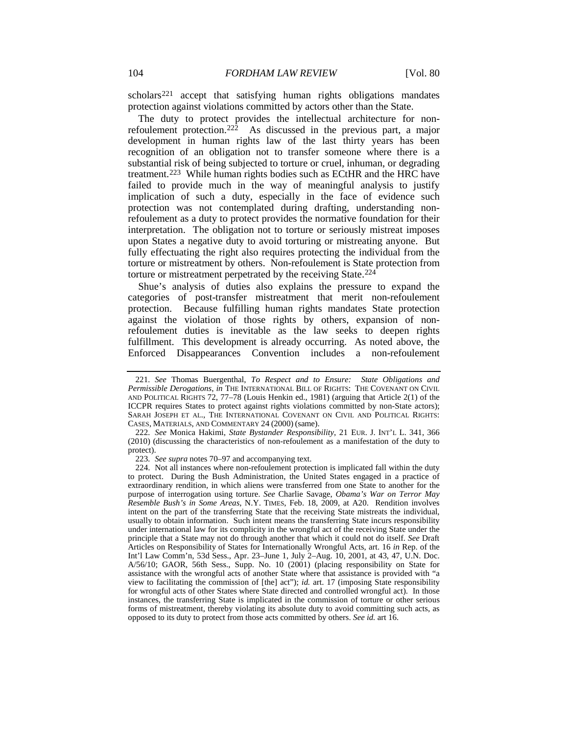scholars[221] accept that satisfying human rights obligations mandates protection against violations committed by actors other than the State.

The duty to protect provides the intellectual architecture for non-refoulement protection.[222] As discussed in the previous part, a major development in human rights law of the last thirty years has been recognition of an obligation not to transfer someone where there is a substantial risk of being subjected to torture or cruel, inhuman, or degrading treatment.[223] While human rights bodies such as ECtHR and the HRC have failed to provide much in the way of meaningful analysis to justify implication of such a duty, especially in the face of evidence such protection was not contemplated during drafting, understanding non-refoulement as a duty to protect provides the normative foundation for their interpretation. The obligation not to torture or seriously mistreat imposes upon States a negative duty to avoid torturing or mistreating anyone. But fully effectuating the right also requires protecting the individual from the torture or mistreatment by others. Non-refoulement is State protection from torture or mistreatment perpetrated by the receiving State.[224]

Shue's analysis of duties also explains the pressure to expand the categories of post-transfer mistreatment that merit non-refoulement protection. Because fulfilling human rights mandates State protection against the violation of those rights by others, expansion of non-refoulement duties is inevitable as the law seeks to deepen rights fulfillment. This development is already occurring. As noted above, the Enforced Disappearances Convention includes a non-refoulement

---

221. *See* Thomas Buergenthal, *To Respect and to Ensure: State Obligations and Permissible Derogations*, *in* THE INTERNATIONAL BILL OF RIGHTS: THE COVENANT ON CIVIL AND POLITICAL RIGHTS 72, 77–78 (Louis Henkin ed., 1981) (arguing that Article 2(1) of the ICCPR requires States to protect against rights violations committed by non-State actors); SARAH JOSEPH ET AL., THE INTERNATIONAL COVENANT ON CIVIL AND POLITICAL RIGHTS: CASES, MATERIALS, AND COMMENTARY 24 (2000) (same).

222. *See* Monica Hakimi, *State Bystander Responsibility*, 21 EUR. J. INT'L L. 341, 366 (2010) (discussing the characteristics of non-refoulement as a manifestation of the duty to protect).

223. *See supra* notes 70–97 and accompanying text.

224. Not all instances where non-refoulement protection is implicated fall within the duty to protect. During the Bush Administration, the United States engaged in a practice of extraordinary rendition, in which aliens were transferred from one State to another for the purpose of interrogation using torture. *See* Charlie Savage, *Obama's War on Terror May Resemble Bush's in Some Areas*, N.Y. TIMES, Feb. 18, 2009, at A20. Rendition involves intent on the part of the transferring State that the receiving State mistreats the individual, usually to obtain information. Such intent means the transferring State incurs responsibility under international law for its complicity in the wrongful act of the receiving State under the principle that a State may not do through another that which it could not do itself. *See* Draft Articles on Responsibility of States for Internationally Wrongful Acts, art. 16 *in* Rep. of the Int'l Law Comm'n, 53d Sess., Apr. 23–June 1, July 2–Aug. 10, 2001, at 43, 47, U.N. Doc. A/56/10; GAOR, 56th Sess., Supp. No. 10 (2001) (placing responsibility on State for assistance with the wrongful acts of another State where that assistance is provided with "a view to facilitating the commission of [the] act"); *id.* art. 17 (imposing State responsibility for wrongful acts of other States where State directed and controlled wrongful act). In those instances, the transferring State is implicated in the commission of torture or other serious forms of mistreatment, thereby violating its absolute duty to avoid committing such acts, as opposed to its duty to protect from those acts committed by others. *See id.* art 16.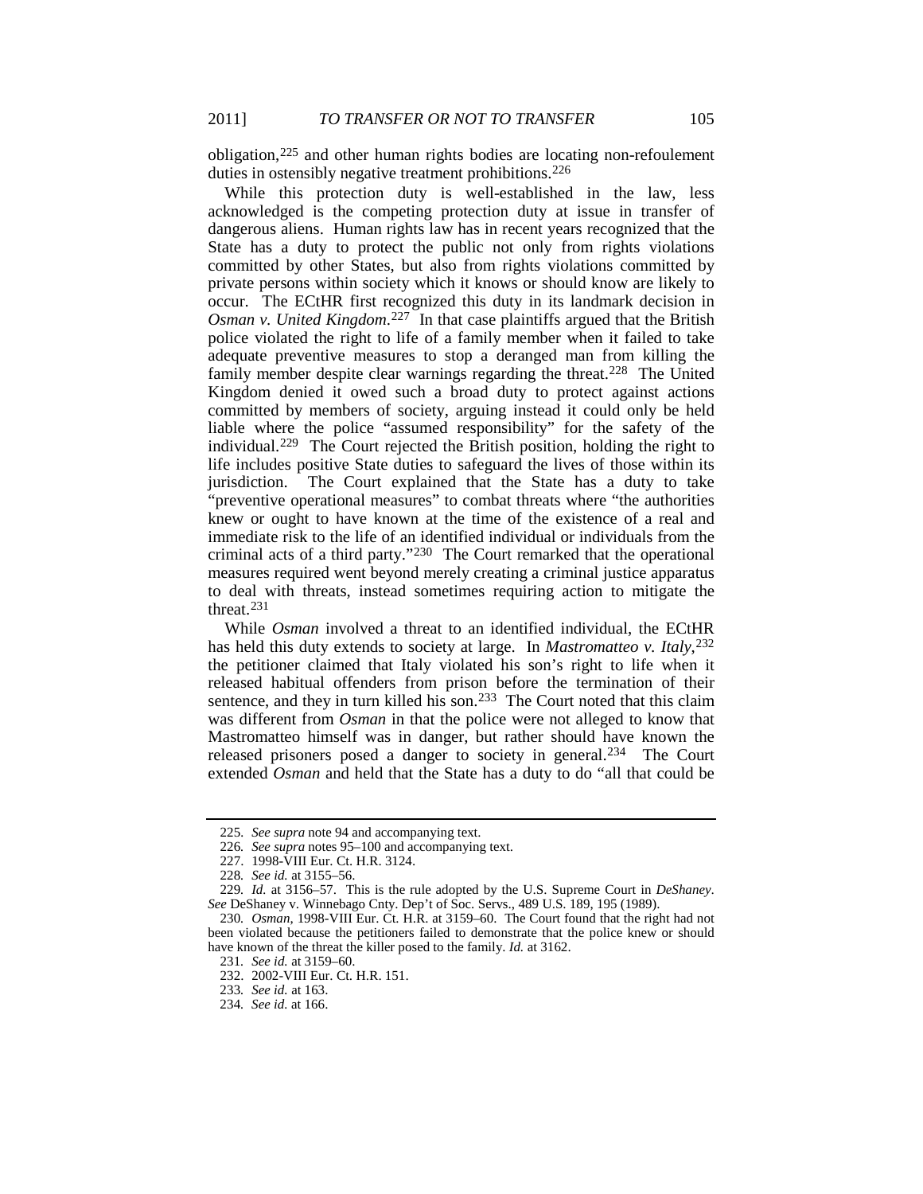obligation,[225] and other human rights bodies are locating non-refoulement duties in ostensibly negative treatment prohibitions.[226]

While this protection duty is well-established in the law, less acknowledged is the competing protection duty at issue in transfer of dangerous aliens. Human rights law has in recent years recognized that the State has a duty to protect the public not only from rights violations committed by other States, but also from rights violations committed by private persons within society which it knows or should know are likely to occur. The ECtHR first recognized this duty in its landmark decision in *Osman v. United Kingdom*.[227] In that case plaintiffs argued that the British police violated the right to life of a family member when it failed to take adequate preventive measures to stop a deranged man from killing the family member despite clear warnings regarding the threat.[228] The United Kingdom denied it owed such a broad duty to protect against actions committed by members of society, arguing instead it could only be held liable where the police "assumed responsibility" for the safety of the individual.[229] The Court rejected the British position, holding the right to life includes positive State duties to safeguard the lives of those within its jurisdiction. The Court explained that the State has a duty to take "preventive operational measures" to combat threats where "the authorities knew or ought to have known at the time of the existence of a real and immediate risk to the life of an identified individual or individuals from the criminal acts of a third party."[230] The Court remarked that the operational measures required went beyond merely creating a criminal justice apparatus to deal with threats, instead sometimes requiring action to mitigate the threat.[231]

While *Osman* involved a threat to an identified individual, the ECtHR has held this duty extends to society at large. In *Mastromatteo v. Italy*,[232] the petitioner claimed that Italy violated his son's right to life when it released habitual offenders from prison before the termination of their sentence, and they in turn killed his son.[233] The Court noted that this claim was different from *Osman* in that the police were not alleged to know that Mastromatteo himself was in danger, but rather should have known the released prisoners posed a danger to society in general.[234] The Court extended *Osman* and held that the State has a duty to do "all that could be

---

225. *See supra* note 94 and accompanying text.

226. *See supra* notes 95–100 and accompanying text.

227. 1998-VIII Eur. Ct. H.R. 3124.

228. *See id.* at 3155–56.

229. *Id.* at 3156–57. This is the rule adopted by the U.S. Supreme Court in *DeShaney*. *See* DeShaney v. Winnebago Cnty. Dep't of Soc. Servs., 489 U.S. 189, 195 (1989).

230. *Osman*, 1998-VIII Eur. Ct. H.R. at 3159–60. The Court found that the right had not been violated because the petitioners failed to demonstrate that the police knew or should have known of the threat the killer posed to the family. *Id.* at 3162.

231. *See id.* at 3159–60.

232. 2002-VIII Eur. Ct. H.R. 151.

233. *See id.* at 163.

234. *See id.* at 166.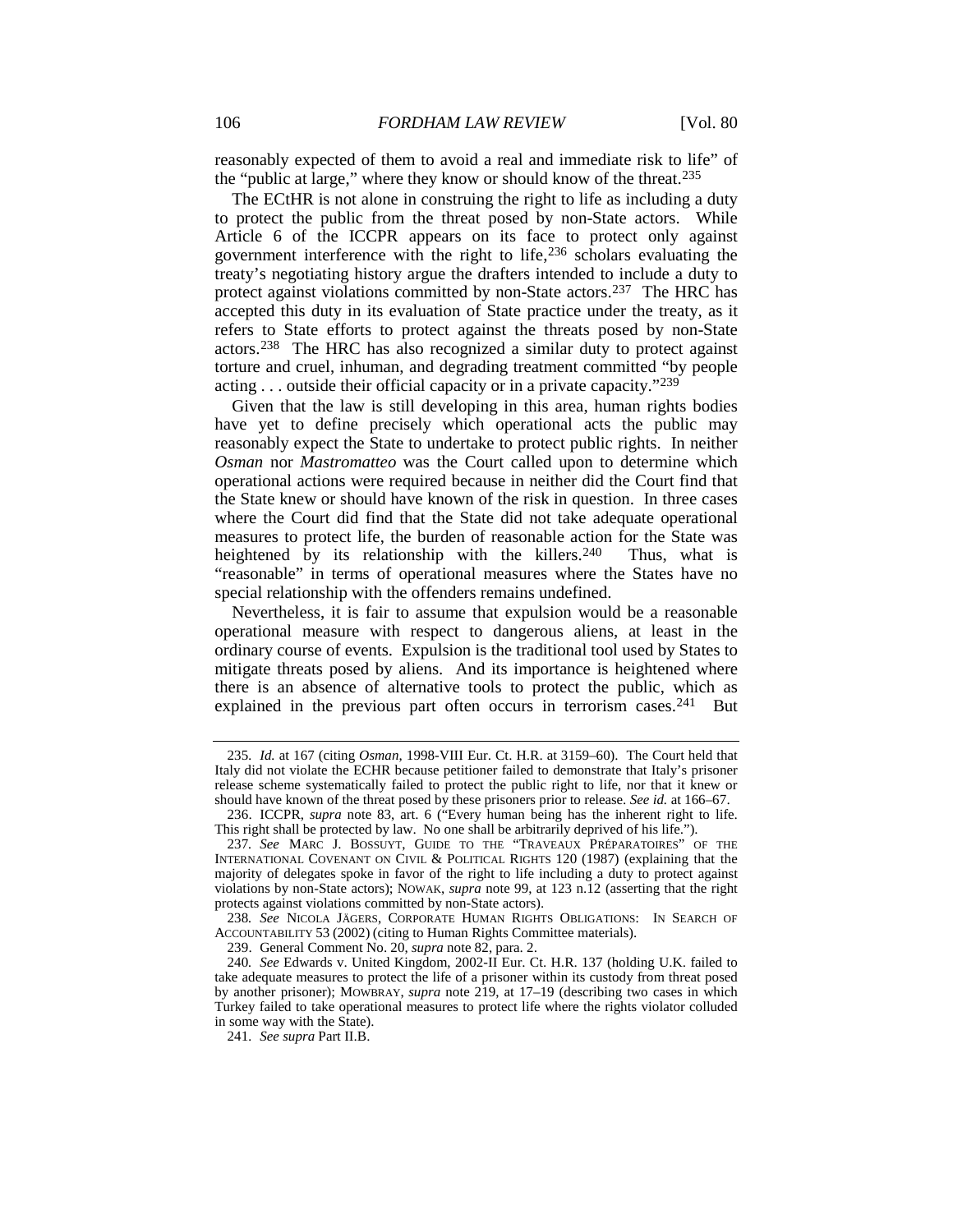reasonably expected of them to avoid a real and immediate risk to life" of the "public at large," where they know or should know of the threat.[235]

The ECtHR is not alone in construing the right to life as including a duty to protect the public from the threat posed by non-State actors. While Article 6 of the ICCPR appears on its face to protect only against government interference with the right to life,[236] scholars evaluating the treaty's negotiating history argue the drafters intended to include a duty to protect against violations committed by non-State actors.[237] The HRC has accepted this duty in its evaluation of State practice under the treaty, as it refers to State efforts to protect against the threats posed by non-State actors.[238] The HRC has also recognized a similar duty to protect against torture and cruel, inhuman, and degrading treatment committed "by people acting . . . outside their official capacity or in a private capacity."[239]

Given that the law is still developing in this area, human rights bodies have yet to define precisely which operational acts the public may reasonably expect the State to undertake to protect public rights. In neither *Osman* nor *Mastromatteo* was the Court called upon to determine which operational actions were required because in neither did the Court find that the State knew or should have known of the risk in question. In three cases where the Court did find that the State did not take adequate operational measures to protect life, the burden of reasonable action for the State was heightened by its relationship with the killers.[240] Thus, what is "reasonable" in terms of operational measures where the States have no special relationship with the offenders remains undefined.

Nevertheless, it is fair to assume that expulsion would be a reasonable operational measure with respect to dangerous aliens, at least in the ordinary course of events. Expulsion is the traditional tool used by States to mitigate threats posed by aliens. And its importance is heightened where there is an absence of alternative tools to protect the public, which as explained in the previous part often occurs in terrorism cases.[241] But

---

235. *Id.* at 167 (citing *Osman*, 1998-VIII Eur. Ct. H.R. at 3159–60). The Court held that Italy did not violate the ECHR because petitioner failed to demonstrate that Italy's prisoner release scheme systematically failed to protect the public right to life, nor that it knew or should have known of the threat posed by these prisoners prior to release. *See id.* at 166–67.

236. ICCPR, *supra* note 83, art. 6 ("Every human being has the inherent right to life. This right shall be protected by law. No one shall be arbitrarily deprived of his life.").

237. *See* MARC J. BOSSUYT, GUIDE TO THE "TRAVEAUX PRÉPARATOIRES" OF THE INTERNATIONAL COVENANT ON CIVIL & POLITICAL RIGHTS 120 (1987) (explaining that the majority of delegates spoke in favor of the right to life including a duty to protect against violations by non-State actors); NOWAK, *supra* note 99, at 123 n.12 (asserting that the right protects against violations committed by non-State actors).

238. *See* NICOLA JÄGERS, CORPORATE HUMAN RIGHTS OBLIGATIONS: IN SEARCH OF ACCOUNTABILITY 53 (2002) (citing to Human Rights Committee materials).

239. General Comment No. 20, *supra* note 82, para. 2.

240. *See* Edwards v. United Kingdom, 2002-II Eur. Ct. H.R. 137 (holding U.K. failed to take adequate measures to protect the life of a prisoner within its custody from threat posed by another prisoner); MOWBRAY, *supra* note 219, at 17–19 (describing two cases in which Turkey failed to take operational measures to protect life where the rights violator colluded in some way with the State).

241. *See supra* Part II.B.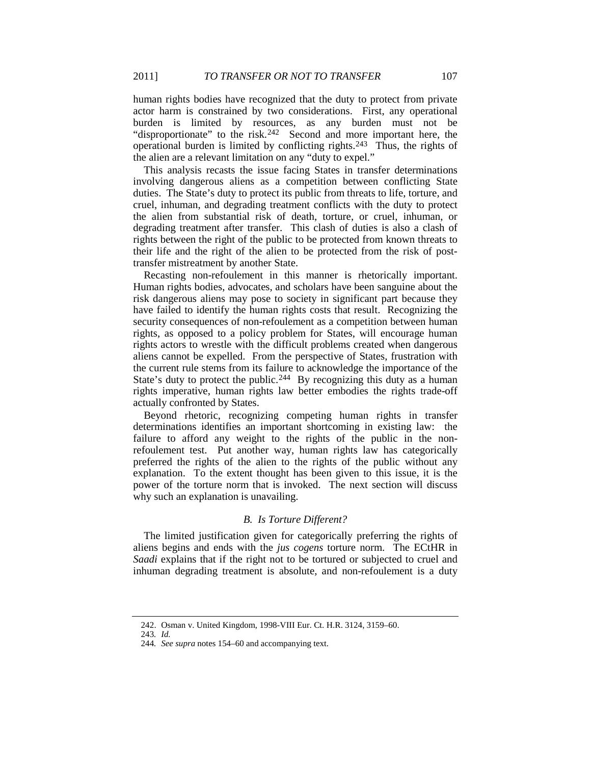human rights bodies have recognized that the duty to protect from private actor harm is constrained by two considerations. First, any operational burden is limited by resources, as any burden must not be "disproportionate" to the risk.[242] Second and more important here, the operational burden is limited by conflicting rights.[243] Thus, the rights of the alien are a relevant limitation on any "duty to expel."

This analysis recasts the issue facing States in transfer determinations involving dangerous aliens as a competition between conflicting State duties. The State's duty to protect its public from threats to life, torture, and cruel, inhuman, and degrading treatment conflicts with the duty to protect the alien from substantial risk of death, torture, or cruel, inhuman, or degrading treatment after transfer. This clash of duties is also a clash of rights between the right of the public to be protected from known threats to their life and the right of the alien to be protected from the risk of post-transfer mistreatment by another State.

Recasting non-refoulement in this manner is rhetorically important. Human rights bodies, advocates, and scholars have been sanguine about the risk dangerous aliens may pose to society in significant part because they have failed to identify the human rights costs that result. Recognizing the security consequences of non-refoulement as a competition between human rights, as opposed to a policy problem for States, will encourage human rights actors to wrestle with the difficult problems created when dangerous aliens cannot be expelled. From the perspective of States, frustration with the current rule stems from its failure to acknowledge the importance of the State's duty to protect the public.[244] By recognizing this duty as a human rights imperative, human rights law better embodies the rights trade-off actually confronted by States.

Beyond rhetoric, recognizing competing human rights in transfer determinations identifies an important shortcoming in existing law: the failure to afford any weight to the rights of the public in the non-refoulement test. Put another way, human rights law has categorically preferred the rights of the alien to the rights of the public without any explanation. To the extent thought has been given to this issue, it is the power of the torture norm that is invoked. The next section will discuss why such an explanation is unavailing.

### *B. Is Torture Different?*

The limited justification given for categorically preferring the rights of aliens begins and ends with the *jus cogens* torture norm. The ECtHR in *Saadi* explains that if the right not to be tortured or subjected to cruel and inhuman degrading treatment is absolute, and non-refoulement is a duty

---

242. Osman v. United Kingdom, 1998-VIII Eur. Ct. H.R. 3124, 3159–60.

243. *Id.*

244. *See supra* notes 154–60 and accompanying text.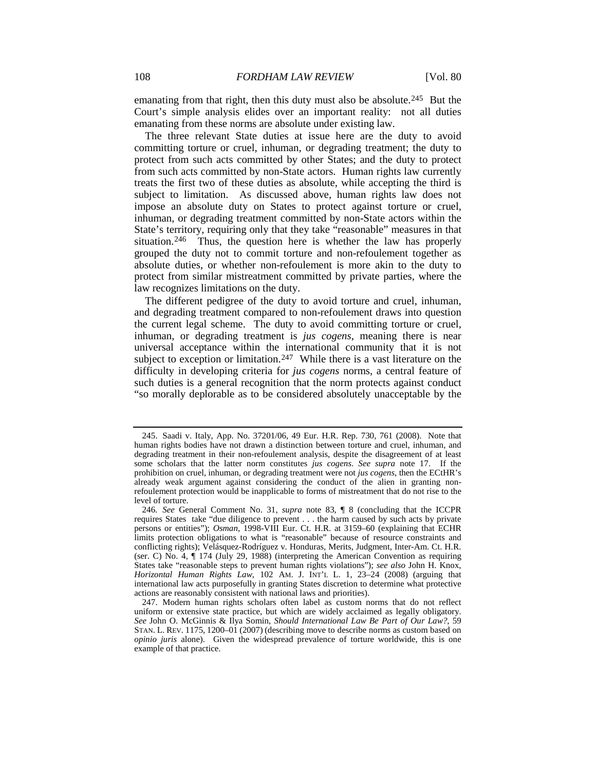emanating from that right, then this duty must also be absolute.[245] But the Court's simple analysis elides over an important reality: not all duties emanating from these norms are absolute under existing law.

The three relevant State duties at issue here are the duty to avoid committing torture or cruel, inhuman, or degrading treatment; the duty to protect from such acts committed by other States; and the duty to protect from such acts committed by non-State actors. Human rights law currently treats the first two of these duties as absolute, while accepting the third is subject to limitation. As discussed above, human rights law does not impose an absolute duty on States to protect against torture or cruel, inhuman, or degrading treatment committed by non-State actors within the State's territory, requiring only that they take "reasonable" measures in that situation.[246] Thus, the question here is whether the law has properly grouped the duty not to commit torture and non-refoulement together as absolute duties, or whether non-refoulement is more akin to the duty to protect from similar mistreatment committed by private parties, where the law recognizes limitations on the duty.

The different pedigree of the duty to avoid torture and cruel, inhuman, and degrading treatment compared to non-refoulement draws into question the current legal scheme. The duty to avoid committing torture or cruel, inhuman, or degrading treatment is *jus cogens*, meaning there is near universal acceptance within the international community that it is not subject to exception or limitation.[247] While there is a vast literature on the difficulty in developing criteria for *jus cogens* norms, a central feature of such duties is a general recognition that the norm protects against conduct "so morally deplorable as to be considered absolutely unacceptable by the

---

245. Saadi v. Italy, App. No. 37201/06, 49 Eur. H.R. Rep. 730, 761 (2008). Note that human rights bodies have not drawn a distinction between torture and cruel, inhuman, and degrading treatment in their non-refoulement analysis, despite the disagreement of at least some scholars that the latter norm constitutes *jus cogens*. *See supra* note 17. If the prohibition on cruel, inhuman, or degrading treatment were not *jus cogens*, then the ECtHR's already weak argument against considering the conduct of the alien in granting non-refoulement protection would be inapplicable to forms of mistreatment that do not rise to the level of torture.

246. *See* General Comment No. 31, *supra* note 83, ¶ 8 (concluding that the ICCPR requires States take "due diligence to prevent . . . the harm caused by such acts by private persons or entities"); *Osman*, 1998-VIII Eur. Ct. H.R. at 3159–60 (explaining that ECHR limits protection obligations to what is "reasonable" because of resource constraints and conflicting rights); Velásquez-Rodríguez v. Honduras, Merits, Judgment, Inter-Am. Ct. H.R. (ser. C) No. 4, ¶ 174 (July 29, 1988) (interpreting the American Convention as requiring States take "reasonable steps to prevent human rights violations"); *see also* John H. Knox, *Horizontal Human Rights Law*, 102 AM. J. INT'L L. 1, 23–24 (2008) (arguing that international law acts purposefully in granting States discretion to determine what protective actions are reasonably consistent with national laws and priorities).

247. Modern human rights scholars often label as custom norms that do not reflect uniform or extensive state practice, but which are widely acclaimed as legally obligatory. *See* John O. McGinnis & Ilya Somin, *Should International Law Be Part of Our Law?*, 59 STAN. L. REV. 1175, 1200–01 (2007) (describing move to describe norms as custom based on *opinio juris* alone). Given the widespread prevalence of torture worldwide, this is one example of that practice.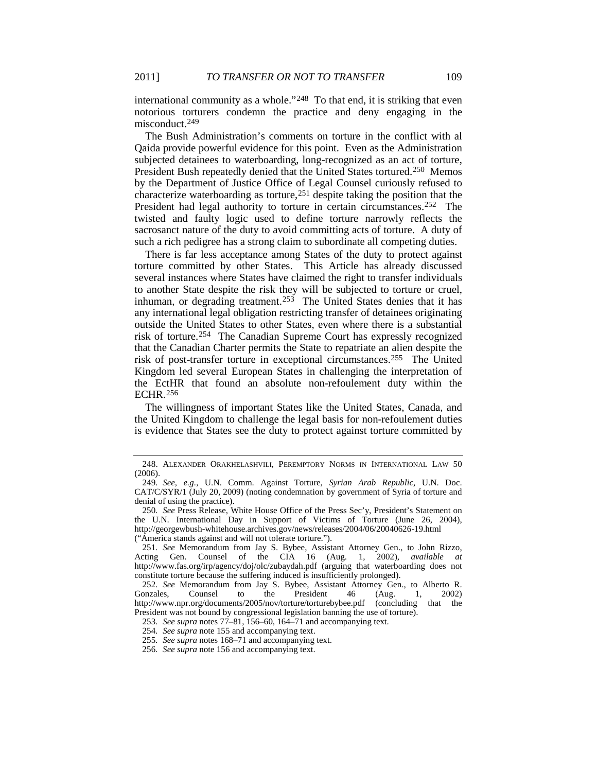international community as a whole."[248] To that end, it is striking that even notorious torturers condemn the practice and deny engaging in the misconduct.[249]

The Bush Administration's comments on torture in the conflict with al Qaida provide powerful evidence for this point. Even as the Administration subjected detainees to waterboarding, long-recognized as an act of torture, President Bush repeatedly denied that the United States tortured.[250] Memos by the Department of Justice Office of Legal Counsel curiously refused to characterize waterboarding as torture,[251] despite taking the position that the President had legal authority to torture in certain circumstances.[252] The twisted and faulty logic used to define torture narrowly reflects the sacrosanct nature of the duty to avoid committing acts of torture. A duty of such a rich pedigree has a strong claim to subordinate all competing duties.

There is far less acceptance among States of the duty to protect against torture committed by other States. This Article has already discussed several instances where States have claimed the right to transfer individuals to another State despite the risk they will be subjected to torture or cruel, inhuman, or degrading treatment.[253] The United States denies that it has any international legal obligation restricting transfer of detainees originating outside the United States to other States, even where there is a substantial risk of torture.[254] The Canadian Supreme Court has expressly recognized that the Canadian Charter permits the State to repatriate an alien despite the risk of post-transfer torture in exceptional circumstances.[255] The United Kingdom led several European States in challenging the interpretation of the EctHR that found an absolute non-refoulement duty within the ECHR.[256]

The willingness of important States like the United States, Canada, and the United Kingdom to challenge the legal basis for non-refoulement duties is evidence that States see the duty to protect against torture committed by

---

248. ALEXANDER ORAKHELASHVILI, PEREMPTORY NORMS IN INTERNATIONAL LAW 50 (2006).

249. *See, e.g.*, U.N. Comm. Against Torture, *Syrian Arab Republic*, U.N. Doc. CAT/C/SYR/1 (July 20, 2009) (noting condemnation by government of Syria of torture and denial of using the practice).

250. *See* Press Release, White House Office of the Press Sec'y, President's Statement on the U.N. International Day in Support of Victims of Torture (June 26, 2004), http://georgewbush-whitehouse.archives.gov/news/releases/2004/06/20040626-19.html ("America stands against and will not tolerate torture.").

251. *See* Memorandum from Jay S. Bybee, Assistant Attorney Gen., to John Rizzo, Acting Gen. Counsel of the CIA 16 (Aug. 1, 2002), *available at* http://www.fas.org/irp/agency/doj/olc/zubaydah.pdf (arguing that waterboarding does not constitute torture because the suffering induced is insufficiently prolonged).

252. *See* Memorandum from Jay S. Bybee, Assistant Attorney Gen., to Alberto R. Gonzales, Counsel to the President 46 (Aug. 1, 2002) http://www.npr.org/documents/2005/nov/torture/torturebybee.pdf (concluding that the President was not bound by congressional legislation banning the use of torture).

253. *See supra* notes 77–81, 156–60, 164–71 and accompanying text.

254. *See supra* note 155 and accompanying text.

255. *See supra* notes 168–71 and accompanying text.

256. *See supra* note 156 and accompanying text.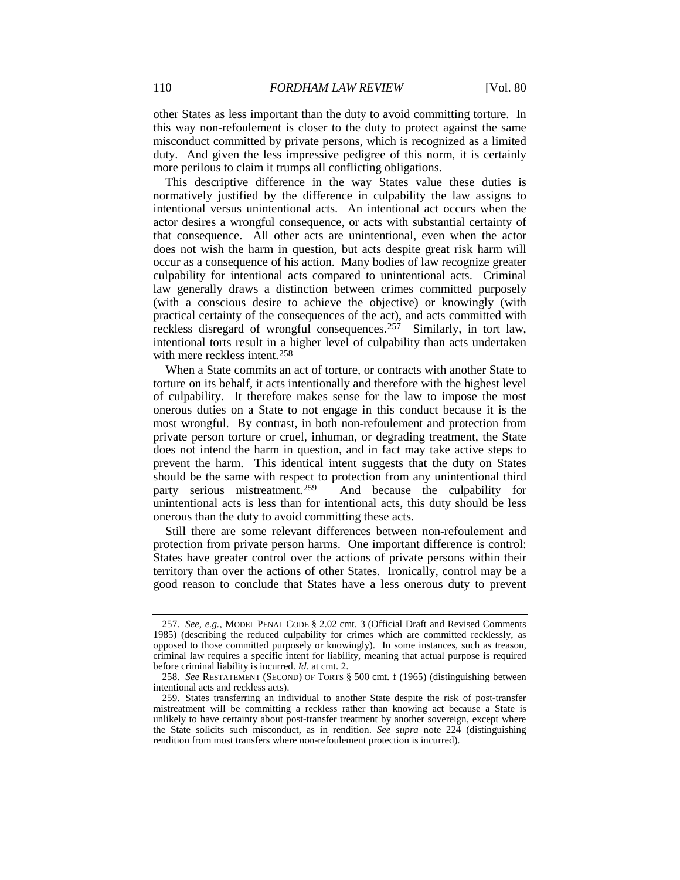other States as less important than the duty to avoid committing torture. In this way non-refoulement is closer to the duty to protect against the same misconduct committed by private persons, which is recognized as a limited duty. And given the less impressive pedigree of this norm, it is certainly more perilous to claim it trumps all conflicting obligations.

This descriptive difference in the way States value these duties is normatively justified by the difference in culpability the law assigns to intentional versus unintentional acts. An intentional act occurs when the actor desires a wrongful consequence, or acts with substantial certainty of that consequence. All other acts are unintentional, even when the actor does not wish the harm in question, but acts despite great risk harm will occur as a consequence of his action. Many bodies of law recognize greater culpability for intentional acts compared to unintentional acts. Criminal law generally draws a distinction between crimes committed purposely (with a conscious desire to achieve the objective) or knowingly (with practical certainty of the consequences of the act), and acts committed with reckless disregard of wrongful consequences.[257] Similarly, in tort law, intentional torts result in a higher level of culpability than acts undertaken with mere reckless intent.[258]

When a State commits an act of torture, or contracts with another State to torture on its behalf, it acts intentionally and therefore with the highest level of culpability. It therefore makes sense for the law to impose the most onerous duties on a State to not engage in this conduct because it is the most wrongful. By contrast, in both non-refoulement and protection from private person torture or cruel, inhuman, or degrading treatment, the State does not intend the harm in question, and in fact may take active steps to prevent the harm. This identical intent suggests that the duty on States should be the same with respect to protection from any unintentional third party serious mistreatment.[259] And because the culpability for unintentional acts is less than for intentional acts, this duty should be less onerous than the duty to avoid committing these acts.

Still there are some relevant differences between non-refoulement and protection from private person harms. One important difference is control: States have greater control over the actions of private persons within their territory than over the actions of other States. Ironically, control may be a good reason to conclude that States have a less onerous duty to prevent

257. *See, e.g.*, MODEL PENAL CODE § 2.02 cmt. 3 (Official Draft and Revised Comments 1985) (describing the reduced culpability for crimes which are committed recklessly, as opposed to those committed purposely or knowingly). In some instances, such as treason, criminal law requires a specific intent for liability, meaning that actual purpose is required before criminal liability is incurred. *Id.* at cmt. 2.

258. *See* RESTATEMENT (SECOND) OF TORTS § 500 cmt. f (1965) (distinguishing between intentional acts and reckless acts).

259. States transferring an individual to another State despite the risk of post-transfer mistreatment will be committing a reckless rather than knowing act because a State is unlikely to have certainty about post-transfer treatment by another sovereign, except where the State solicits such misconduct, as in rendition. *See supra* note 224 (distinguishing rendition from most transfers where non-refoulement protection is incurred).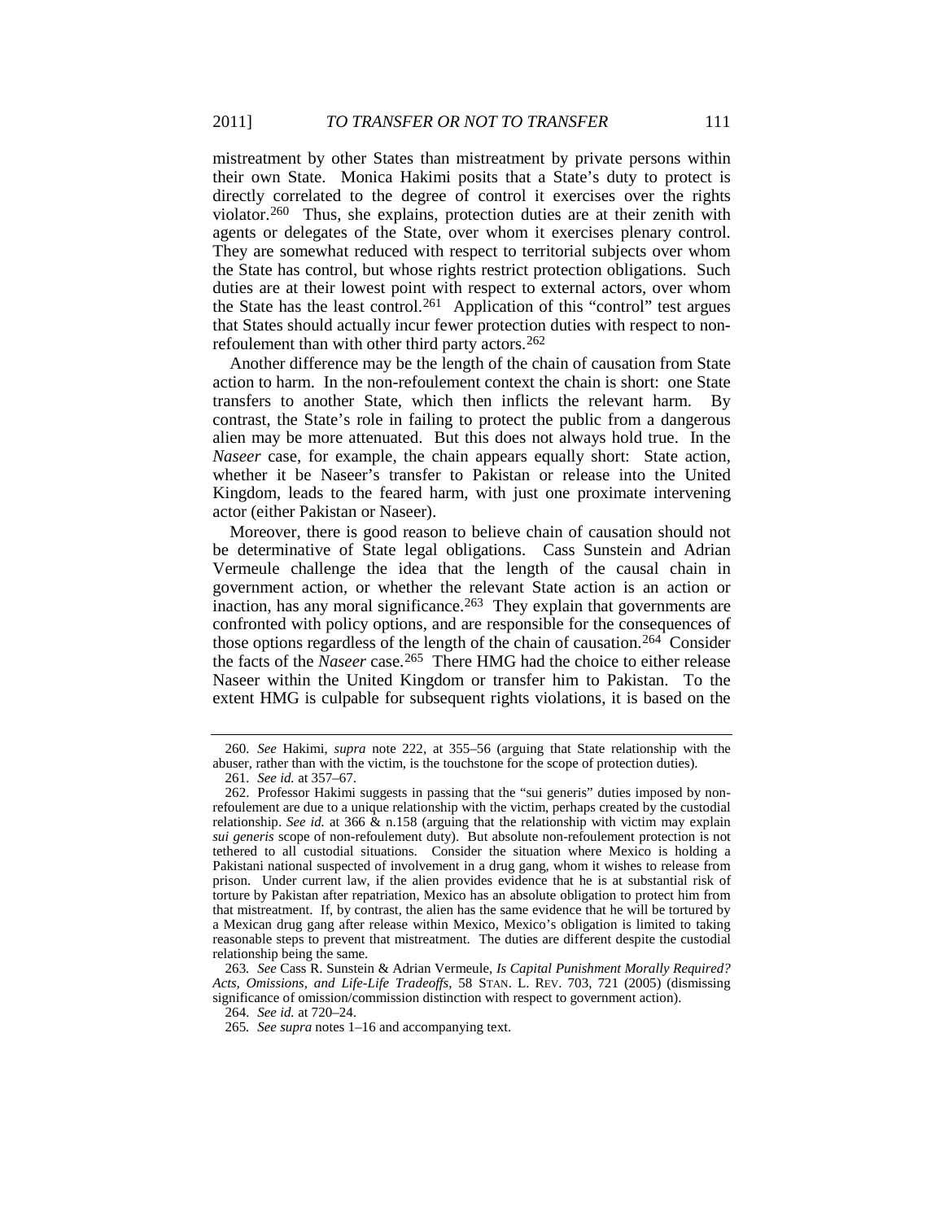mistreatment by other States than mistreatment by private persons within their own State. Monica Hakimi posits that a State's duty to protect is directly correlated to the degree of control it exercises over the rights violator.[260] Thus, she explains, protection duties are at their zenith with agents or delegates of the State, over whom it exercises plenary control. They are somewhat reduced with respect to territorial subjects over whom the State has control, but whose rights restrict protection obligations. Such duties are at their lowest point with respect to external actors, over whom the State has the least control.[261] Application of this "control" test argues that States should actually incur fewer protection duties with respect to non-refoulement than with other third party actors.[262]

Another difference may be the length of the chain of causation from State action to harm. In the non-refoulement context the chain is short: one State transfers to another State, which then inflicts the relevant harm. By contrast, the State's role in failing to protect the public from a dangerous alien may be more attenuated. But this does not always hold true. In the *Naseer* case, for example, the chain appears equally short: State action, whether it be Naseer's transfer to Pakistan or release into the United Kingdom, leads to the feared harm, with just one proximate intervening actor (either Pakistan or Naseer).

Moreover, there is good reason to believe chain of causation should not be determinative of State legal obligations. Cass Sunstein and Adrian Vermeule challenge the idea that the length of the causal chain in government action, or whether the relevant State action is an action or inaction, has any moral significance.[263] They explain that governments are confronted with policy options, and are responsible for the consequences of those options regardless of the length of the chain of causation.[264] Consider the facts of the *Naseer* case.[265] There HMG had the choice to either release Naseer within the United Kingdom or transfer him to Pakistan. To the extent HMG is culpable for subsequent rights violations, it is based on the

---

260. *See* Hakimi, *supra* note 222, at 355–56 (arguing that State relationship with the abuser, rather than with the victim, is the touchstone for the scope of protection duties).

261. *See id.* at 357–67.

262. Professor Hakimi suggests in passing that the "sui generis" duties imposed by non-refoulement are due to a unique relationship with the victim, perhaps created by the custodial relationship. *See id.* at 366 & n.158 (arguing that the relationship with victim may explain *sui generis* scope of non-refoulement duty). But absolute non-refoulement protection is not tethered to all custodial situations. Consider the situation where Mexico is holding a Pakistani national suspected of involvement in a drug gang, whom it wishes to release from prison. Under current law, if the alien provides evidence that he is at substantial risk of torture by Pakistan after repatriation, Mexico has an absolute obligation to protect him from that mistreatment. If, by contrast, the alien has the same evidence that he will be tortured by a Mexican drug gang after release within Mexico, Mexico's obligation is limited to taking reasonable steps to prevent that mistreatment. The duties are different despite the custodial relationship being the same.

263. *See* Cass R. Sunstein & Adrian Vermeule, *Is Capital Punishment Morally Required? Acts, Omissions, and Life-Life Tradeoffs*, 58 STAN. L. REV. 703, 721 (2005) (dismissing significance of omission/commission distinction with respect to government action).

264. *See id.* at 720–24.

265. *See supra* notes 1–16 and accompanying text.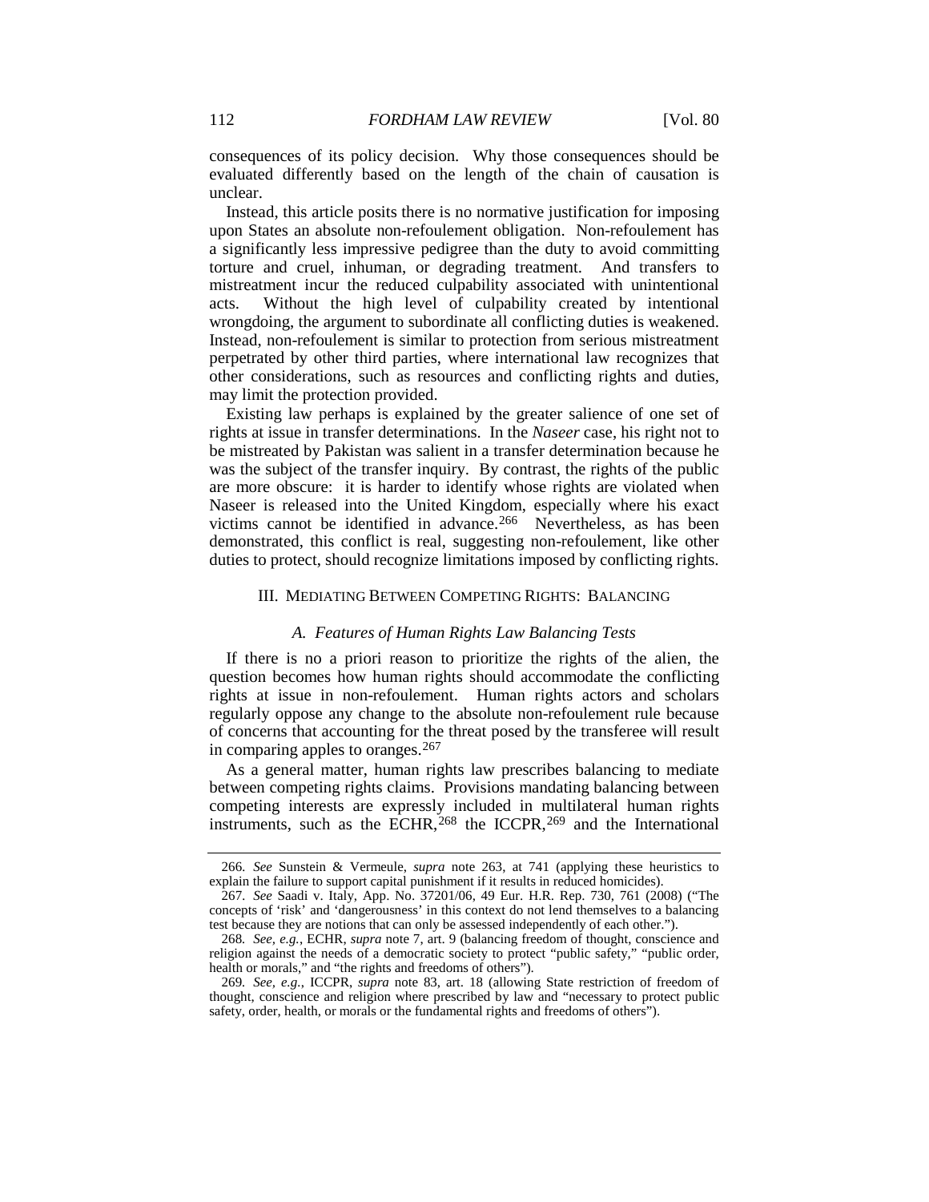consequences of its policy decision. Why those consequences should be evaluated differently based on the length of the chain of causation is unclear.

Instead, this article posits there is no normative justification for imposing upon States an absolute non-refoulement obligation. Non-refoulement has a significantly less impressive pedigree than the duty to avoid committing torture and cruel, inhuman, or degrading treatment. And transfers to mistreatment incur the reduced culpability associated with unintentional acts. Without the high level of culpability created by intentional wrongdoing, the argument to subordinate all conflicting duties is weakened. Instead, non-refoulement is similar to protection from serious mistreatment perpetrated by other third parties, where international law recognizes that other considerations, such as resources and conflicting rights and duties, may limit the protection provided.

Existing law perhaps is explained by the greater salience of one set of rights at issue in transfer determinations. In the *Naseer* case, his right not to be mistreated by Pakistan was salient in a transfer determination because he was the subject of the transfer inquiry. By contrast, the rights of the public are more obscure: it is harder to identify whose rights are violated when Naseer is released into the United Kingdom, especially where his exact victims cannot be identified in advance.[266] Nevertheless, as has been demonstrated, this conflict is real, suggesting non-refoulement, like other duties to protect, should recognize limitations imposed by conflicting rights.

## III. MEDIATING BETWEEN COMPETING RIGHTS: BALANCING

### *A. Features of Human Rights Law Balancing Tests*

If there is no a priori reason to prioritize the rights of the alien, the question becomes how human rights should accommodate the conflicting rights at issue in non-refoulement. Human rights actors and scholars regularly oppose any change to the absolute non-refoulement rule because of concerns that accounting for the threat posed by the transferee will result in comparing apples to oranges.[267]

As a general matter, human rights law prescribes balancing to mediate between competing rights claims. Provisions mandating balancing between competing interests are expressly included in multilateral human rights instruments, such as the ECHR,[268] the ICCPR,[269] and the International

---

266. *See* Sunstein & Vermeule, *supra* note 263, at 741 (applying these heuristics to explain the failure to support capital punishment if it results in reduced homicides).

267. *See* Saadi v. Italy, App. No. 37201/06, 49 Eur. H.R. Rep. 730, 761 (2008) ("The concepts of 'risk' and 'dangerousness' in this context do not lend themselves to a balancing test because they are notions that can only be assessed independently of each other.").

268. *See, e.g.*, ECHR, *supra* note 7, art. 9 (balancing freedom of thought, conscience and religion against the needs of a democratic society to protect "public safety," "public order, health or morals," and "the rights and freedoms of others").

269. *See, e.g.*, ICCPR, *supra* note 83, art. 18 (allowing State restriction of freedom of thought, conscience and religion where prescribed by law and "necessary to protect public safety, order, health, or morals or the fundamental rights and freedoms of others").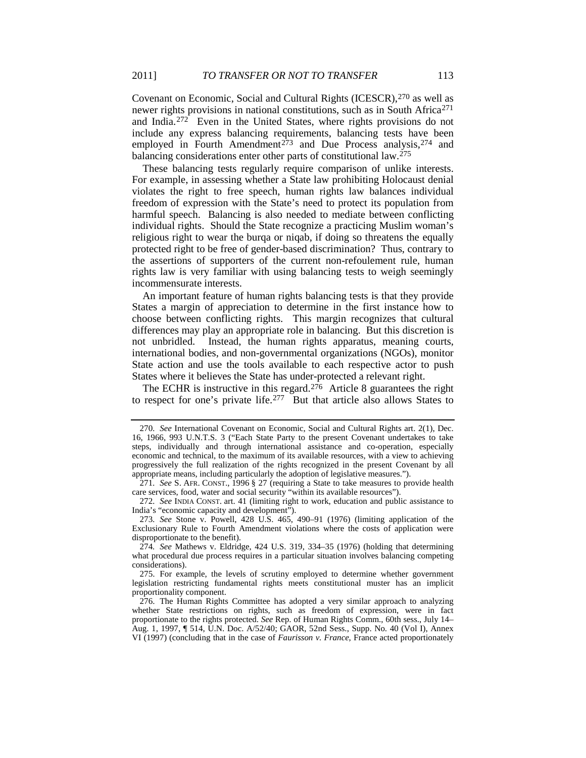Covenant on Economic, Social and Cultural Rights (ICESCR),[270] as well as newer rights provisions in national constitutions, such as in South Africa[271] and India.[272] Even in the United States, where rights provisions do not include any express balancing requirements, balancing tests have been employed in Fourth Amendment[273] and Due Process analysis,[274] and balancing considerations enter other parts of constitutional law.[275]

These balancing tests regularly require comparison of unlike interests. For example, in assessing whether a State law prohibiting Holocaust denial violates the right to free speech, human rights law balances individual freedom of expression with the State's need to protect its population from harmful speech. Balancing is also needed to mediate between conflicting individual rights. Should the State recognize a practicing Muslim woman's religious right to wear the burqa or niqab, if doing so threatens the equally protected right to be free of gender-based discrimination? Thus, contrary to the assertions of supporters of the current non-refoulement rule, human rights law is very familiar with using balancing tests to weigh seemingly incommensurate interests.

An important feature of human rights balancing tests is that they provide States a margin of appreciation to determine in the first instance how to choose between conflicting rights. This margin recognizes that cultural differences may play an appropriate role in balancing. But this discretion is not unbridled. Instead, the human rights apparatus, meaning courts, international bodies, and non-governmental organizations (NGOs), monitor State action and use the tools available to each respective actor to push States where it believes the State has under-protected a relevant right.

The ECHR is instructive in this regard.[276] Article 8 guarantees the right to respect for one's private life.[277] But that article also allows States to

---

270. *See* International Covenant on Economic, Social and Cultural Rights art. 2(1), Dec. 16, 1966, 993 U.N.T.S. 3 ("Each State Party to the present Covenant undertakes to take steps, individually and through international assistance and co-operation, especially economic and technical, to the maximum of its available resources, with a view to achieving progressively the full realization of the rights recognized in the present Covenant by all appropriate means, including particularly the adoption of legislative measures.").

271. *See* S. AFR. CONST., 1996 § 27 (requiring a State to take measures to provide health care services, food, water and social security "within its available resources").

272. *See* INDIA CONST. art. 41 (limiting right to work, education and public assistance to India's "economic capacity and development").

273. *See* Stone v. Powell, 428 U.S. 465, 490–91 (1976) (limiting application of the Exclusionary Rule to Fourth Amendment violations where the costs of application were disproportionate to the benefit).

274. *See* Mathews v. Eldridge, 424 U.S. 319, 334–35 (1976) (holding that determining what procedural due process requires in a particular situation involves balancing competing considerations).

275. For example, the levels of scrutiny employed to determine whether government legislation restricting fundamental rights meets constitutional muster has an implicit proportionality component.

276. The Human Rights Committee has adopted a very similar approach to analyzing whether State restrictions on rights, such as freedom of expression, were in fact proportionate to the rights protected. *See* Rep. of Human Rights Comm., 60th sess., July 14–Aug. 1, 1997, ¶ 514, U.N. Doc. A/52/40; GAOR, 52nd Sess., Supp. No. 40 (Vol I), Annex VI (1997) (concluding that in the case of *Faurisson v. France,* France acted proportionately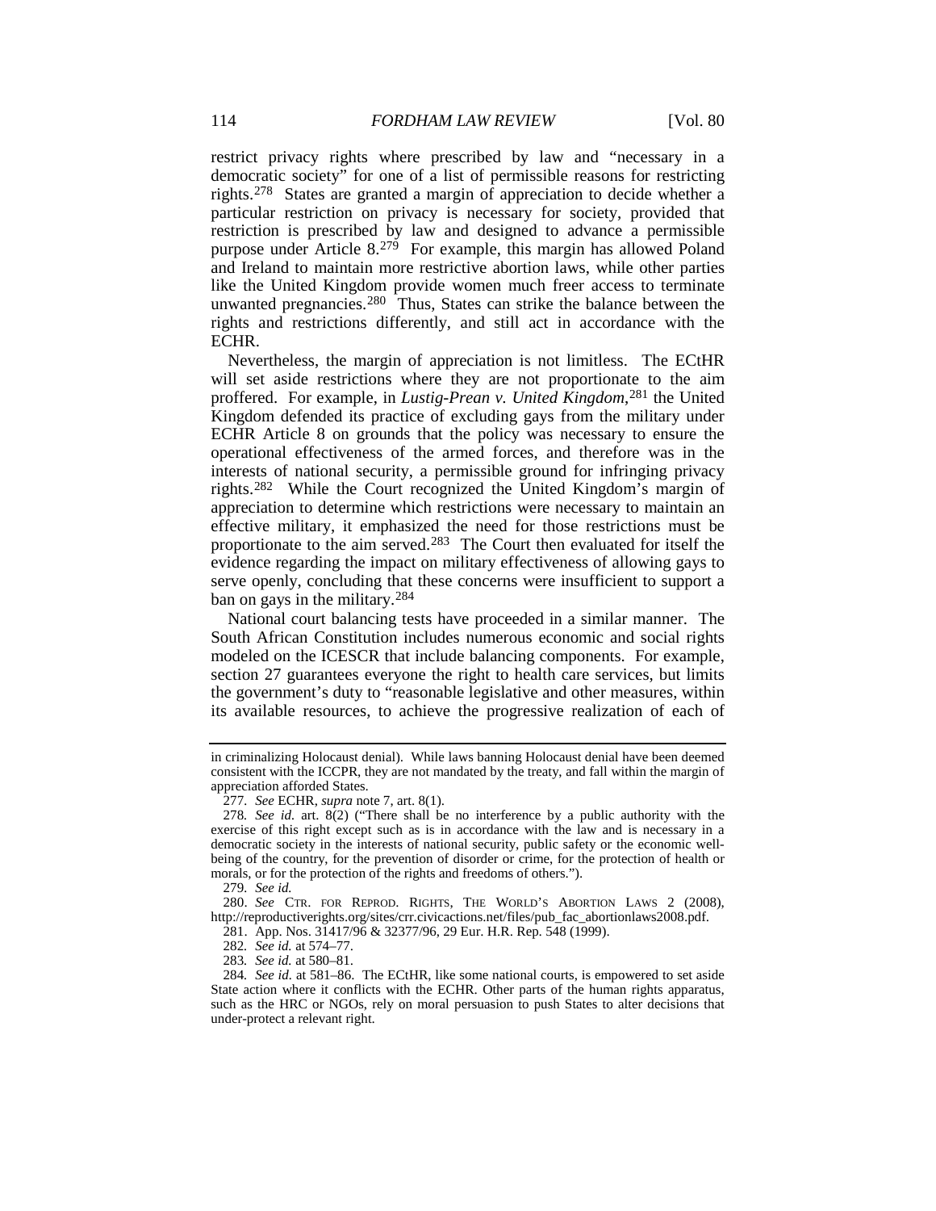restrict privacy rights where prescribed by law and "necessary in a democratic society" for one of a list of permissible reasons for restricting rights.[278] States are granted a margin of appreciation to decide whether a particular restriction on privacy is necessary for society, provided that restriction is prescribed by law and designed to advance a permissible purpose under Article 8.[279] For example, this margin has allowed Poland and Ireland to maintain more restrictive abortion laws, while other parties like the United Kingdom provide women much freer access to terminate unwanted pregnancies.[280] Thus, States can strike the balance between the rights and restrictions differently, and still act in accordance with the ECHR.

Nevertheless, the margin of appreciation is not limitless. The ECtHR will set aside restrictions where they are not proportionate to the aim proffered. For example, in *Lustig-Prean v. United Kingdom*,[281] the United Kingdom defended its practice of excluding gays from the military under ECHR Article 8 on grounds that the policy was necessary to ensure the operational effectiveness of the armed forces, and therefore was in the interests of national security, a permissible ground for infringing privacy rights.[282] While the Court recognized the United Kingdom's margin of appreciation to determine which restrictions were necessary to maintain an effective military, it emphasized the need for those restrictions must be proportionate to the aim served.[283] The Court then evaluated for itself the evidence regarding the impact on military effectiveness of allowing gays to serve openly, concluding that these concerns were insufficient to support a ban on gays in the military.[284]

National court balancing tests have proceeded in a similar manner. The South African Constitution includes numerous economic and social rights modeled on the ICESCR that include balancing components. For example, section 27 guarantees everyone the right to health care services, but limits the government's duty to "reasonable legislative and other measures, within its available resources, to achieve the progressive realization of each of

---

in criminalizing Holocaust denial). While laws banning Holocaust denial have been deemed consistent with the ICCPR, they are not mandated by the treaty, and fall within the margin of appreciation afforded States.

277. *See* ECHR, *supra* note 7, art. 8(1).

278. *See id.* art. 8(2) ("There shall be no interference by a public authority with the exercise of this right except such as is in accordance with the law and is necessary in a democratic society in the interests of national security, public safety or the economic well-being of the country, for the prevention of disorder or crime, for the protection of health or morals, or for the protection of the rights and freedoms of others.").

279. *See id.*

280. *See* CTR. FOR REPROD. RIGHTS, THE WORLD'S ABORTION LAWS 2 (2008), http://reproductiverights.org/sites/crr.civicactions.net/files/pub_fac_abortionlaws2008.pdf.

281. App. Nos. 31417/96 & 32377/96, 29 Eur. H.R. Rep. 548 (1999).

282. *See id.* at 574–77.

283. *See id.* at 580–81.

284. *See id.* at 581–86. The ECtHR, like some national courts, is empowered to set aside State action where it conflicts with the ECHR. Other parts of the human rights apparatus, such as the HRC or NGOs, rely on moral persuasion to push States to alter decisions that under-protect a relevant right.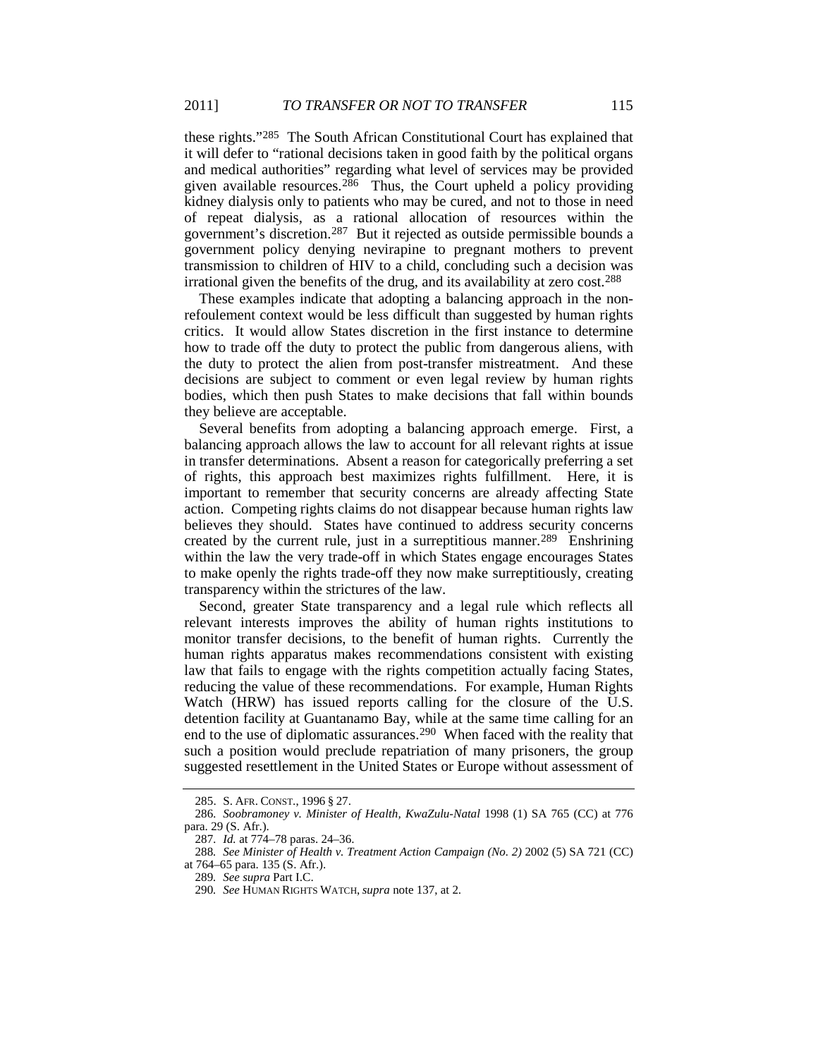these rights."[285] The South African Constitutional Court has explained that it will defer to "rational decisions taken in good faith by the political organs and medical authorities" regarding what level of services may be provided given available resources.[286] Thus, the Court upheld a policy providing kidney dialysis only to patients who may be cured, and not to those in need of repeat dialysis, as a rational allocation of resources within the government's discretion.[287] But it rejected as outside permissible bounds a government policy denying nevirapine to pregnant mothers to prevent transmission to children of HIV to a child, concluding such a decision was irrational given the benefits of the drug, and its availability at zero cost.[288]

These examples indicate that adopting a balancing approach in the non-refoulement context would be less difficult than suggested by human rights critics. It would allow States discretion in the first instance to determine how to trade off the duty to protect the public from dangerous aliens, with the duty to protect the alien from post-transfer mistreatment. And these decisions are subject to comment or even legal review by human rights bodies, which then push States to make decisions that fall within bounds they believe are acceptable.

Several benefits from adopting a balancing approach emerge. First, a balancing approach allows the law to account for all relevant rights at issue in transfer determinations. Absent a reason for categorically preferring a set of rights, this approach best maximizes rights fulfillment. Here, it is important to remember that security concerns are already affecting State action. Competing rights claims do not disappear because human rights law believes they should. States have continued to address security concerns created by the current rule, just in a surreptitious manner.[289] Enshrining within the law the very trade-off in which States engage encourages States to make openly the rights trade-off they now make surreptitiously, creating transparency within the strictures of the law.

Second, greater State transparency and a legal rule which reflects all relevant interests improves the ability of human rights institutions to monitor transfer decisions, to the benefit of human rights. Currently the human rights apparatus makes recommendations consistent with existing law that fails to engage with the rights competition actually facing States, reducing the value of these recommendations. For example, Human Rights Watch (HRW) has issued reports calling for the closure of the U.S. detention facility at Guantanamo Bay, while at the same time calling for an end to the use of diplomatic assurances.[290] When faced with the reality that such a position would preclude repatriation of many prisoners, the group suggested resettlement in the United States or Europe without assessment of

---

285. S. AFR. CONST., 1996 § 27.

286. *Soobramoney v. Minister of Health, KwaZulu-Natal* 1998 (1) SA 765 (CC) at 776 para. 29 (S. Afr.).

287. *Id.* at 774–78 paras. 24–36.

288. *See Minister of Health v. Treatment Action Campaign (No. 2)* 2002 (5) SA 721 (CC) at 764–65 para. 135 (S. Afr.).

289. *See supra* Part I.C.

290. *See* HUMAN RIGHTS WATCH, *supra* note 137, at 2.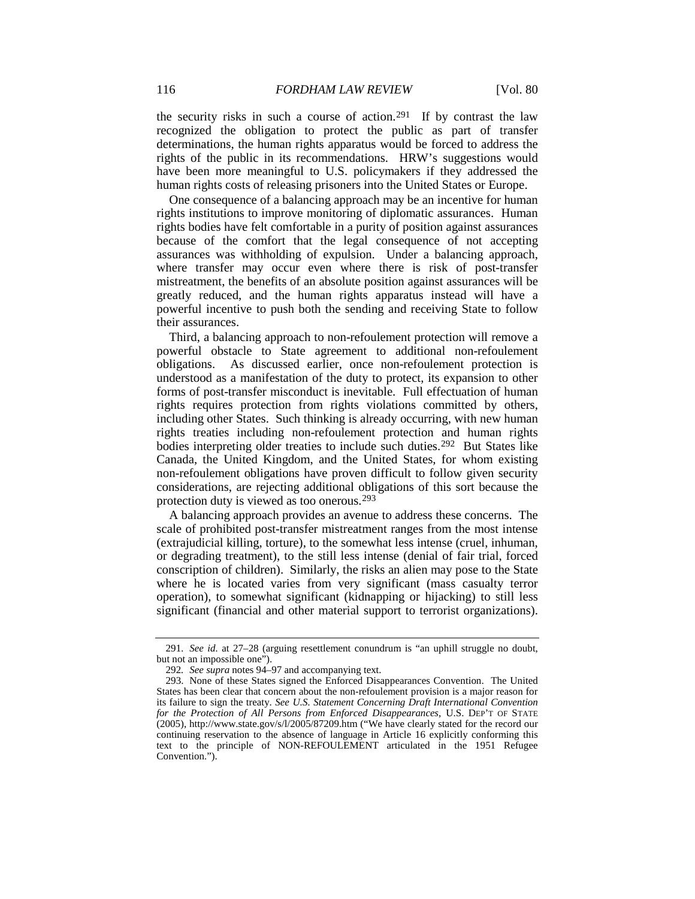the security risks in such a course of action.[291] If by contrast the law recognized the obligation to protect the public as part of transfer determinations, the human rights apparatus would be forced to address the rights of the public in its recommendations. HRW's suggestions would have been more meaningful to U.S. policymakers if they addressed the human rights costs of releasing prisoners into the United States or Europe.

One consequence of a balancing approach may be an incentive for human rights institutions to improve monitoring of diplomatic assurances. Human rights bodies have felt comfortable in a purity of position against assurances because of the comfort that the legal consequence of not accepting assurances was withholding of expulsion. Under a balancing approach, where transfer may occur even where there is risk of post-transfer mistreatment, the benefits of an absolute position against assurances will be greatly reduced, and the human rights apparatus instead will have a powerful incentive to push both the sending and receiving State to follow their assurances.

Third, a balancing approach to non-refoulement protection will remove a powerful obstacle to State agreement to additional non-refoulement obligations. As discussed earlier, once non-refoulement protection is understood as a manifestation of the duty to protect, its expansion to other forms of post-transfer misconduct is inevitable. Full effectuation of human rights requires protection from rights violations committed by others, including other States. Such thinking is already occurring, with new human rights treaties including non-refoulement protection and human rights bodies interpreting older treaties to include such duties.[292] But States like Canada, the United Kingdom, and the United States, for whom existing non-refoulement obligations have proven difficult to follow given security considerations, are rejecting additional obligations of this sort because the protection duty is viewed as too onerous.[293]

A balancing approach provides an avenue to address these concerns. The scale of prohibited post-transfer mistreatment ranges from the most intense (extrajudicial killing, torture), to the somewhat less intense (cruel, inhuman, or degrading treatment), to the still less intense (denial of fair trial, forced conscription of children). Similarly, the risks an alien may pose to the State where he is located varies from very significant (mass casualty terror operation), to somewhat significant (kidnapping or hijacking) to still less significant (financial and other material support to terrorist organizations).

---

291. *See id.* at 27–28 (arguing resettlement conundrum is "an uphill struggle no doubt, but not an impossible one").

292. *See supra* notes 94–97 and accompanying text.

293. None of these States signed the Enforced Disappearances Convention. The United States has been clear that concern about the non-refoulement provision is a major reason for its failure to sign the treaty. *See U.S. Statement Concerning Draft International Convention for the Protection of All Persons from Enforced Disappearances*, U.S. DEP'T OF STATE (2005), http://www.state.gov/s/l/2005/87209.htm ("We have clearly stated for the record our continuing reservation to the absence of language in Article 16 explicitly conforming this text to the principle of NON-REFOULEMENT articulated in the 1951 Refugee Convention.").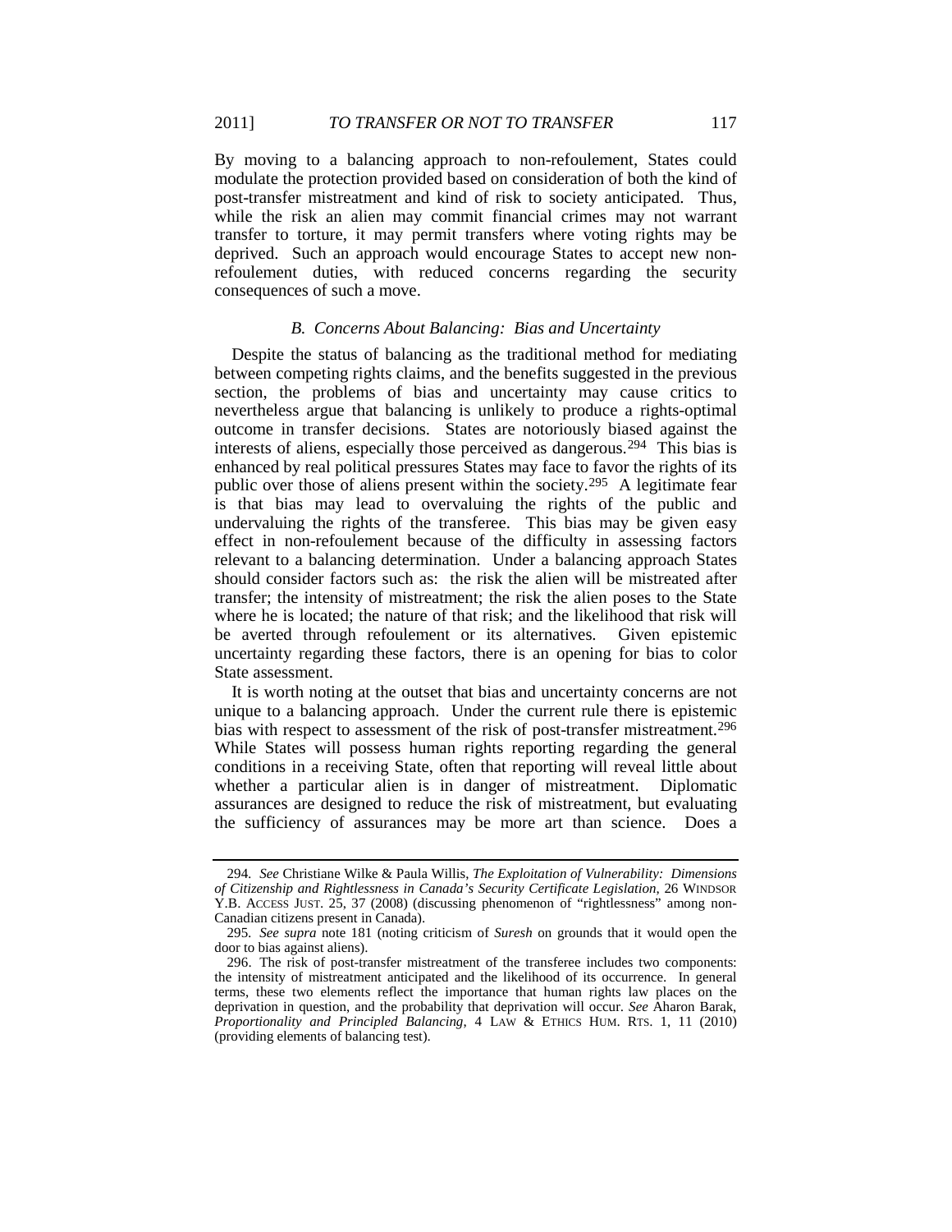By moving to a balancing approach to non-refoulement, States could modulate the protection provided based on consideration of both the kind of post-transfer mistreatment and kind of risk to society anticipated. Thus, while the risk an alien may commit financial crimes may not warrant transfer to torture, it may permit transfers where voting rights may be deprived. Such an approach would encourage States to accept new non-refoulement duties, with reduced concerns regarding the security consequences of such a move.

### *B. Concerns About Balancing: Bias and Uncertainty*

Despite the status of balancing as the traditional method for mediating between competing rights claims, and the benefits suggested in the previous section, the problems of bias and uncertainty may cause critics to nevertheless argue that balancing is unlikely to produce a rights-optimal outcome in transfer decisions. States are notoriously biased against the interests of aliens, especially those perceived as dangerous.[294] This bias is enhanced by real political pressures States may face to favor the rights of its public over those of aliens present within the society.[295] A legitimate fear is that bias may lead to overvaluing the rights of the public and undervaluing the rights of the transferee. This bias may be given easy effect in non-refoulement because of the difficulty in assessing factors relevant to a balancing determination. Under a balancing approach States should consider factors such as: the risk the alien will be mistreated after transfer; the intensity of mistreatment; the risk the alien poses to the State where he is located; the nature of that risk; and the likelihood that risk will be averted through refoulement or its alternatives. Given epistemic uncertainty regarding these factors, there is an opening for bias to color State assessment.

It is worth noting at the outset that bias and uncertainty concerns are not unique to a balancing approach. Under the current rule there is epistemic bias with respect to assessment of the risk of post-transfer mistreatment.[296] While States will possess human rights reporting regarding the general conditions in a receiving State, often that reporting will reveal little about whether a particular alien is in danger of mistreatment. Diplomatic assurances are designed to reduce the risk of mistreatment, but evaluating the sufficiency of assurances may be more art than science. Does a

---

294. *See* Christiane Wilke & Paula Willis, *The Exploitation of Vulnerability: Dimensions of Citizenship and Rightlessness in Canada's Security Certificate Legislation*, 26 WINDSOR Y.B. ACCESS JUST. 25, 37 (2008) (discussing phenomenon of "rightlessness" among non-Canadian citizens present in Canada).

295. *See supra* note 181 (noting criticism of *Suresh* on grounds that it would open the door to bias against aliens).

296. The risk of post-transfer mistreatment of the transferee includes two components: the intensity of mistreatment anticipated and the likelihood of its occurrence. In general terms, these two elements reflect the importance that human rights law places on the deprivation in question, and the probability that deprivation will occur. *See* Aharon Barak, *Proportionality and Principled Balancing*, 4 LAW & ETHICS HUM. RTS. 1, 11 (2010) (providing elements of balancing test).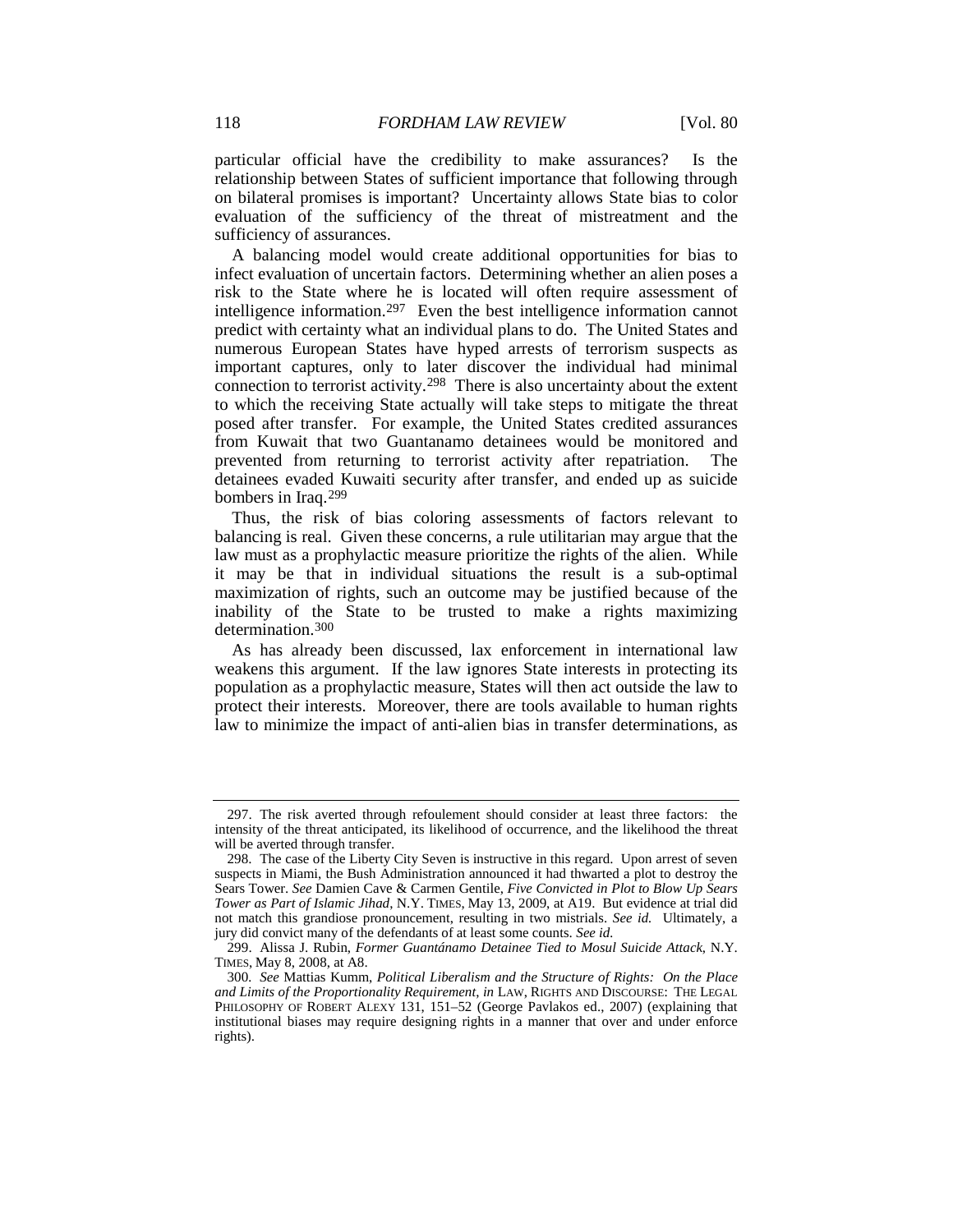particular official have the credibility to make assurances? Is the relationship between States of sufficient importance that following through on bilateral promises is important? Uncertainty allows State bias to color evaluation of the sufficiency of the threat of mistreatment and the sufficiency of assurances.

A balancing model would create additional opportunities for bias to infect evaluation of uncertain factors. Determining whether an alien poses a risk to the State where he is located will often require assessment of intelligence information.[297] Even the best intelligence information cannot predict with certainty what an individual plans to do. The United States and numerous European States have hyped arrests of terrorism suspects as important captures, only to later discover the individual had minimal connection to terrorist activity.[298] There is also uncertainty about the extent to which the receiving State actually will take steps to mitigate the threat posed after transfer. For example, the United States credited assurances from Kuwait that two Guantanamo detainees would be monitored and prevented from returning to terrorist activity after repatriation. The detainees evaded Kuwaiti security after transfer, and ended up as suicide bombers in Iraq.[299]

Thus, the risk of bias coloring assessments of factors relevant to balancing is real. Given these concerns, a rule utilitarian may argue that the law must as a prophylactic measure prioritize the rights of the alien. While it may be that in individual situations the result is a sub-optimal maximization of rights, such an outcome may be justified because of the inability of the State to be trusted to make a rights maximizing determination.[300]

As has already been discussed, lax enforcement in international law weakens this argument. If the law ignores State interests in protecting its population as a prophylactic measure, States will then act outside the law to protect their interests. Moreover, there are tools available to human rights law to minimize the impact of anti-alien bias in transfer determinations, as

---

297. The risk averted through refoulement should consider at least three factors: the intensity of the threat anticipated, its likelihood of occurrence, and the likelihood the threat will be averted through transfer.

298. The case of the Liberty City Seven is instructive in this regard. Upon arrest of seven suspects in Miami, the Bush Administration announced it had thwarted a plot to destroy the Sears Tower. *See* Damien Cave & Carmen Gentile, *Five Convicted in Plot to Blow Up Sears Tower as Part of Islamic Jihad*, N.Y. TIMES, May 13, 2009, at A19. But evidence at trial did not match this grandiose pronouncement, resulting in two mistrials. *See id.* Ultimately, a jury did convict many of the defendants of at least some counts. *See id.*

299. Alissa J. Rubin, *Former Guantánamo Detainee Tied to Mosul Suicide Attack*, N.Y. TIMES, May 8, 2008, at A8.

300. *See* Mattias Kumm, *Political Liberalism and the Structure of Rights: On the Place and Limits of the Proportionality Requirement*, *in* LAW, RIGHTS AND DISCOURSE: THE LEGAL PHILOSOPHY OF ROBERT ALEXY 131, 151–52 (George Pavlakos ed., 2007) (explaining that institutional biases may require designing rights in a manner that over and under enforce rights).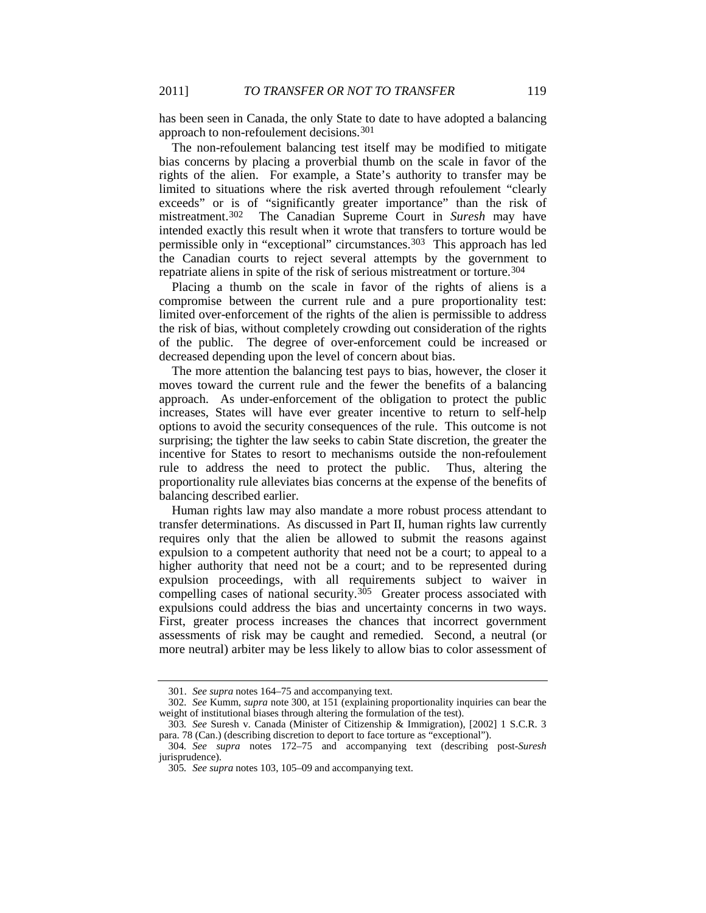has been seen in Canada, the only State to date to have adopted a balancing approach to non-refoulement decisions.[301]

The non-refoulement balancing test itself may be modified to mitigate bias concerns by placing a proverbial thumb on the scale in favor of the rights of the alien. For example, a State's authority to transfer may be limited to situations where the risk averted through refoulement "clearly exceeds" or is of "significantly greater importance" than the risk of mistreatment.[302] The Canadian Supreme Court in *Suresh* may have intended exactly this result when it wrote that transfers to torture would be permissible only in "exceptional" circumstances.[303] This approach has led the Canadian courts to reject several attempts by the government to repatriate aliens in spite of the risk of serious mistreatment or torture.[304]

Placing a thumb on the scale in favor of the rights of aliens is a compromise between the current rule and a pure proportionality test: limited over-enforcement of the rights of the alien is permissible to address the risk of bias, without completely crowding out consideration of the rights of the public. The degree of over-enforcement could be increased or decreased depending upon the level of concern about bias.

The more attention the balancing test pays to bias, however, the closer it moves toward the current rule and the fewer the benefits of a balancing approach. As under-enforcement of the obligation to protect the public increases, States will have ever greater incentive to return to self-help options to avoid the security consequences of the rule. This outcome is not surprising; the tighter the law seeks to cabin State discretion, the greater the incentive for States to resort to mechanisms outside the non-refoulement rule to address the need to protect the public. Thus, altering the proportionality rule alleviates bias concerns at the expense of the benefits of balancing described earlier.

Human rights law may also mandate a more robust process attendant to transfer determinations. As discussed in Part II, human rights law currently requires only that the alien be allowed to submit the reasons against expulsion to a competent authority that need not be a court; to appeal to a higher authority that need not be a court; and to be represented during expulsion proceedings, with all requirements subject to waiver in compelling cases of national security.[305] Greater process associated with expulsions could address the bias and uncertainty concerns in two ways. First, greater process increases the chances that incorrect government assessments of risk may be caught and remedied. Second, a neutral (or more neutral) arbiter may be less likely to allow bias to color assessment of

---

301. *See supra* notes 164–75 and accompanying text.

302. *See* Kumm, *supra* note 300, at 151 (explaining how proportionality inquiries can bear the weight of institutional biases through altering the formulation of the test).

303. *See* Suresh v. Canada (Minister of Citizenship & Immigration), [2002] 1 S.C.R. 3 para. 78 (Can.) (describing discretion to deport to face torture as "exceptional").

304. *See supra* notes 172–75 and accompanying text (describing post-*Suresh* jurisprudence).

305. *See supra* notes 103, 105–09 and accompanying text.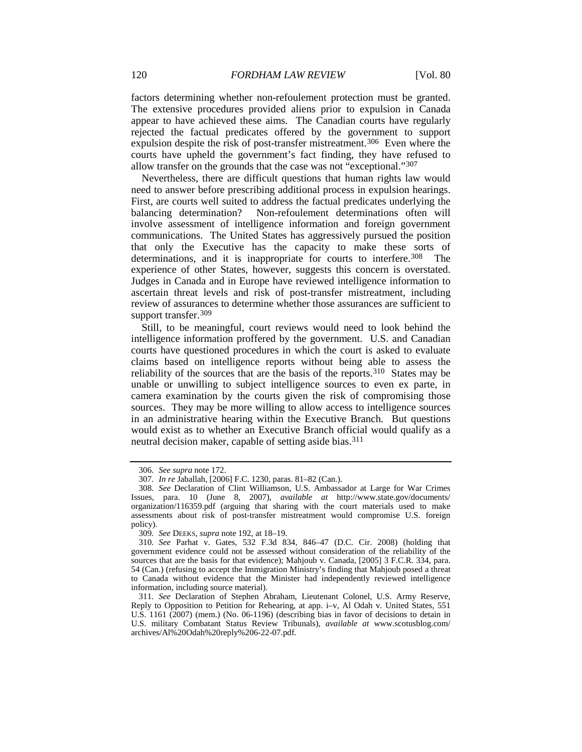factors determining whether non-refoulement protection must be granted. The extensive procedures provided aliens prior to expulsion in Canada appear to have achieved these aims. The Canadian courts have regularly rejected the factual predicates offered by the government to support expulsion despite the risk of post-transfer mistreatment.[306] Even where the courts have upheld the government's fact finding, they have refused to allow transfer on the grounds that the case was not "exceptional."[307]

Nevertheless, there are difficult questions that human rights law would need to answer before prescribing additional process in expulsion hearings. First, are courts well suited to address the factual predicates underlying the balancing determination? Non-refoulement determinations often will involve assessment of intelligence information and foreign government communications. The United States has aggressively pursued the position that only the Executive has the capacity to make these sorts of determinations, and it is inappropriate for courts to interfere.[308] The experience of other States, however, suggests this concern is overstated. Judges in Canada and in Europe have reviewed intelligence information to ascertain threat levels and risk of post-transfer mistreatment, including review of assurances to determine whether those assurances are sufficient to support transfer.[309]

Still, to be meaningful, court reviews would need to look behind the intelligence information proffered by the government. U.S. and Canadian courts have questioned procedures in which the court is asked to evaluate claims based on intelligence reports without being able to assess the reliability of the sources that are the basis of the reports.[310] States may be unable or unwilling to subject intelligence sources to even ex parte, in camera examination by the courts given the risk of compromising those sources. They may be more willing to allow access to intelligence sources in an administrative hearing within the Executive Branch. But questions would exist as to whether an Executive Branch official would qualify as a neutral decision maker, capable of setting aside bias.[311]

---

306. *See supra* note 172.

307. *In re* Jaballah, [2006] F.C. 1230, paras. 81–82 (Can.).

308. *See* Declaration of Clint Williamson, U.S. Ambassador at Large for War Crimes Issues, para. 10 (June 8, 2007), *available at* http://www.state.gov/documents/organization/116359.pdf (arguing that sharing with the court materials used to make assessments about risk of post-transfer mistreatment would compromise U.S. foreign policy).

309. *See* DEEKS, *supra* note 192, at 18–19.

310. *See* Parhat v. Gates, 532 F.3d 834, 846–47 (D.C. Cir. 2008) (holding that government evidence could not be assessed without consideration of the reliability of the sources that are the basis for that evidence); Mahjoub v. Canada, [2005] 3 F.C.R. 334, para. 54 (Can.) (refusing to accept the Immigration Ministry's finding that Mahjoub posed a threat to Canada without evidence that the Minister had independently reviewed intelligence information, including source material).

311. *See* Declaration of Stephen Abraham, Lieutenant Colonel, U.S. Army Reserve, Reply to Opposition to Petition for Rehearing, at app. i–v, Al Odah v. United States, 551 U.S. 1161 (2007) (mem.) (No. 06-1196) (describing bias in favor of decisions to detain in U.S. military Combatant Status Review Tribunals), *available at* www.scotusblog.com/archives/Al%20Odah%20reply%206-22-07.pdf.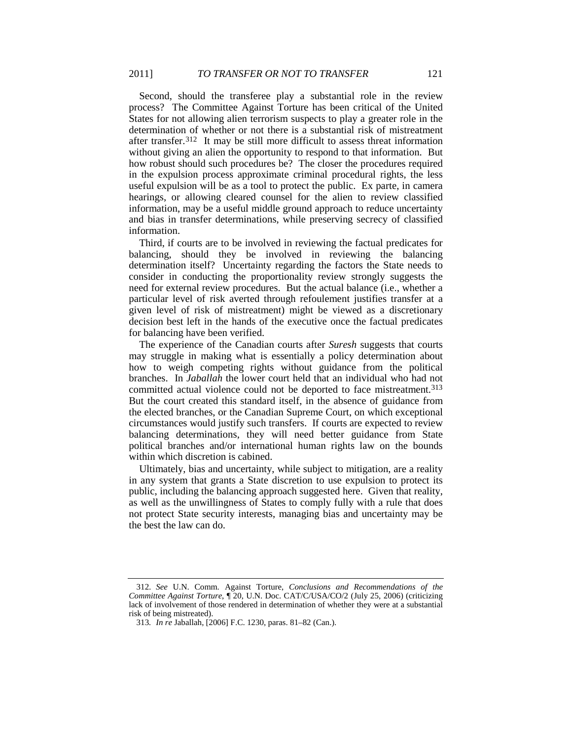Second, should the transferee play a substantial role in the review process? The Committee Against Torture has been critical of the United States for not allowing alien terrorism suspects to play a greater role in the determination of whether or not there is a substantial risk of mistreatment after transfer.[312] It may be still more difficult to assess threat information without giving an alien the opportunity to respond to that information. But how robust should such procedures be? The closer the procedures required in the expulsion process approximate criminal procedural rights, the less useful expulsion will be as a tool to protect the public. Ex parte, in camera hearings, or allowing cleared counsel for the alien to review classified information, may be a useful middle ground approach to reduce uncertainty and bias in transfer determinations, while preserving secrecy of classified information.

Third, if courts are to be involved in reviewing the factual predicates for balancing, should they be involved in reviewing the balancing determination itself? Uncertainty regarding the factors the State needs to consider in conducting the proportionality review strongly suggests the need for external review procedures. But the actual balance (i.e., whether a particular level of risk averted through refoulement justifies transfer at a given level of risk of mistreatment) might be viewed as a discretionary decision best left in the hands of the executive once the factual predicates for balancing have been verified.

The experience of the Canadian courts after *Suresh* suggests that courts may struggle in making what is essentially a policy determination about how to weigh competing rights without guidance from the political branches. In *Jaballah* the lower court held that an individual who had not committed actual violence could not be deported to face mistreatment.[313] But the court created this standard itself, in the absence of guidance from the elected branches, or the Canadian Supreme Court, on which exceptional circumstances would justify such transfers. If courts are expected to review balancing determinations, they will need better guidance from State political branches and/or international human rights law on the bounds within which discretion is cabined.

Ultimately, bias and uncertainty, while subject to mitigation, are a reality in any system that grants a State discretion to use expulsion to protect its public, including the balancing approach suggested here. Given that reality, as well as the unwillingness of States to comply fully with a rule that does not protect State security interests, managing bias and uncertainty may be the best the law can do.

---

312. *See* U.N. Comm. Against Torture, *Conclusions and Recommendations of the Committee Against Torture*, ¶ 20, U.N. Doc. CAT/C/USA/CO/2 (July 25, 2006) (criticizing lack of involvement of those rendered in determination of whether they were at a substantial risk of being mistreated).

313. *In re* Jaballah, [2006] F.C. 1230, paras. 81–82 (Can.).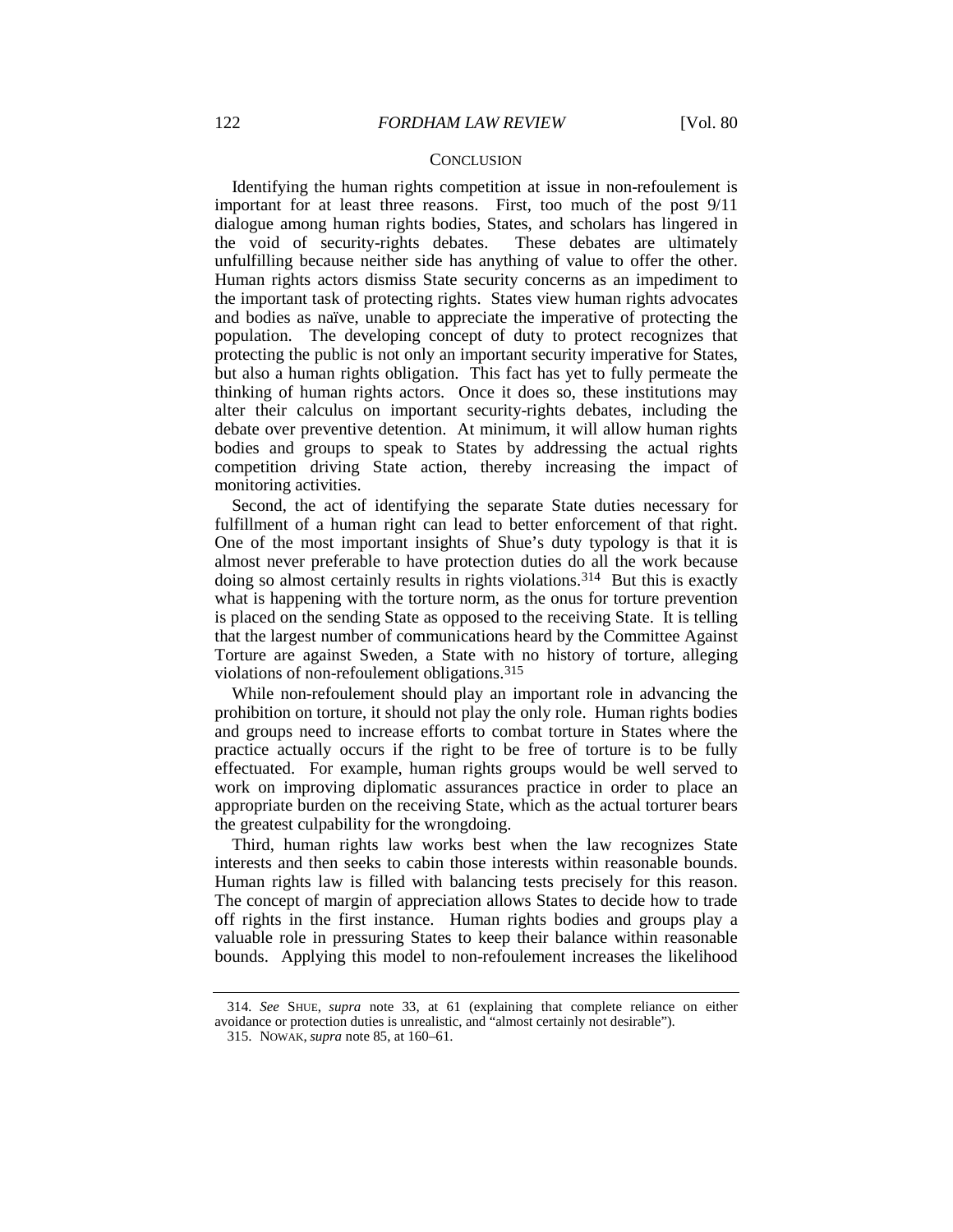## CONCLUSION

Identifying the human rights competition at issue in non-refoulement is important for at least three reasons. First, too much of the post 9/11 dialogue among human rights bodies, States, and scholars has lingered in the void of security-rights debates. These debates are ultimately unfulfilling because neither side has anything of value to offer the other. Human rights actors dismiss State security concerns as an impediment to the important task of protecting rights. States view human rights advocates and bodies as naïve, unable to appreciate the imperative of protecting the population. The developing concept of duty to protect recognizes that protecting the public is not only an important security imperative for States, but also a human rights obligation. This fact has yet to fully permeate the thinking of human rights actors. Once it does so, these institutions may alter their calculus on important security-rights debates, including the debate over preventive detention. At minimum, it will allow human rights bodies and groups to speak to States by addressing the actual rights competition driving State action, thereby increasing the impact of monitoring activities.

Second, the act of identifying the separate State duties necessary for fulfillment of a human right can lead to better enforcement of that right. One of the most important insights of Shue's duty typology is that it is almost never preferable to have protection duties do all the work because doing so almost certainly results in rights violations.[314] But this is exactly what is happening with the torture norm, as the onus for torture prevention is placed on the sending State as opposed to the receiving State. It is telling that the largest number of communications heard by the Committee Against Torture are against Sweden, a State with no history of torture, alleging violations of non-refoulement obligations.[315]

While non-refoulement should play an important role in advancing the prohibition on torture, it should not play the only role. Human rights bodies and groups need to increase efforts to combat torture in States where the practice actually occurs if the right to be free of torture is to be fully effectuated. For example, human rights groups would be well served to work on improving diplomatic assurances practice in order to place an appropriate burden on the receiving State, which as the actual torturer bears the greatest culpability for the wrongdoing.

Third, human rights law works best when the law recognizes State interests and then seeks to cabin those interests within reasonable bounds. Human rights law is filled with balancing tests precisely for this reason. The concept of margin of appreciation allows States to decide how to trade off rights in the first instance. Human rights bodies and groups play a valuable role in pressuring States to keep their balance within reasonable bounds. Applying this model to non-refoulement increases the likelihood

---

314. *See* SHUE, *supra* note 33, at 61 (explaining that complete reliance on either avoidance or protection duties is unrealistic, and "almost certainly not desirable").

315. NOWAK, *supra* note 85, at 160–61.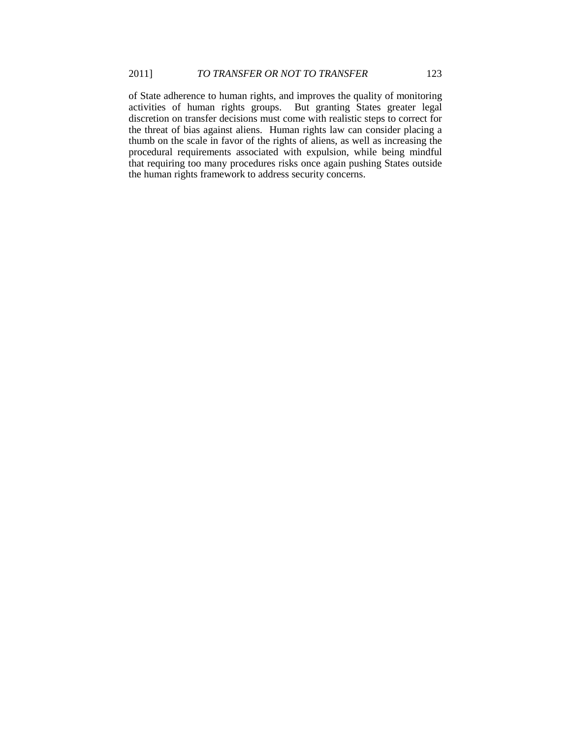of State adherence to human rights, and improves the quality of monitoring activities of human rights groups. But granting States greater legal discretion on transfer decisions must come with realistic steps to correct for the threat of bias against aliens. Human rights law can consider placing a thumb on the scale in favor of the rights of aliens, as well as increasing the procedural requirements associated with expulsion, while being mindful that requiring too many procedures risks once again pushing States outside the human rights framework to address security concerns.